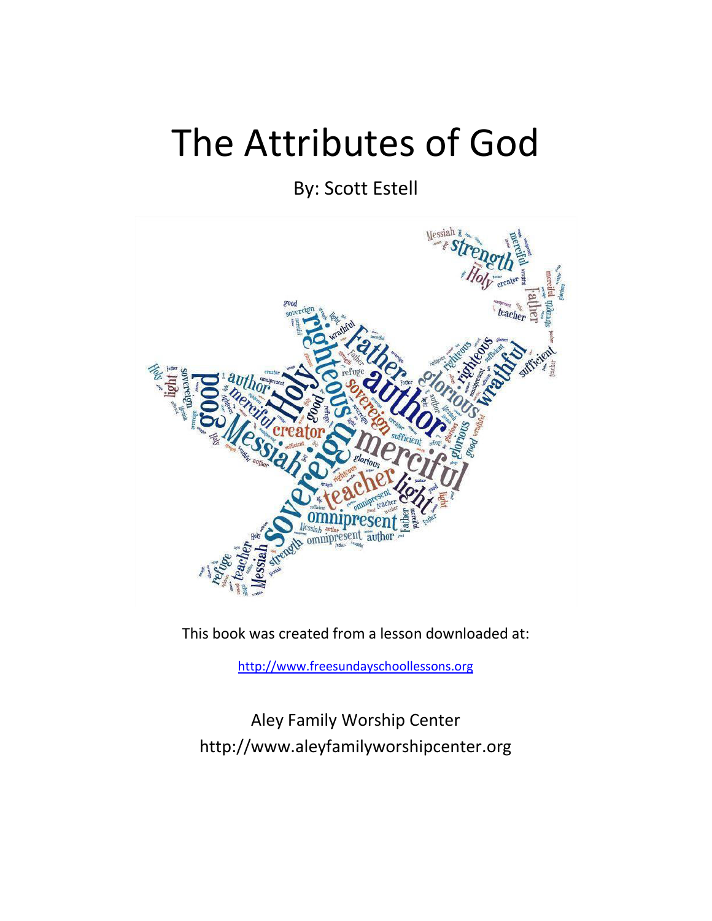# The Attributes of God

By: Scott Estell

This book was created from a lesson downloaded at:

[http://www.freesundayschoollessons.org](http://www.freesundayschoollessons.org)

Aley Family Worship Center
http://www.aleyfamilyworshipcenter.org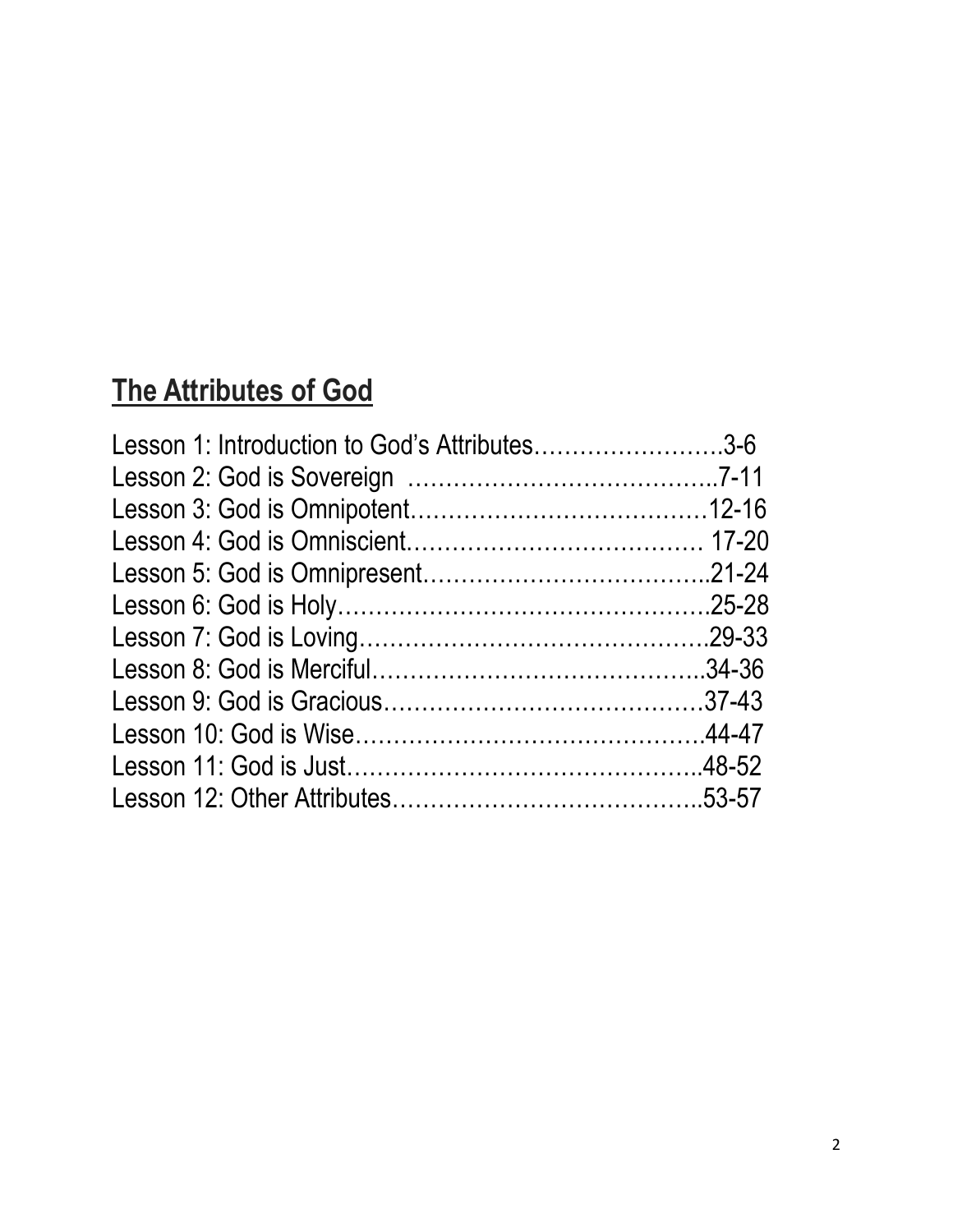## The Attributes of God

Lesson 1: Introduction to God's Attributes…………………….3-6
Lesson 2: God is Sovereign …………………………………..7-11
Lesson 3: God is Omnipotent…………………………………12-16
Lesson 4: God is Omniscient………………………………… 17-20
Lesson 5: God is Omnipresent………………………………..21-24
Lesson 6: God is Holy………………………………………….25-28
Lesson 7: God is Loving……………………………………….29-33
Lesson 8: God is Merciful……………………………………..34-36
Lesson 9: God is Gracious……………………………………37-43
Lesson 10: God is Wise……………………………………….44-47
Lesson 11: God is Just………………………………………..48-52
Lesson 12: Other Attributes…………………………………..53-57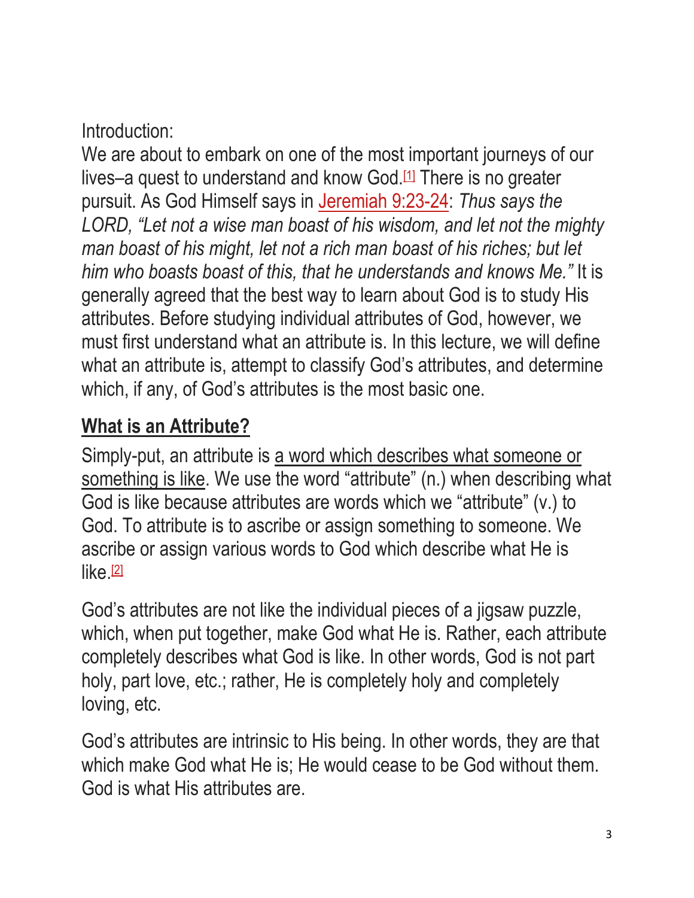Introduction:

We are about to embark on one of the most important journeys of our lives–a quest to understand and know God.[1] There is no greater pursuit. As God Himself says in Jeremiah 9:23-24: *Thus says the LORD, "Let not a wise man boast of his wisdom, and let not the mighty man boast of his might, let not a rich man boast of his riches; but let him who boasts boast of this, that he understands and knows Me."* It is generally agreed that the best way to learn about God is to study His attributes. Before studying individual attributes of God, however, we must first understand what an attribute is. In this lecture, we will define what an attribute is, attempt to classify God's attributes, and determine which, if any, of God's attributes is the most basic one.

## What is an Attribute?

Simply-put, an attribute is a word which describes what someone or something is like. We use the word "attribute" (n.) when describing what God is like because attributes are words which we "attribute" (v.) to God. To attribute is to ascribe or assign something to someone. We ascribe or assign various words to God which describe what He is like.[2]

God's attributes are not like the individual pieces of a jigsaw puzzle, which, when put together, make God what He is. Rather, each attribute completely describes what God is like. In other words, God is not part holy, part love, etc.; rather, He is completely holy and completely loving, etc.

God's attributes are intrinsic to His being. In other words, they are that which make God what He is; He would cease to be God without them. God is what His attributes are.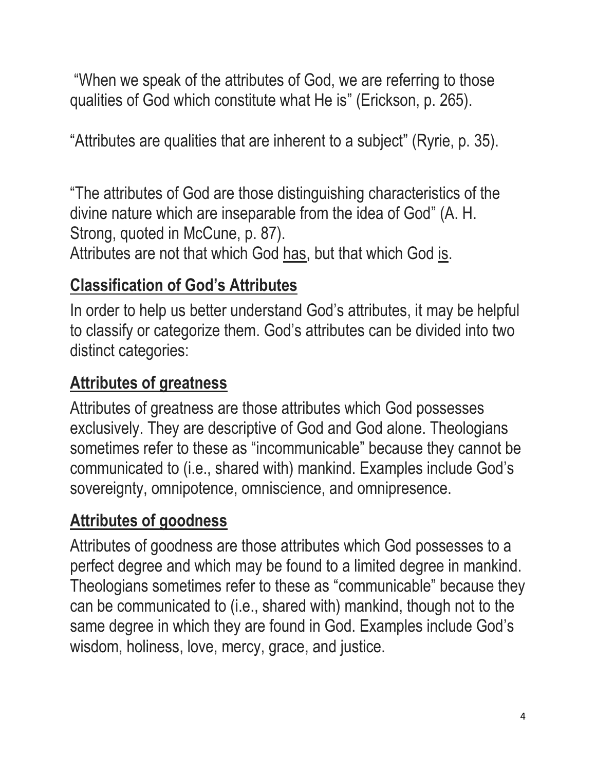"When we speak of the attributes of God, we are referring to those qualities of God which constitute what He is" (Erickson, p. 265).

"Attributes are qualities that are inherent to a subject" (Ryrie, p. 35).

"The attributes of God are those distinguishing characteristics of the divine nature which are inseparable from the idea of God" (A. H. Strong, quoted in McCune, p. 87).

Attributes are not that which God <u>has</u>, but that which God <u>is</u>.

## <u>Classification of God's Attributes</u>

In order to help us better understand God's attributes, it may be helpful to classify or categorize them. God's attributes can be divided into two distinct categories:

## <u>Attributes of greatness</u>

Attributes of greatness are those attributes which God possesses exclusively. They are descriptive of God and God alone. Theologians sometimes refer to these as "incommunicable" because they cannot be communicated to (i.e., shared with) mankind. Examples include God's sovereignty, omnipotence, omniscience, and omnipresence.

## <u>Attributes of goodness</u>

Attributes of goodness are those attributes which God possesses to a perfect degree and which may be found to a limited degree in mankind. Theologians sometimes refer to these as "communicable" because they can be communicated to (i.e., shared with) mankind, though not to the same degree in which they are found in God. Examples include God's wisdom, holiness, love, mercy, grace, and justice.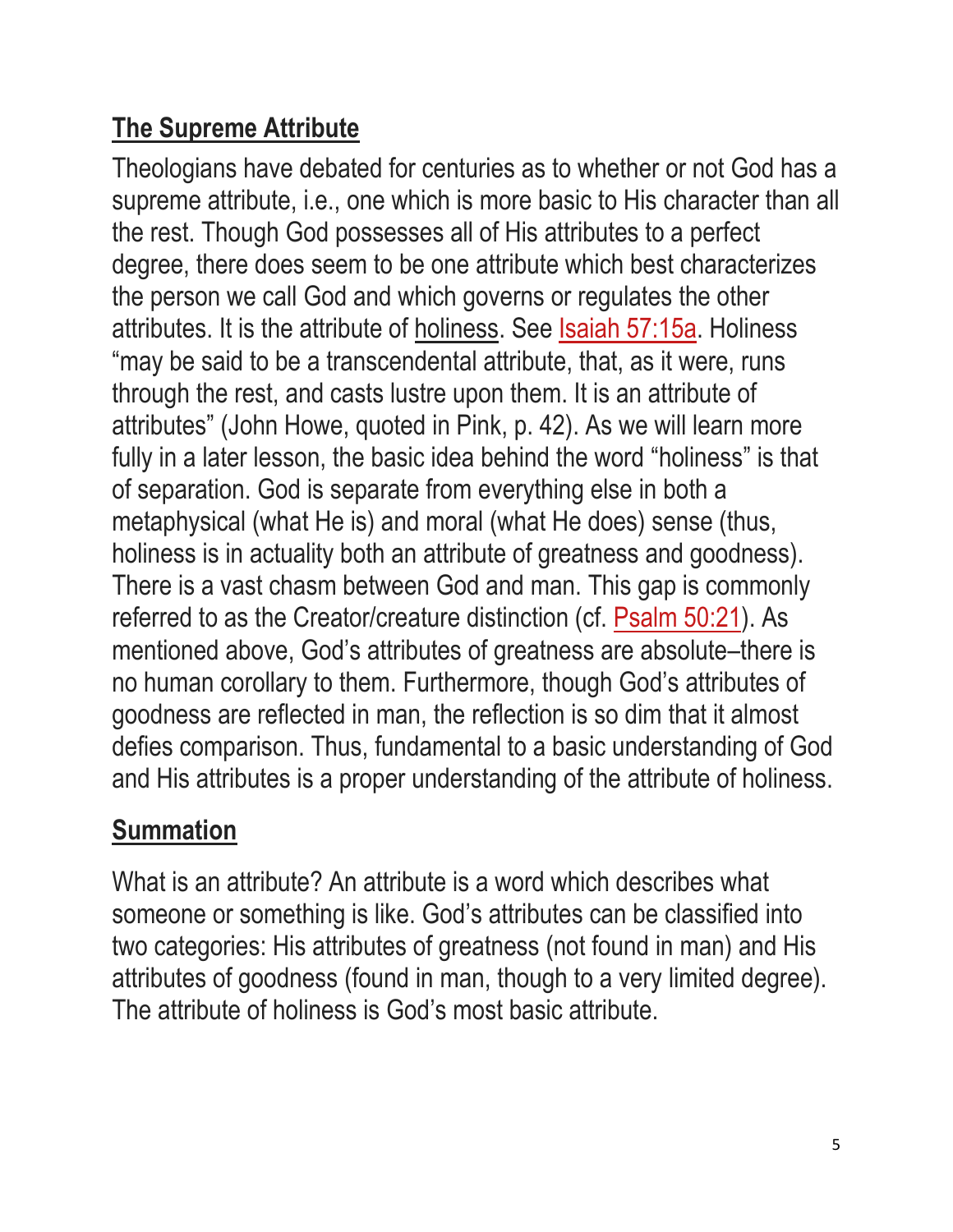## The Supreme Attribute

Theologians have debated for centuries as to whether or not God has a supreme attribute, i.e., one which is more basic to His character than all the rest. Though God possesses all of His attributes to a perfect degree, there does seem to be one attribute which best characterizes the person we call God and which governs or regulates the other attributes. It is the attribute of holiness. See Isaiah 57:15a. Holiness "may be said to be a transcendental attribute, that, as it were, runs through the rest, and casts lustre upon them. It is an attribute of attributes" (John Howe, quoted in Pink, p. 42). As we will learn more fully in a later lesson, the basic idea behind the word "holiness" is that of separation. God is separate from everything else in both a metaphysical (what He is) and moral (what He does) sense (thus, holiness is in actuality both an attribute of greatness and goodness). There is a vast chasm between God and man. This gap is commonly referred to as the Creator/creature distinction (cf. Psalm 50:21). As mentioned above, God's attributes of greatness are absolute–there is no human corollary to them. Furthermore, though God's attributes of goodness are reflected in man, the reflection is so dim that it almost defies comparison. Thus, fundamental to a basic understanding of God and His attributes is a proper understanding of the attribute of holiness.

## Summation

What is an attribute? An attribute is a word which describes what someone or something is like. God's attributes can be classified into two categories: His attributes of greatness (not found in man) and His attributes of goodness (found in man, though to a very limited degree). The attribute of holiness is God's most basic attribute.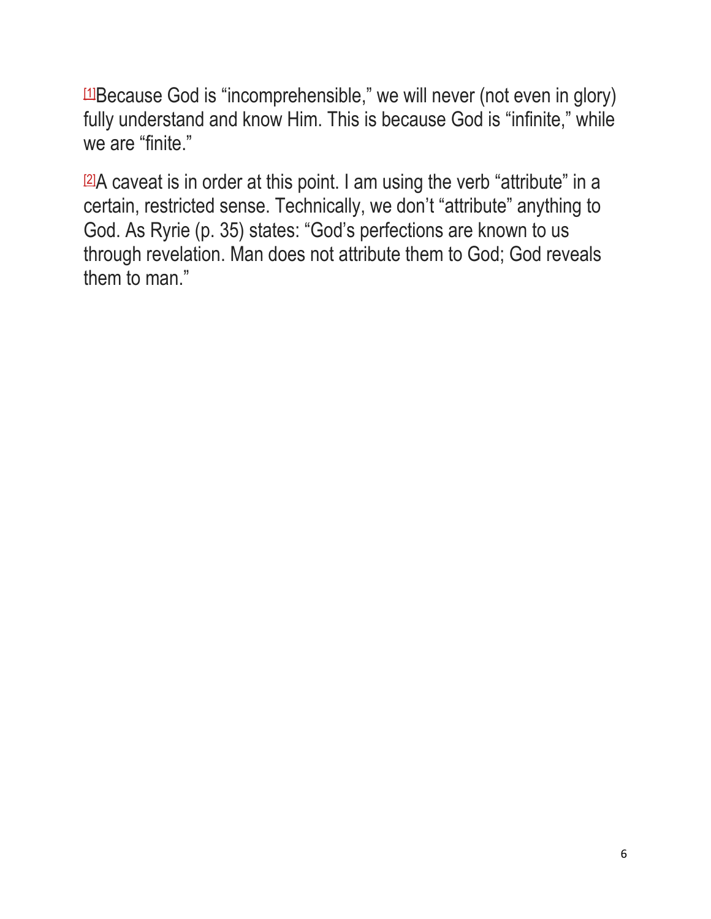[1]Because God is "incomprehensible," we will never (not even in glory) fully understand and know Him. This is because God is "infinite," while we are "finite."

[2]A caveat is in order at this point. I am using the verb "attribute" in a certain, restricted sense. Technically, we don't "attribute" anything to God. As Ryrie (p. 35) states: "God's perfections are known to us through revelation. Man does not attribute them to God; God reveals them to man."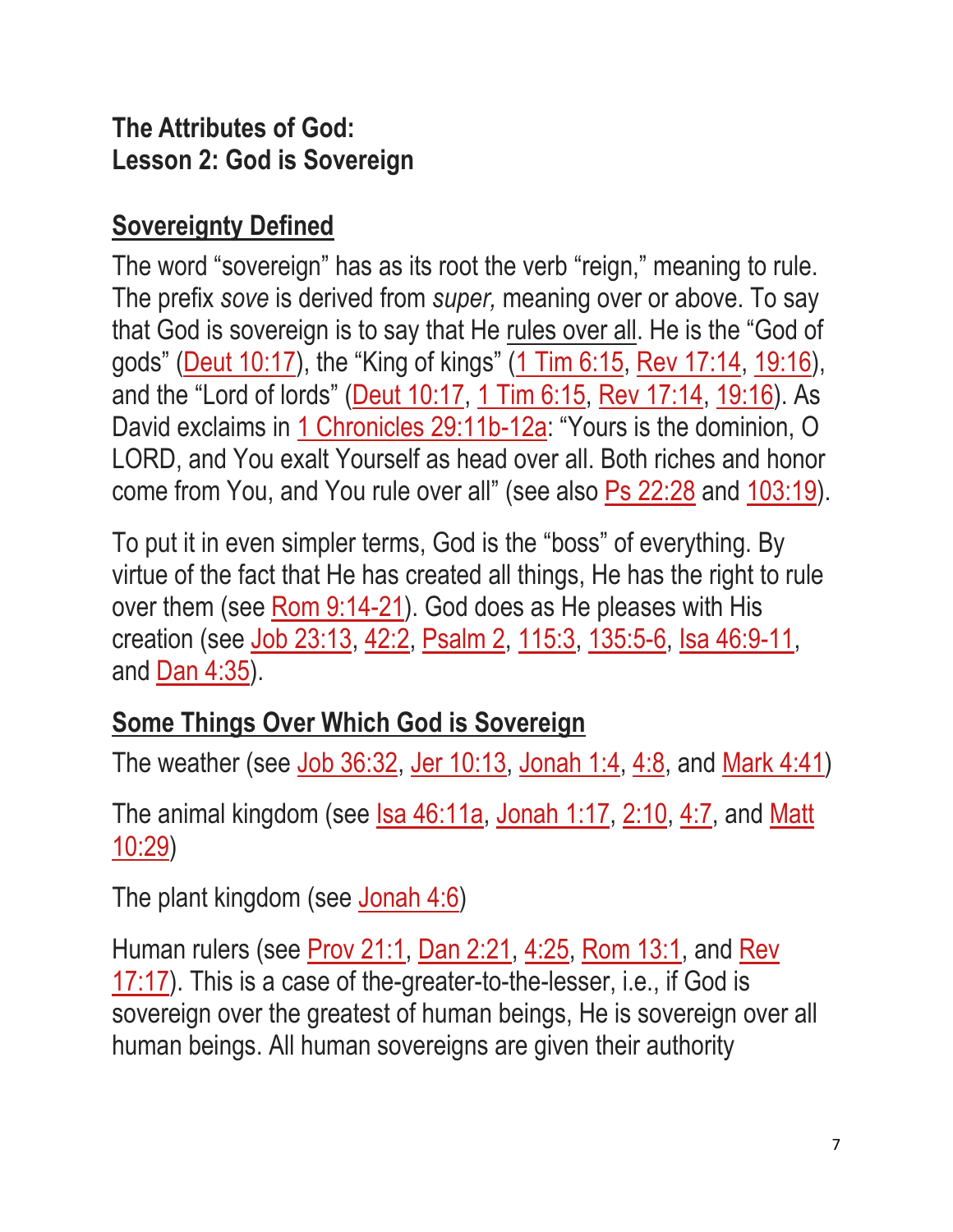**The Attributes of God:**
**Lesson 2: God is Sovereign**

## Sovereignty Defined

The word "sovereign" has as its root the verb "reign," meaning to rule. The prefix *sove* is derived from *super,* meaning over or above. To say that God is sovereign is to say that He rules over all. He is the "God of gods" (Deut 10:17), the "King of kings" (1 Tim 6:15, Rev 17:14, 19:16), and the "Lord of lords" (Deut 10:17, 1 Tim 6:15, Rev 17:14, 19:16). As David exclaims in 1 Chronicles 29:11b-12a: "Yours is the dominion, O LORD, and You exalt Yourself as head over all. Both riches and honor come from You, and You rule over all" (see also Ps 22:28 and 103:19).

To put it in even simpler terms, God is the "boss" of everything. By virtue of the fact that He has created all things, He has the right to rule over them (see Rom 9:14-21). God does as He pleases with His creation (see Job 23:13, 42:2, Psalm 2, 115:3, 135:5-6, Isa 46:9-11, and Dan 4:35).

## Some Things Over Which God is Sovereign

The weather (see Job 36:32, Jer 10:13, Jonah 1:4, 4:8, and Mark 4:41)

The animal kingdom (see Isa 46:11a, Jonah 1:17, 2:10, 4:7, and Matt 10:29)

The plant kingdom (see Jonah 4:6)

Human rulers (see Prov 21:1, Dan 2:21, 4:25, Rom 13:1, and Rev 17:17). This is a case of the-greater-to-the-lesser, i.e., if God is sovereign over the greatest of human beings, He is sovereign over all human beings. All human sovereigns are given their authority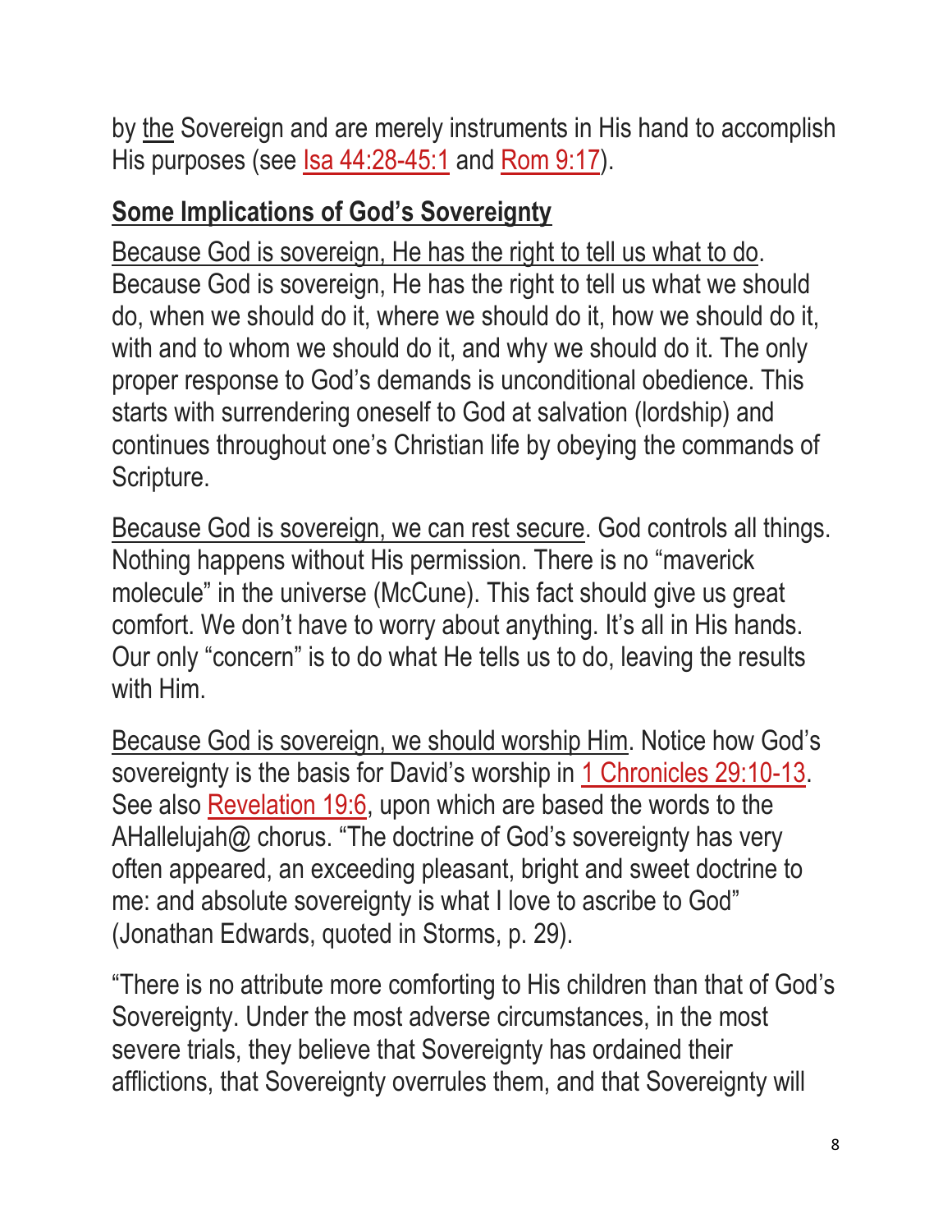by the Sovereign and are merely instruments in His hand to accomplish His purposes (see Isa 44:28-45:1 and Rom 9:17).

## Some Implications of God's Sovereignty

Because God is sovereign, He has the right to tell us what to do. Because God is sovereign, He has the right to tell us what we should do, when we should do it, where we should do it, how we should do it, with and to whom we should do it, and why we should do it. The only proper response to God's demands is unconditional obedience. This starts with surrendering oneself to God at salvation (lordship) and continues throughout one's Christian life by obeying the commands of Scripture.

Because God is sovereign, we can rest secure. God controls all things. Nothing happens without His permission. There is no "maverick molecule" in the universe (McCune). This fact should give us great comfort. We don't have to worry about anything. It's all in His hands. Our only "concern" is to do what He tells us to do, leaving the results with Him.

Because God is sovereign, we should worship Him. Notice how God's sovereignty is the basis for David's worship in 1 Chronicles 29:10-13. See also Revelation 19:6, upon which are based the words to the AHallelujah@ chorus. "The doctrine of God's sovereignty has very often appeared, an exceeding pleasant, bright and sweet doctrine to me: and absolute sovereignty is what I love to ascribe to God" (Jonathan Edwards, quoted in Storms, p. 29).

"There is no attribute more comforting to His children than that of God's Sovereignty. Under the most adverse circumstances, in the most severe trials, they believe that Sovereignty has ordained their afflictions, that Sovereignty overrules them, and that Sovereignty will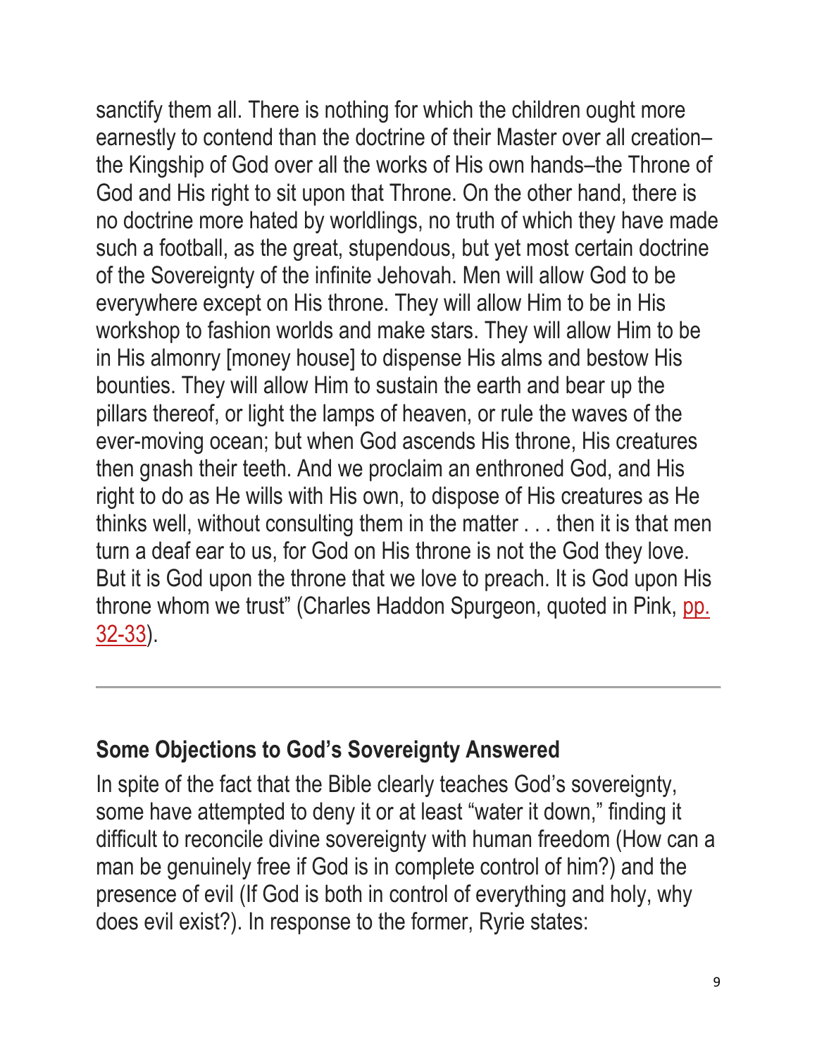sanctify them all. There is nothing for which the children ought more earnestly to contend than the doctrine of their Master over all creation–the Kingship of God over all the works of His own hands–the Throne of God and His right to sit upon that Throne. On the other hand, there is no doctrine more hated by worldlings, no truth of which they have made such a football, as the great, stupendous, but yet most certain doctrine of the Sovereignty of the infinite Jehovah. Men will allow God to be everywhere except on His throne. They will allow Him to be in His workshop to fashion worlds and make stars. They will allow Him to be in His almonry [money house] to dispense His alms and bestow His bounties. They will allow Him to sustain the earth and bear up the pillars thereof, or light the lamps of heaven, or rule the waves of the ever-moving ocean; but when God ascends His throne, His creatures then gnash their teeth. And we proclaim an enthroned God, and His right to do as He wills with His own, to dispose of His creatures as He thinks well, without consulting them in the matter . . . then it is that men turn a deaf ear to us, for God on His throne is not the God they love. But it is God upon the throne that we love to preach. It is God upon His throne whom we trust" (Charles Haddon Spurgeon, quoted in Pink, pp. 32-33).

---

## Some Objections to God's Sovereignty Answered

In spite of the fact that the Bible clearly teaches God's sovereignty, some have attempted to deny it or at least "water it down," finding it difficult to reconcile divine sovereignty with human freedom (How can a man be genuinely free if God is in complete control of him?) and the presence of evil (If God is both in control of everything and holy, why does evil exist?). In response to the former, Ryrie states: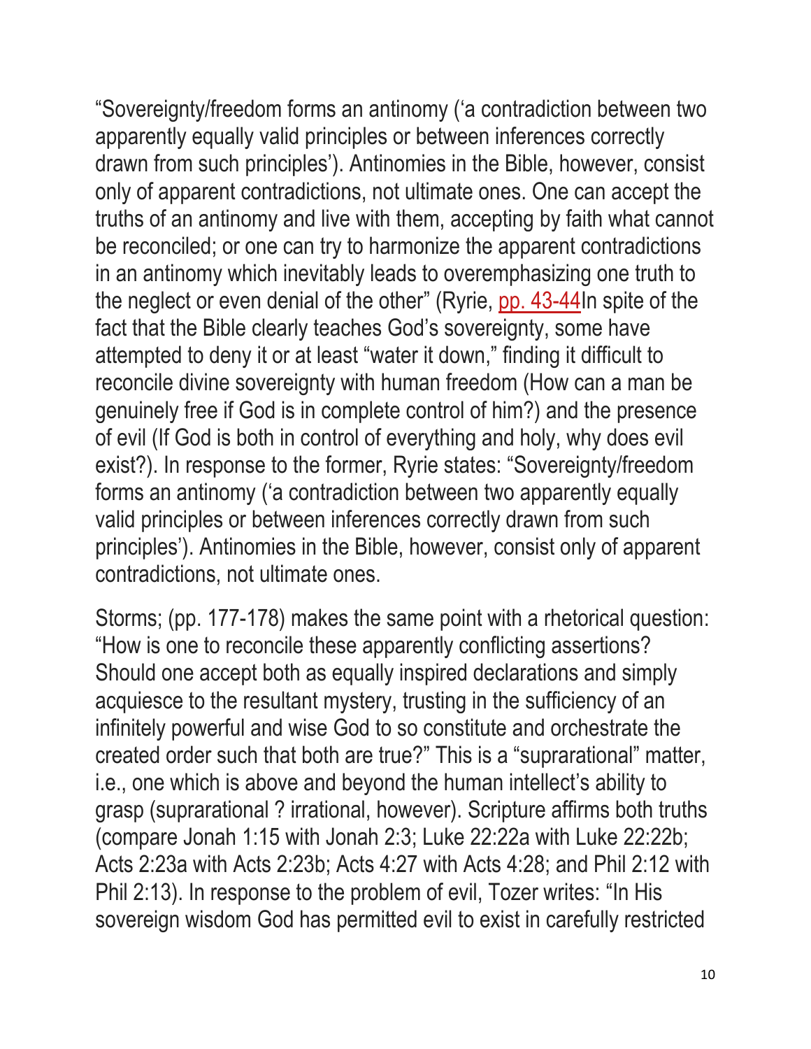"Sovereignty/freedom forms an antinomy ('a contradiction between two apparently equally valid principles or between inferences correctly drawn from such principles'). Antinomies in the Bible, however, consist only of apparent contradictions, not ultimate ones. One can accept the truths of an antinomy and live with them, accepting by faith what cannot be reconciled; or one can try to harmonize the apparent contradictions in an antinomy which inevitably leads to overemphasizing one truth to the neglect or even denial of the other" (Ryrie, pp. 43-44In spite of the fact that the Bible clearly teaches God's sovereignty, some have attempted to deny it or at least "water it down," finding it difficult to reconcile divine sovereignty with human freedom (How can a man be genuinely free if God is in complete control of him?) and the presence of evil (If God is both in control of everything and holy, why does evil exist?). In response to the former, Ryrie states: "Sovereignty/freedom forms an antinomy ('a contradiction between two apparently equally valid principles or between inferences correctly drawn from such principles'). Antinomies in the Bible, however, consist only of apparent contradictions, not ultimate ones.

Storms; (pp. 177-178) makes the same point with a rhetorical question: "How is one to reconcile these apparently conflicting assertions? Should one accept both as equally inspired declarations and simply acquiesce to the resultant mystery, trusting in the sufficiency of an infinitely powerful and wise God to so constitute and orchestrate the created order such that both are true?" This is a "suprarational" matter, i.e., one which is above and beyond the human intellect's ability to grasp (suprarational ? irrational, however). Scripture affirms both truths (compare Jonah 1:15 with Jonah 2:3; Luke 22:22a with Luke 22:22b; Acts 2:23a with Acts 2:23b; Acts 4:27 with Acts 4:28; and Phil 2:12 with Phil 2:13). In response to the problem of evil, Tozer writes: "In His sovereign wisdom God has permitted evil to exist in carefully restricted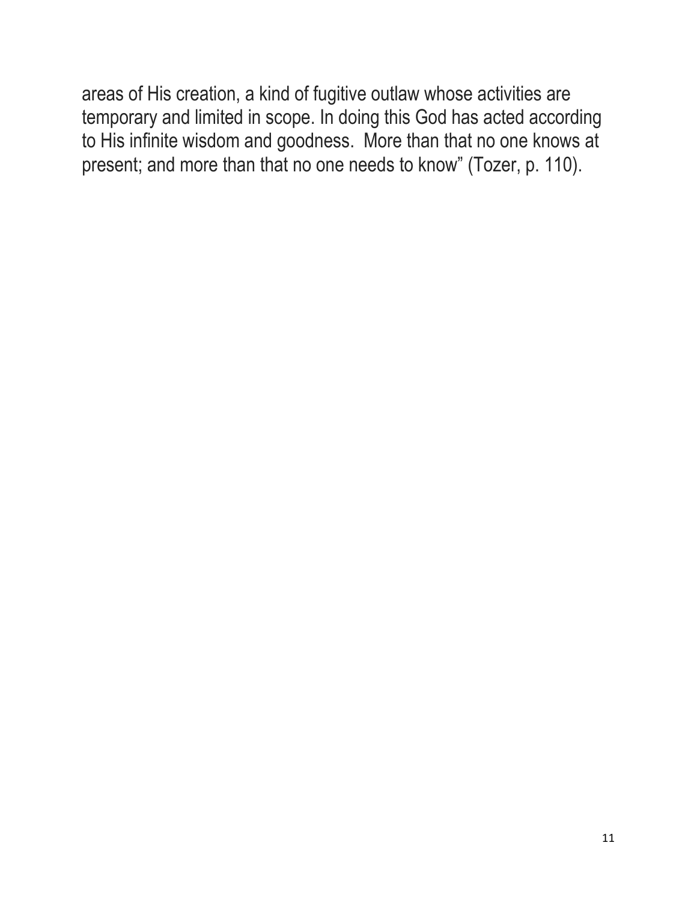areas of His creation, a kind of fugitive outlaw whose activities are temporary and limited in scope. In doing this God has acted according to His infinite wisdom and goodness. More than that no one knows at present; and more than that no one needs to know" (Tozer, p. 110).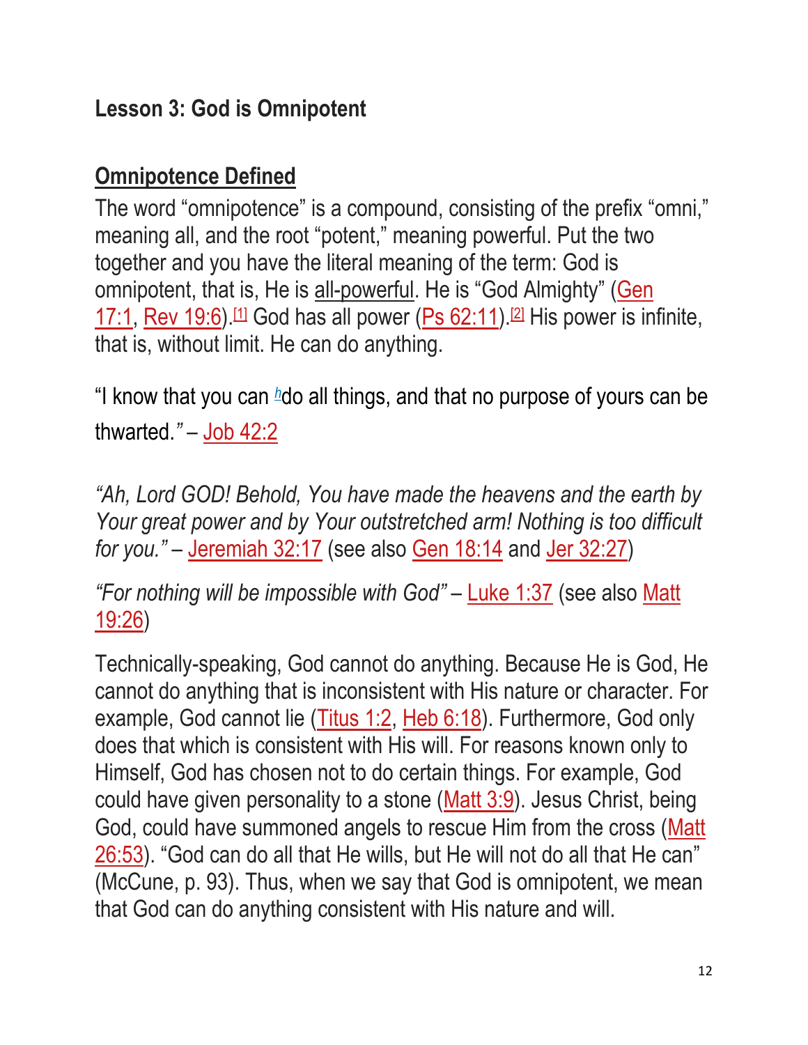## Lesson 3: God is Omnipotent

### Omnipotence Defined

The word "omnipotence" is a compound, consisting of the prefix "omni," meaning all, and the root "potent," meaning powerful. Put the two together and you have the literal meaning of the term: God is omnipotent, that is, He is all-powerful. He is "God Almighty" (Gen 17:1, Rev 19:6).[1] God has all power (Ps 62:11).[2] His power is infinite, that is, without limit. He can do anything.

"I know that you can [h]do all things, and that no purpose of yours can be thwarted." – Job 42:2

*"Ah, Lord GOD! Behold, You have made the heavens and the earth by Your great power and by Your outstretched arm! Nothing is too difficult for you."* – Jeremiah 32:17 (see also Gen 18:14 and Jer 32:27)

*"For nothing will be impossible with God"* – Luke 1:37 (see also Matt 19:26)

Technically-speaking, God cannot do anything. Because He is God, He cannot do anything that is inconsistent with His nature or character. For example, God cannot lie (Titus 1:2, Heb 6:18). Furthermore, God only does that which is consistent with His will. For reasons known only to Himself, God has chosen not to do certain things. For example, God could have given personality to a stone (Matt 3:9). Jesus Christ, being God, could have summoned angels to rescue Him from the cross (Matt 26:53). "God can do all that He wills, but He will not do all that He can" (McCune, p. 93). Thus, when we say that God is omnipotent, we mean that God can do anything consistent with His nature and will.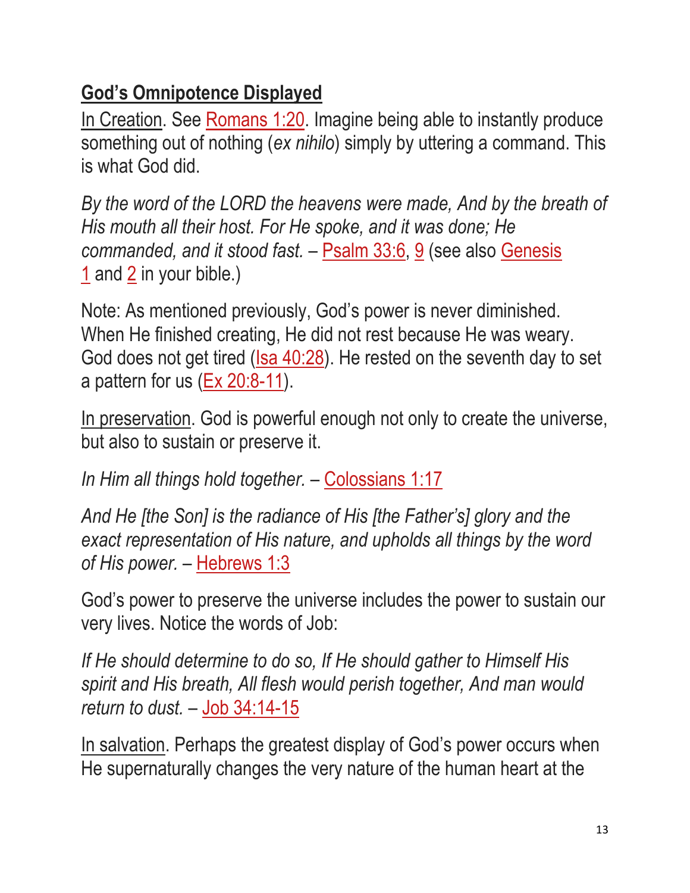**<u>God's Omnipotence Displayed</u>**

<u>In Creation</u>. See Romans 1:20. Imagine being able to instantly produce something out of nothing (*ex nihilo*) simply by uttering a command. This is what God did.

*By the word of the LORD the heavens were made, And by the breath of His mouth all their host. For He spoke, and it was done; He commanded, and it stood fast.* – Psalm 33:6, 9 (see also Genesis 1 and 2 in your bible.)

Note: As mentioned previously, God's power is never diminished. When He finished creating, He did not rest because He was weary. God does not get tired (Isa 40:28). He rested on the seventh day to set a pattern for us (Ex 20:8-11).

<u>In preservation</u>. God is powerful enough not only to create the universe, but also to sustain or preserve it.

*In Him all things hold together.* – Colossians 1:17

*And He [the Son] is the radiance of His [the Father's] glory and the exact representation of His nature, and upholds all things by the word of His power.* – Hebrews 1:3

God's power to preserve the universe includes the power to sustain our very lives. Notice the words of Job:

*If He should determine to do so, If He should gather to Himself His spirit and His breath, All flesh would perish together, And man would return to dust.* – Job 34:14-15

<u>In salvation</u>. Perhaps the greatest display of God's power occurs when He supernaturally changes the very nature of the human heart at the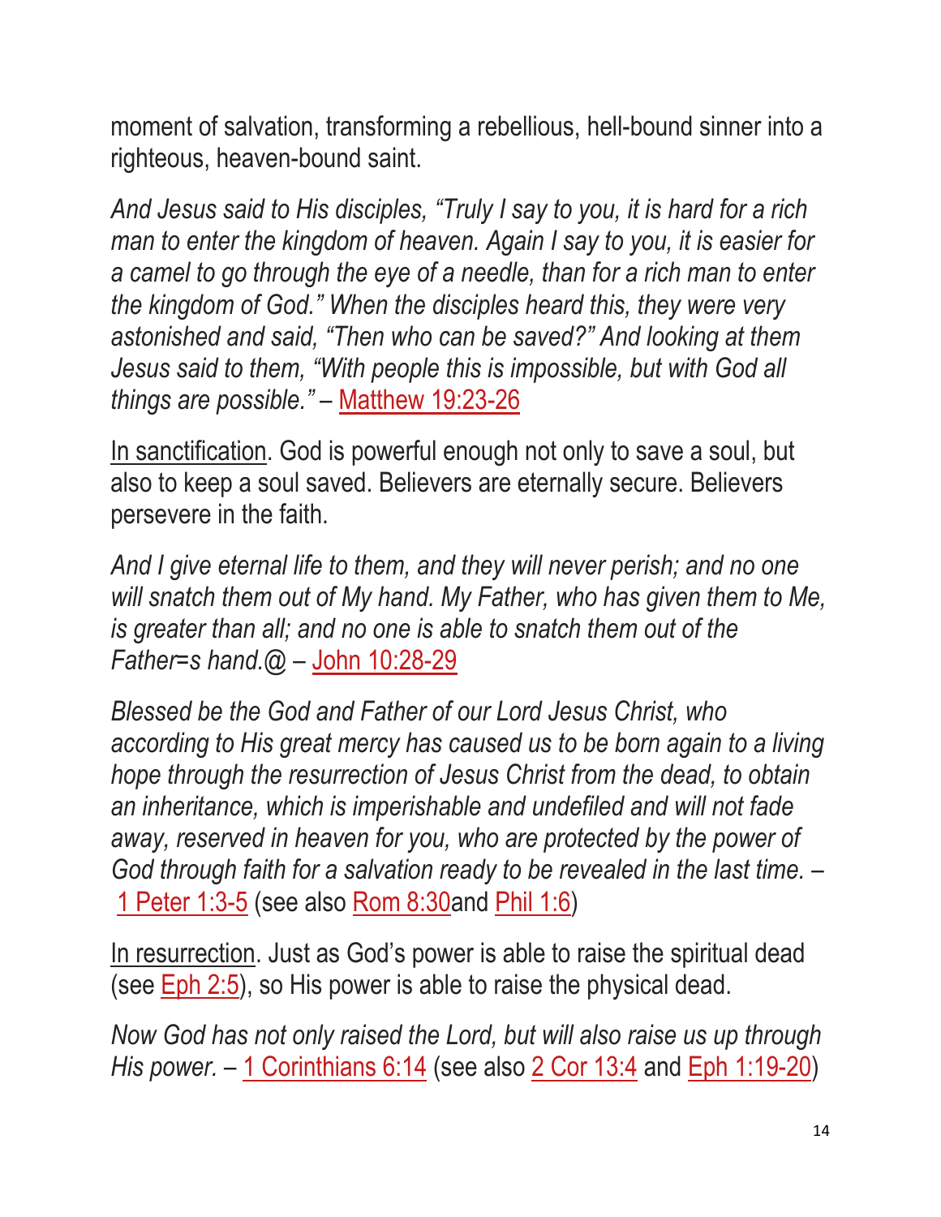moment of salvation, transforming a rebellious, hell-bound sinner into a righteous, heaven-bound saint.

*And Jesus said to His disciples, "Truly I say to you, it is hard for a rich man to enter the kingdom of heaven. Again I say to you, it is easier for a camel to go through the eye of a needle, than for a rich man to enter the kingdom of God." When the disciples heard this, they were very astonished and said, "Then who can be saved?" And looking at them Jesus said to them, "With people this is impossible, but with God all things are possible."* – Matthew 19:23-26

In sanctification. God is powerful enough not only to save a soul, but also to keep a soul saved. Believers are eternally secure. Believers persevere in the faith.

*And I give eternal life to them, and they will never perish; and no one will snatch them out of My hand. My Father, who has given them to Me, is greater than all; and no one is able to snatch them out of the Father=s hand.@* – John 10:28-29

*Blessed be the God and Father of our Lord Jesus Christ, who according to His great mercy has caused us to be born again to a living hope through the resurrection of Jesus Christ from the dead, to obtain an inheritance, which is imperishable and undefiled and will not fade away, reserved in heaven for you, who are protected by the power of God through faith for a salvation ready to be revealed in the last time.* – 1 Peter 1:3-5 (see also Rom 8:30and Phil 1:6)

In resurrection. Just as God's power is able to raise the spiritual dead (see Eph 2:5), so His power is able to raise the physical dead.

*Now God has not only raised the Lord, but will also raise us up through His power.* – 1 Corinthians 6:14 (see also 2 Cor 13:4 and Eph 1:19-20)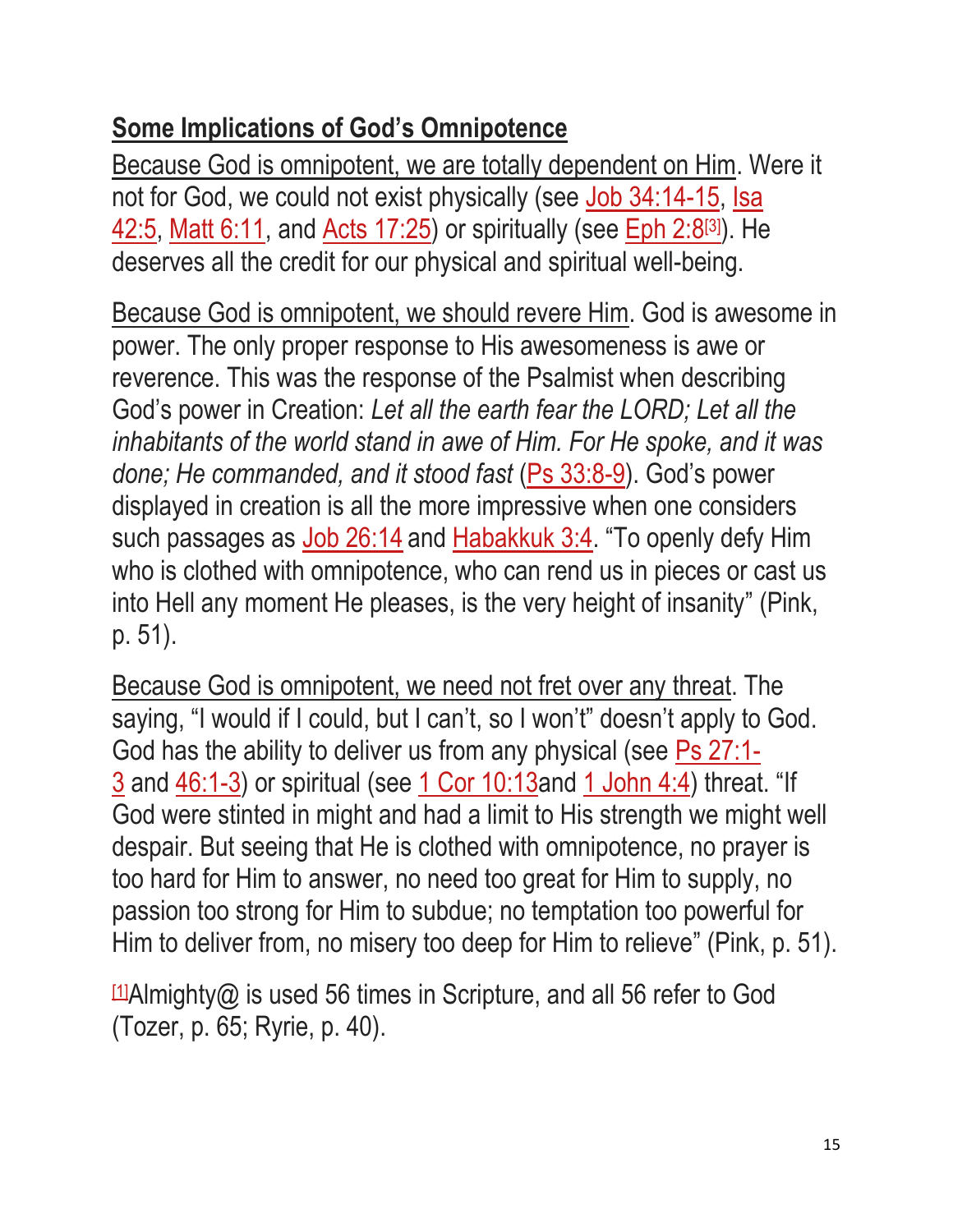## **Some Implications of God's Omnipotence**

Because God is omnipotent, we are totally dependent on Him. Were it not for God, we could not exist physically (see Job 34:14-15, Isa 42:5, Matt 6:11, and Acts 17:25) or spiritually (see Eph 2:8[3]). He deserves all the credit for our physical and spiritual well-being.

Because God is omnipotent, we should revere Him. God is awesome in power. The only proper response to His awesomeness is awe or reverence. This was the response of the Psalmist when describing God's power in Creation: *Let all the earth fear the LORD; Let all the inhabitants of the world stand in awe of Him. For He spoke, and it was done; He commanded, and it stood fast* (Ps 33:8-9). God's power displayed in creation is all the more impressive when one considers such passages as Job 26:14 and Habakkuk 3:4. "To openly defy Him who is clothed with omnipotence, who can rend us in pieces or cast us into Hell any moment He pleases, is the very height of insanity" (Pink, p. 51).

Because God is omnipotent, we need not fret over any threat. The saying, "I would if I could, but I can't, so I won't" doesn't apply to God. God has the ability to deliver us from any physical (see Ps 27:1-3 and 46:1-3) or spiritual (see 1 Cor 10:13and 1 John 4:4) threat. "If God were stinted in might and had a limit to His strength we might well despair. But seeing that He is clothed with omnipotence, no prayer is too hard for Him to answer, no need too great for Him to supply, no passion too strong for Him to subdue; no temptation too powerful for Him to deliver from, no misery too deep for Him to relieve" (Pink, p. 51).

[1]Almighty@ is used 56 times in Scripture, and all 56 refer to God (Tozer, p. 65; Ryrie, p. 40).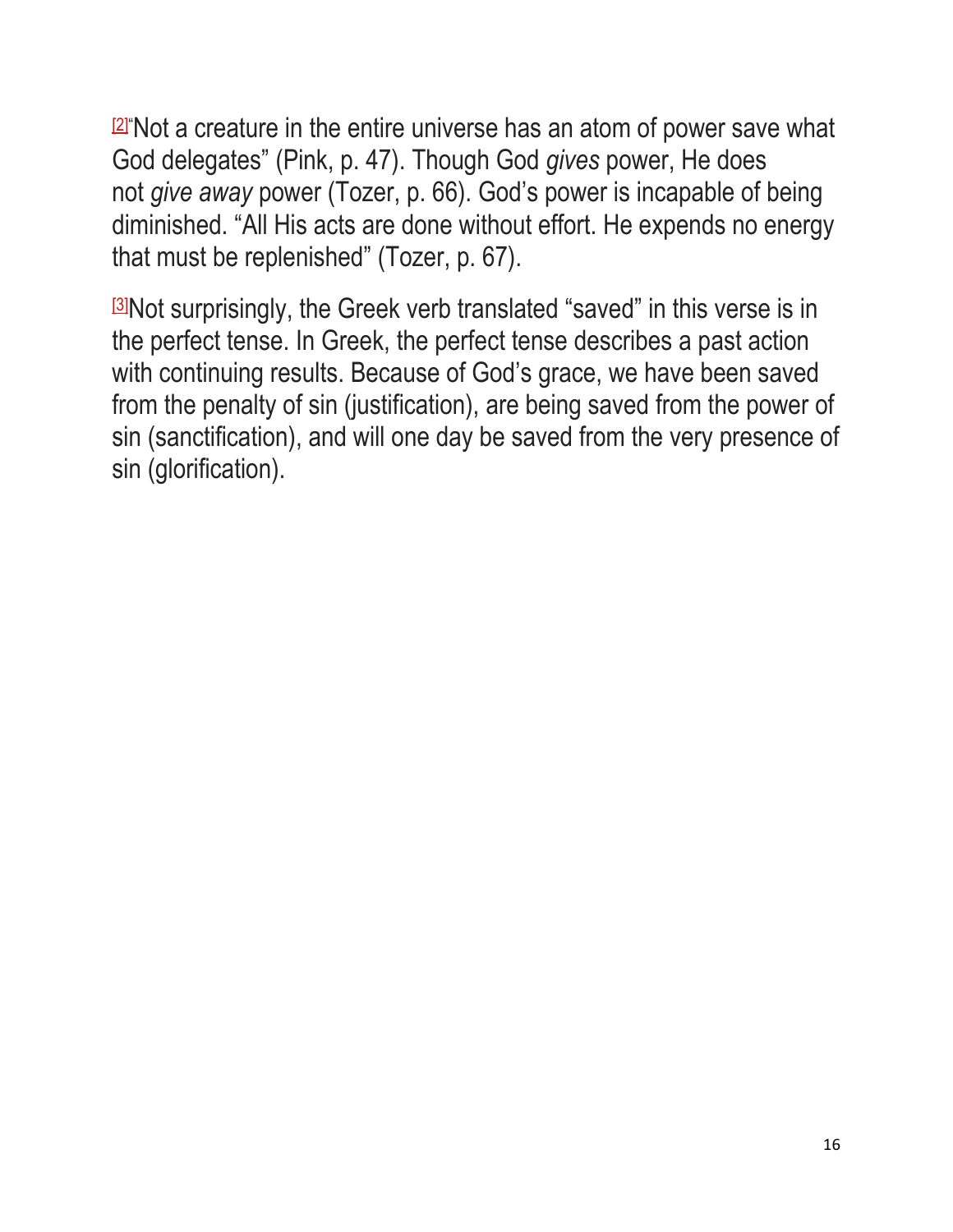[2]"Not a creature in the entire universe has an atom of power save what God delegates" (Pink, p. 47). Though God *gives* power, He does not *give away* power (Tozer, p. 66). God's power is incapable of being diminished. "All His acts are done without effort. He expends no energy that must be replenished" (Tozer, p. 67).

[3]Not surprisingly, the Greek verb translated "saved" in this verse is in the perfect tense. In Greek, the perfect tense describes a past action with continuing results. Because of God's grace, we have been saved from the penalty of sin (justification), are being saved from the power of sin (sanctification), and will one day be saved from the very presence of sin (glorification).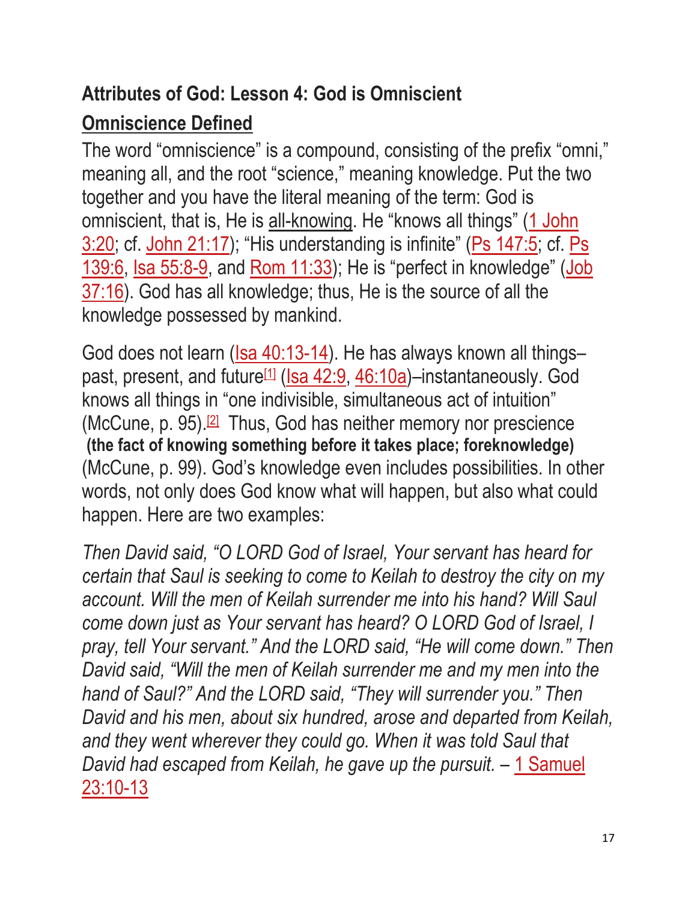## Attributes of God: Lesson 4: God is Omniscient

### Omniscience Defined

The word "omniscience" is a compound, consisting of the prefix "omni," meaning all, and the root "science," meaning knowledge. Put the two together and you have the literal meaning of the term: God is omniscient, that is, He is all-knowing. He "knows all things" (1 John 3:20; cf. John 21:17); "His understanding is infinite" (Ps 147:5; cf. Ps 139:6, Isa 55:8-9, and Rom 11:33); He is "perfect in knowledge" (Job 37:16). God has all knowledge; thus, He is the source of all the knowledge possessed by mankind.

God does not learn (Isa 40:13-14). He has always known all things–past, present, and future[1] (Isa 42:9, 46:10a)–instantaneously. God knows all things in "one indivisible, simultaneous act of intuition" (McCune, p. 95).[2] Thus, God has neither memory nor prescience **(the fact of knowing something before it takes place; foreknowledge)** (McCune, p. 99). God's knowledge even includes possibilities. In other words, not only does God know what will happen, but also what could happen. Here are two examples:

*Then David said, "O LORD God of Israel, Your servant has heard for certain that Saul is seeking to come to Keilah to destroy the city on my account. Will the men of Keilah surrender me into his hand? Will Saul come down just as Your servant has heard? O LORD God of Israel, I pray, tell Your servant." And the LORD said, "He will come down." Then David said, "Will the men of Keilah surrender me and my men into the hand of Saul?" And the LORD said, "They will surrender you." Then David and his men, about six hundred, arose and departed from Keilah, and they went wherever they could go. When it was told Saul that David had escaped from Keilah, he gave up the pursuit.* – 1 Samuel 23:10-13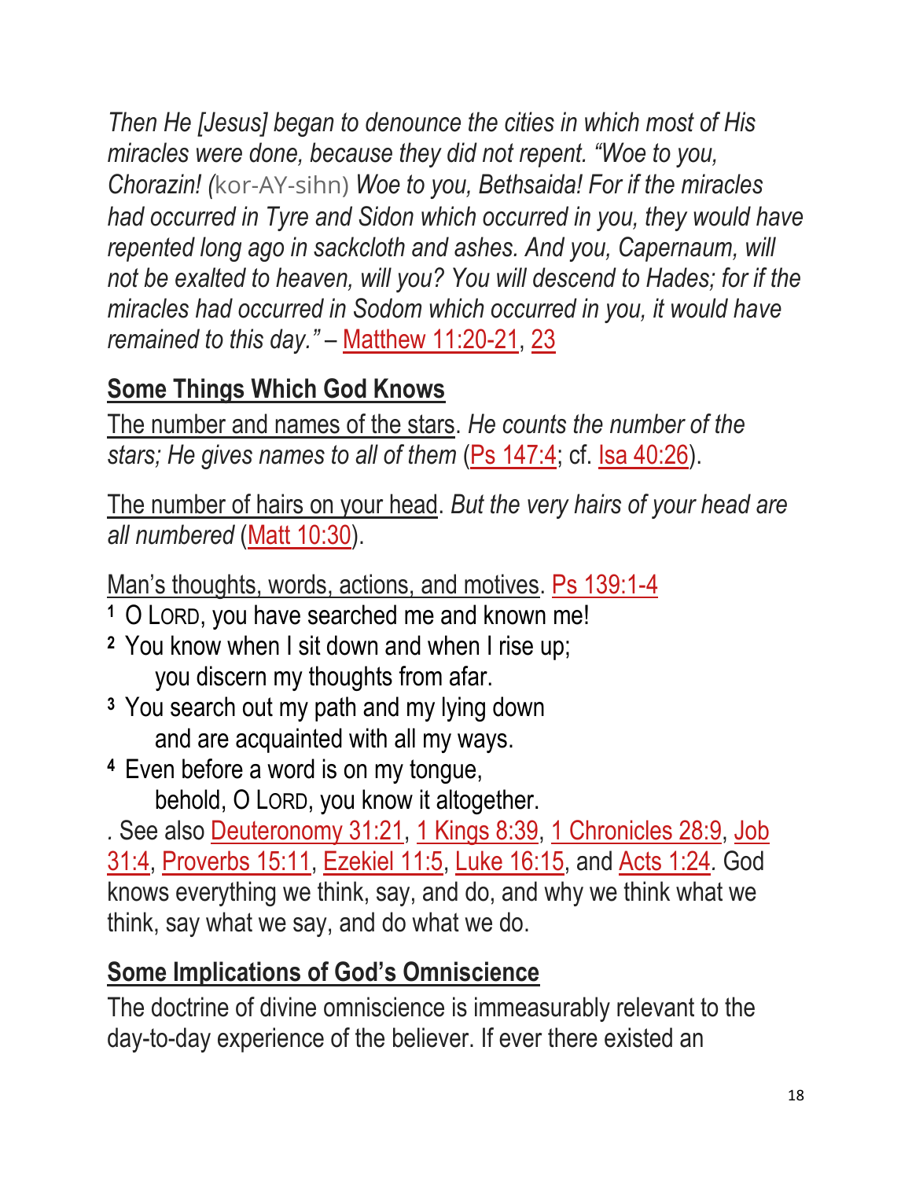*Then He [Jesus] began to denounce the cities in which most of His miracles were done, because they did not repent. "Woe to you, Chorazin! (*kor-AY-sihn) *Woe to you, Bethsaida! For if the miracles had occurred in Tyre and Sidon which occurred in you, they would have repented long ago in sackcloth and ashes. And you, Capernaum, will not be exalted to heaven, will you? You will descend to Hades; for if the miracles had occurred in Sodom which occurred in you, it would have remained to this day."* – Matthew 11:20-21, 23

## Some Things Which God Knows

The number and names of the stars. *He counts the number of the stars; He gives names to all of them* (Ps 147:4; cf. Isa 40:26).

The number of hairs on your head. *But the very hairs of your head are all numbered* (Matt 10:30).

Man's thoughts, words, actions, and motives. Ps 139:1-4

[1] O LORD, you have searched me and known me!
[2] You know when I sit down and when I rise up;
 you discern my thoughts from afar.
[3] You search out my path and my lying down
 and are acquainted with all my ways.
[4] Even before a word is on my tongue,
 behold, O LORD, you know it altogether.

. See also Deuteronomy 31:21, 1 Kings 8:39, 1 Chronicles 28:9, Job 31:4, Proverbs 15:11, Ezekiel 11:5, Luke 16:15, and Acts 1:24. God knows everything we think, say, and do, and why we think what we think, say what we say, and do what we do.

## Some Implications of God's Omniscience

The doctrine of divine omniscience is immeasurably relevant to the day-to-day experience of the believer. If ever there existed an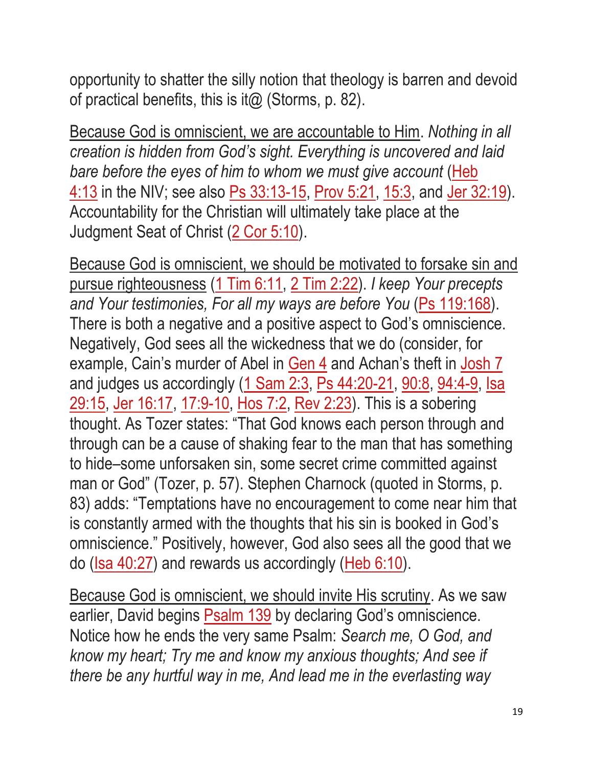opportunity to shatter the silly notion that theology is barren and devoid of practical benefits, this is it@ (Storms, p. 82).

Because God is omniscient, we are accountable to Him. *Nothing in all creation is hidden from God's sight. Everything is uncovered and laid bare before the eyes of him to whom we must give account* (Heb 4:13 in the NIV; see also Ps 33:13-15, Prov 5:21, 15:3, and Jer 32:19). Accountability for the Christian will ultimately take place at the Judgment Seat of Christ (2 Cor 5:10).

Because God is omniscient, we should be motivated to forsake sin and pursue righteousness (1 Tim 6:11, 2 Tim 2:22). *I keep Your precepts and Your testimonies, For all my ways are before You* (Ps 119:168). There is both a negative and a positive aspect to God's omniscience. Negatively, God sees all the wickedness that we do (consider, for example, Cain's murder of Abel in Gen 4 and Achan's theft in Josh 7 and judges us accordingly (1 Sam 2:3, Ps 44:20-21, 90:8, 94:4-9, Isa 29:15, Jer 16:17, 17:9-10, Hos 7:2, Rev 2:23). This is a sobering thought. As Tozer states: "That God knows each person through and through can be a cause of shaking fear to the man that has something to hide–some unforsaken sin, some secret crime committed against man or God" (Tozer, p. 57). Stephen Charnock (quoted in Storms, p. 83) adds: "Temptations have no encouragement to come near him that is constantly armed with the thoughts that his sin is booked in God's omniscience." Positively, however, God also sees all the good that we do (Isa 40:27) and rewards us accordingly (Heb 6:10).

Because God is omniscient, we should invite His scrutiny. As we saw earlier, David begins Psalm 139 by declaring God's omniscience. Notice how he ends the very same Psalm: *Search me, O God, and know my heart; Try me and know my anxious thoughts; And see if there be any hurtful way in me, And lead me in the everlasting way*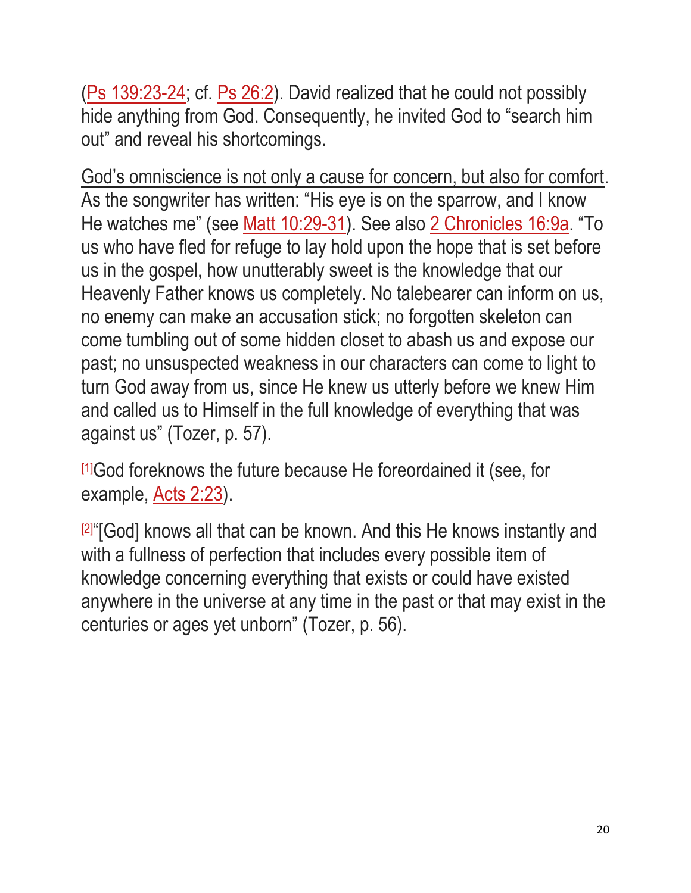(Ps 139:23-24; cf. Ps 26:2). David realized that he could not possibly hide anything from God. Consequently, he invited God to "search him out" and reveal his shortcomings.

God's omniscience is not only a cause for concern, but also for comfort. As the songwriter has written: "His eye is on the sparrow, and I know He watches me" (see Matt 10:29-31). See also 2 Chronicles 16:9a. "To us who have fled for refuge to lay hold upon the hope that is set before us in the gospel, how unutterably sweet is the knowledge that our Heavenly Father knows us completely. No talebearer can inform on us, no enemy can make an accusation stick; no forgotten skeleton can come tumbling out of some hidden closet to abash us and expose our past; no unsuspected weakness in our characters can come to light to turn God away from us, since He knew us utterly before we knew Him and called us to Himself in the full knowledge of everything that was against us" (Tozer, p. 57).

[1]God foreknows the future because He foreordained it (see, for example, Acts 2:23).

[2]"[God] knows all that can be known. And this He knows instantly and with a fullness of perfection that includes every possible item of knowledge concerning everything that exists or could have existed anywhere in the universe at any time in the past or that may exist in the centuries or ages yet unborn" (Tozer, p. 56).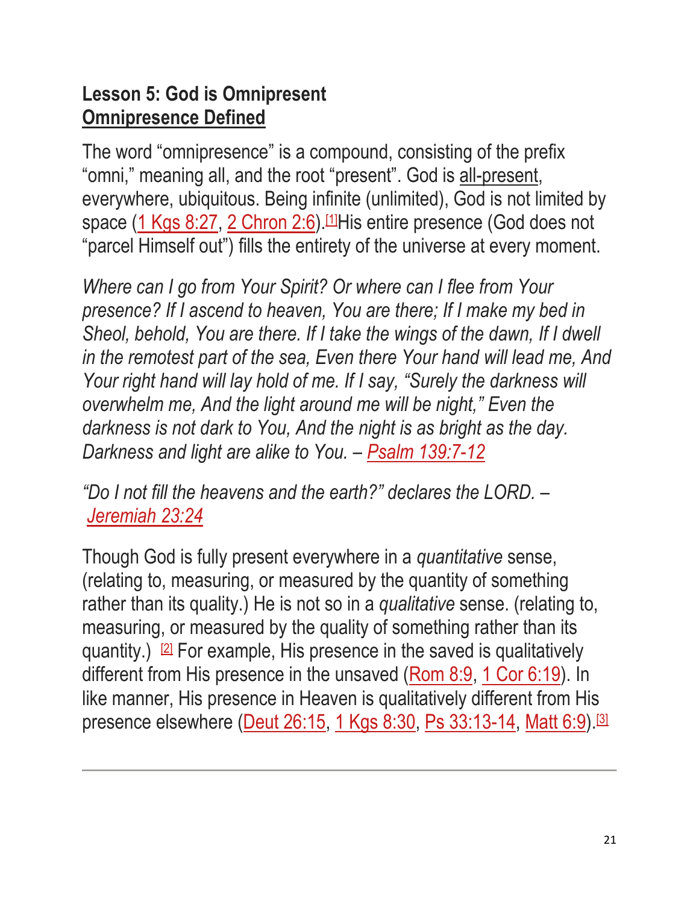## Lesson 5: God is Omnipresent

### Omnipresence Defined

The word "omnipresence" is a compound, consisting of the prefix "omni," meaning all, and the root "present". God is all-present, everywhere, ubiquitous. Being infinite (unlimited), God is not limited by space (1 Kgs 8:27, 2 Chron 2:6).[1]His entire presence (God does not "parcel Himself out") fills the entirety of the universe at every moment.

*Where can I go from Your Spirit? Or where can I flee from Your presence? If I ascend to heaven, You are there; If I make my bed in Sheol, behold, You are there. If I take the wings of the dawn, If I dwell in the remotest part of the sea, Even there Your hand will lead me, And Your right hand will lay hold of me. If I say, "Surely the darkness will overwhelm me, And the light around me will be night," Even the darkness is not dark to You, And the night is as bright as the day. Darkness and light are alike to You. – Psalm 139:7-12*

*"Do I not fill the heavens and the earth?" declares the LORD. – Jeremiah 23:24*

Though God is fully present everywhere in a *quantitative* sense, (relating to, measuring, or measured by the quantity of something rather than its quality.) He is not so in a *qualitative* sense. (relating to, measuring, or measured by the quality of something rather than its quantity.) [2] For example, His presence in the saved is qualitatively different from His presence in the unsaved (Rom 8:9, 1 Cor 6:19). In like manner, His presence in Heaven is qualitatively different from His presence elsewhere (Deut 26:15, 1 Kgs 8:30, Ps 33:13-14, Matt 6:9).[3]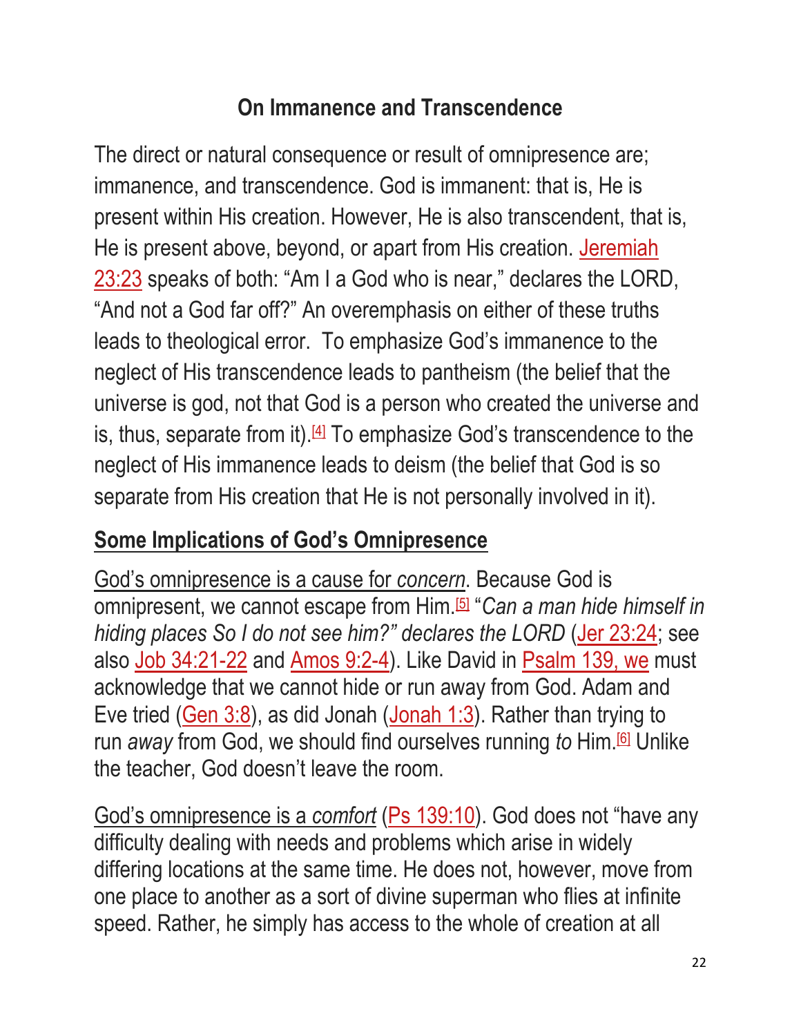## On Immanence and Transcendence

The direct or natural consequence or result of omnipresence are; immanence, and transcendence. God is immanent: that is, He is present within His creation. However, He is also transcendent, that is, He is present above, beyond, or apart from His creation. Jeremiah 23:23 speaks of both: "Am I a God who is near," declares the LORD, "And not a God far off?" An overemphasis on either of these truths leads to theological error. To emphasize God's immanence to the neglect of His transcendence leads to pantheism (the belief that the universe is god, not that God is a person who created the universe and is, thus, separate from it).[4] To emphasize God's transcendence to the neglect of His immanence leads to deism (the belief that God is so separate from His creation that He is not personally involved in it).

## Some Implications of God's Omnipresence

God's omnipresence is a cause for *concern*. Because God is omnipresent, we cannot escape from Him.[5] "*Can a man hide himself in hiding places So I do not see him?" declares the LORD* (Jer 23:24; see also Job 34:21-22 and Amos 9:2-4). Like David in Psalm 139, we must acknowledge that we cannot hide or run away from God. Adam and Eve tried (Gen 3:8), as did Jonah (Jonah 1:3). Rather than trying to run *away* from God, we should find ourselves running *to* Him.[6] Unlike the teacher, God doesn't leave the room.

God's omnipresence is a *comfort* (Ps 139:10). God does not "have any difficulty dealing with needs and problems which arise in widely differing locations at the same time. He does not, however, move from one place to another as a sort of divine superman who flies at infinite speed. Rather, he simply has access to the whole of creation at all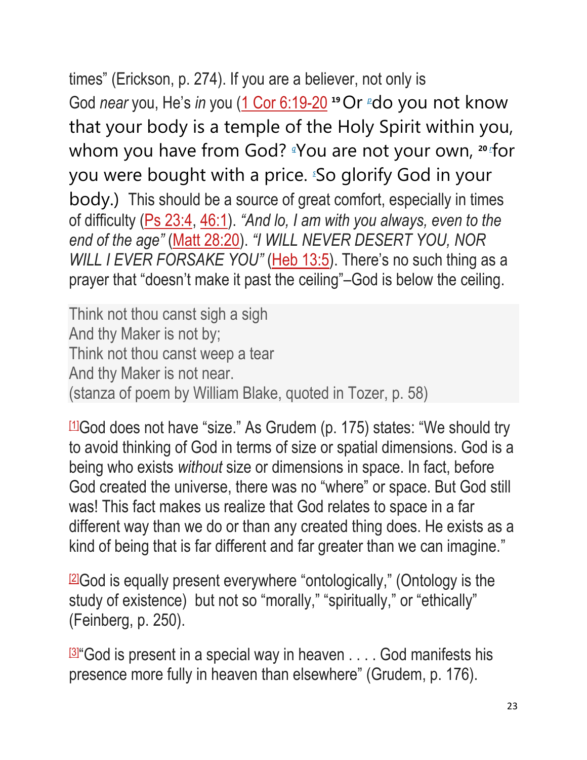times" (Erickson, p. 274). If you are a believer, not only is God *near* you, He's *in* you (1 Cor 6:19-20 [19] Or [p]do you not know that your body is a temple of the Holy Spirit within you, whom you have from God? [q]You are not your own, [20] [r]for you were bought with a price. [s]So glorify God in your body.) This should be a source of great comfort, especially in times of difficulty (Ps 23:4, 46:1). *"And lo, I am with you always, even to the end of the age"* (Matt 28:20). *"I WILL NEVER DESERT YOU, NOR WILL I EVER FORSAKE YOU"* (Heb 13:5). There's no such thing as a prayer that "doesn't make it past the ceiling"–God is below the ceiling.

Think not thou canst sigh a sigh
And thy Maker is not by;
Think not thou canst weep a tear
And thy Maker is not near.
(stanza of poem by William Blake, quoted in Tozer, p. 58)

[1]God does not have "size." As Grudem (p. 175) states: "We should try to avoid thinking of God in terms of size or spatial dimensions. God is a being who exists *without* size or dimensions in space. In fact, before God created the universe, there was no "where" or space. But God still was! This fact makes us realize that God relates to space in a far different way than we do or than any created thing does. He exists as a kind of being that is far different and far greater than we can imagine."

[2]God is equally present everywhere "ontologically," (Ontology is the study of existence) but not so "morally," "spiritually," or "ethically" (Feinberg, p. 250).

[3]"God is present in a special way in heaven . . . . God manifests his presence more fully in heaven than elsewhere" (Grudem, p. 176).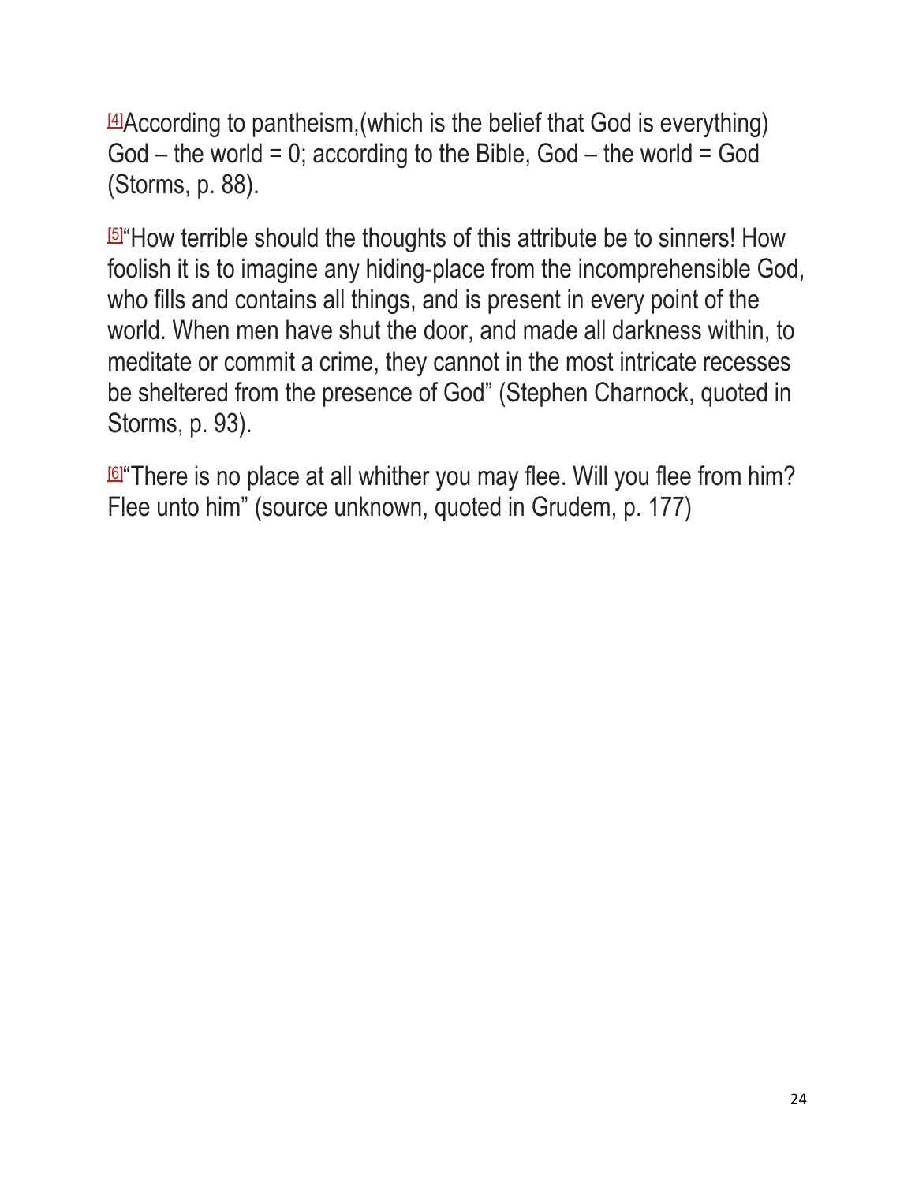[4]According to pantheism,(which is the belief that God is everything) God – the world = 0; according to the Bible, God – the world = God (Storms, p. 88).

[5]"How terrible should the thoughts of this attribute be to sinners! How foolish it is to imagine any hiding-place from the incomprehensible God, who fills and contains all things, and is present in every point of the world. When men have shut the door, and made all darkness within, to meditate or commit a crime, they cannot in the most intricate recesses be sheltered from the presence of God" (Stephen Charnock, quoted in Storms, p. 93).

[6]"There is no place at all whither you may flee. Will you flee from him? Flee unto him" (source unknown, quoted in Grudem, p. 177)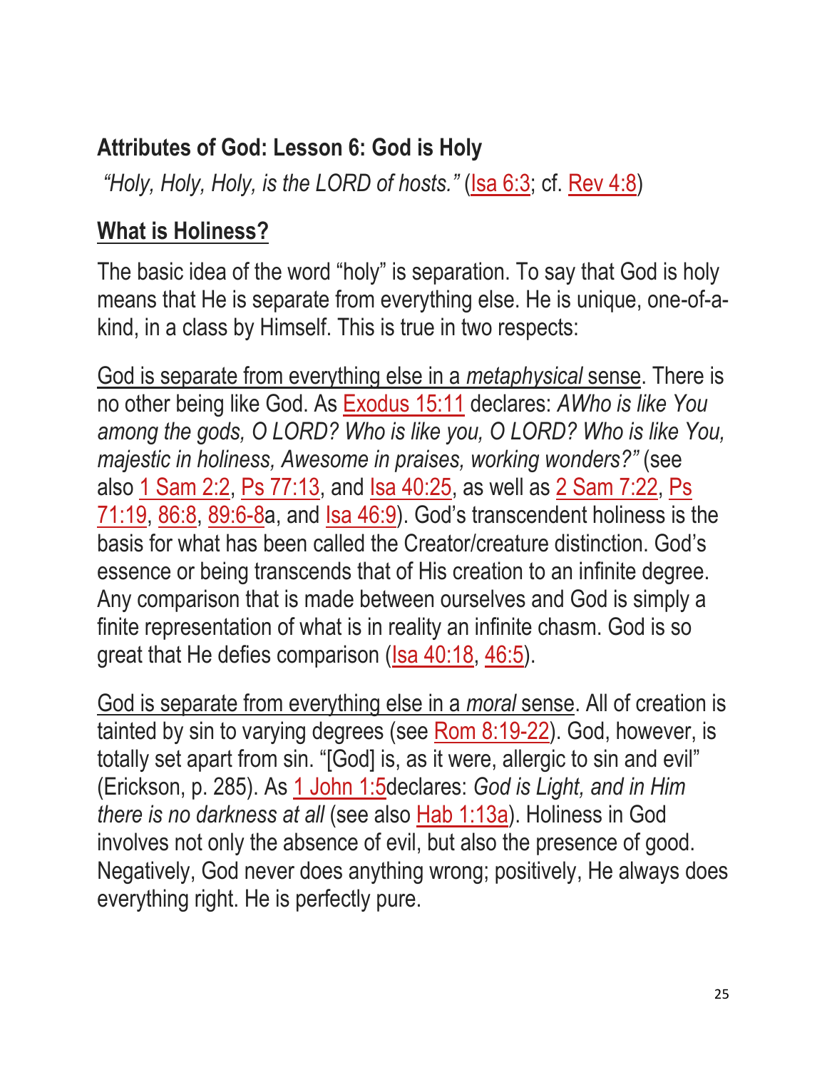**Attributes of God: Lesson 6: God is Holy**

*"Holy, Holy, Holy, is the LORD of hosts."* (Isa 6:3; cf. Rev 4:8)

## What is Holiness?

The basic idea of the word "holy" is separation. To say that God is holy means that He is separate from everything else. He is unique, one-of-a-kind, in a class by Himself. This is true in two respects:

God is separate from everything else in a *metaphysical* sense. There is no other being like God. As Exodus 15:11 declares: *AWho is like You among the gods, O LORD? Who is like you, O LORD? Who is like You, majestic in holiness, Awesome in praises, working wonders?"* (see also 1 Sam 2:2, Ps 77:13, and Isa 40:25, as well as 2 Sam 7:22, Ps 71:19, 86:8, 89:6-8a, and Isa 46:9). God's transcendent holiness is the basis for what has been called the Creator/creature distinction. God's essence or being transcends that of His creation to an infinite degree. Any comparison that is made between ourselves and God is simply a finite representation of what is in reality an infinite chasm. God is so great that He defies comparison (Isa 40:18, 46:5).

God is separate from everything else in a *moral* sense. All of creation is tainted by sin to varying degrees (see Rom 8:19-22). God, however, is totally set apart from sin. "[God] is, as it were, allergic to sin and evil" (Erickson, p. 285). As 1 John 1:5declares: *God is Light, and in Him there is no darkness at all* (see also Hab 1:13a). Holiness in God involves not only the absence of evil, but also the presence of good. Negatively, God never does anything wrong; positively, He always does everything right. He is perfectly pure.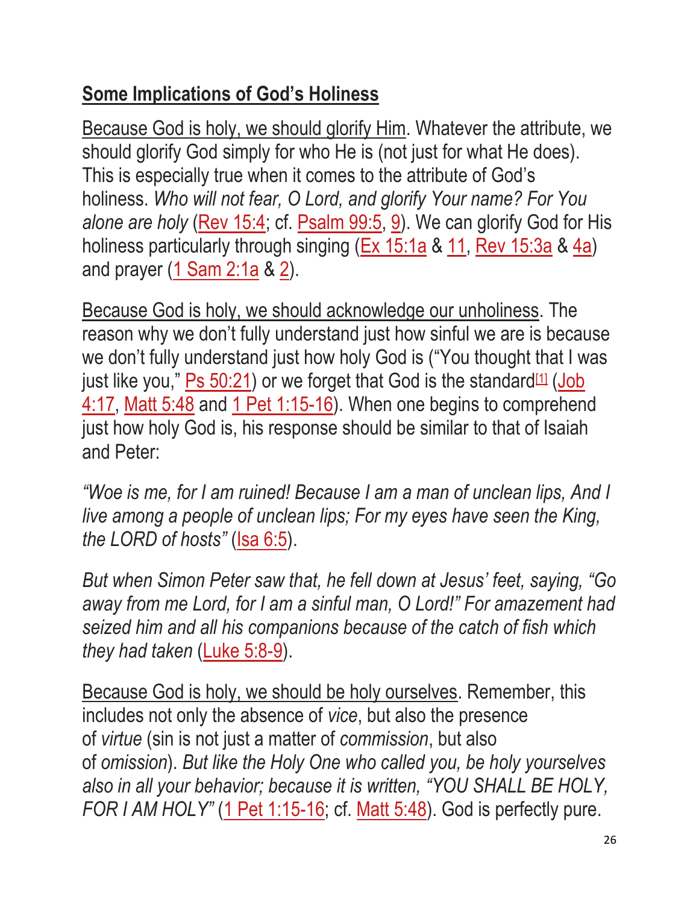## **Some Implications of God's Holiness**

Because God is holy, we should glorify Him. Whatever the attribute, we should glorify God simply for who He is (not just for what He does). This is especially true when it comes to the attribute of God's holiness. *Who will not fear, O Lord, and glorify Your name? For You alone are holy* (Rev 15:4; cf. Psalm 99:5, 9). We can glorify God for His holiness particularly through singing (Ex 15:1a & 11, Rev 15:3a & 4a) and prayer (1 Sam 2:1a & 2).

Because God is holy, we should acknowledge our unholiness. The reason why we don't fully understand just how sinful we are is because we don't fully understand just how holy God is ("You thought that I was just like you," Ps 50:21) or we forget that God is the standard[1] (Job 4:17, Matt 5:48 and 1 Pet 1:15-16). When one begins to comprehend just how holy God is, his response should be similar to that of Isaiah and Peter:

*"Woe is me, for I am ruined! Because I am a man of unclean lips, And I live among a people of unclean lips; For my eyes have seen the King, the LORD of hosts"* (Isa 6:5).

*But when Simon Peter saw that, he fell down at Jesus' feet, saying, "Go away from me Lord, for I am a sinful man, O Lord!" For amazement had seized him and all his companions because of the catch of fish which they had taken* (Luke 5:8-9).

Because God is holy, we should be holy ourselves. Remember, this includes not only the absence of *vice*, but also the presence of *virtue* (sin is not just a matter of *commission*, but also of *omission*). *But like the Holy One who called you, be holy yourselves also in all your behavior; because it is written, "YOU SHALL BE HOLY, FOR I AM HOLY"* (1 Pet 1:15-16; cf. Matt 5:48). God is perfectly pure.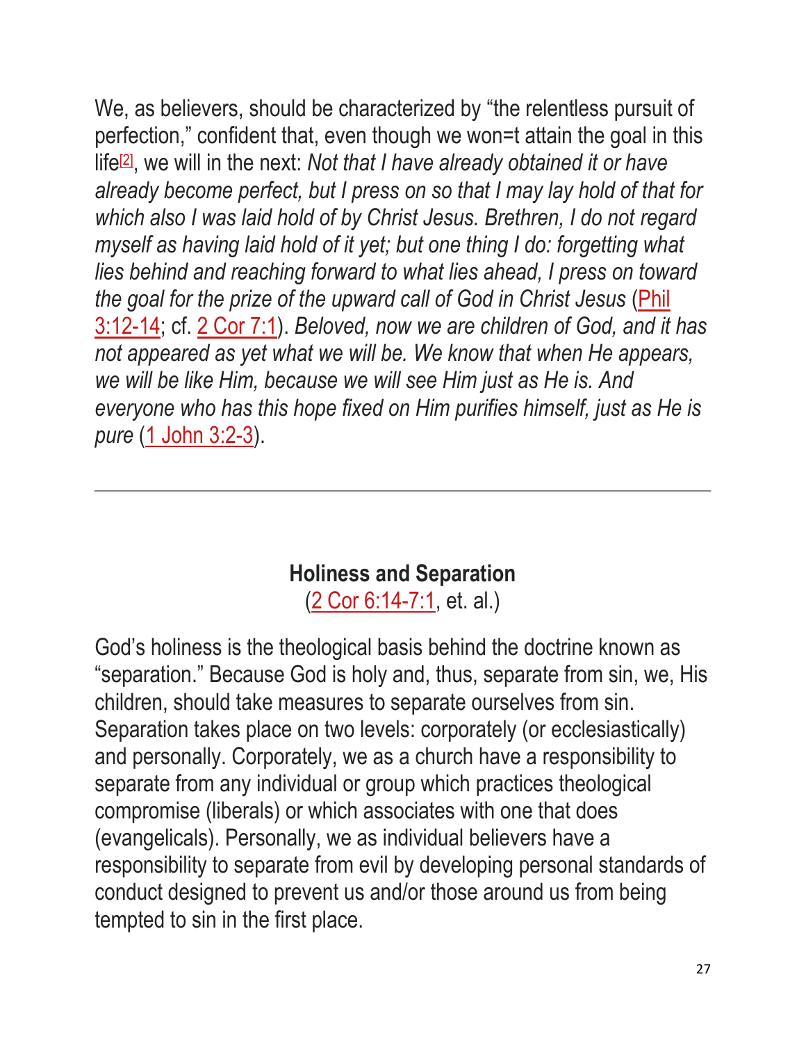We, as believers, should be characterized by "the relentless pursuit of perfection," confident that, even though we won=t attain the goal in this life[2], we will in the next: *Not that I have already obtained it or have already become perfect, but I press on so that I may lay hold of that for which also I was laid hold of by Christ Jesus. Brethren, I do not regard myself as having laid hold of it yet; but one thing I do: forgetting what lies behind and reaching forward to what lies ahead, I press on toward the goal for the prize of the upward call of God in Christ Jesus* (Phil 3:12-14; cf. 2 Cor 7:1). *Beloved, now we are children of God, and it has not appeared as yet what we will be. We know that when He appears, we will be like Him, because we will see Him just as He is. And everyone who has this hope fixed on Him purifies himself, just as He is pure* (1 John 3:2-3).

---

**Holiness and Separation**
(2 Cor 6:14-7:1, et. al.)

God's holiness is the theological basis behind the doctrine known as "separation." Because God is holy and, thus, separate from sin, we, His children, should take measures to separate ourselves from sin. Separation takes place on two levels: corporately (or ecclesiastically) and personally. Corporately, we as a church have a responsibility to separate from any individual or group which practices theological compromise (liberals) or which associates with one that does (evangelicals). Personally, we as individual believers have a responsibility to separate from evil by developing personal standards of conduct designed to prevent us and/or those around us from being tempted to sin in the first place.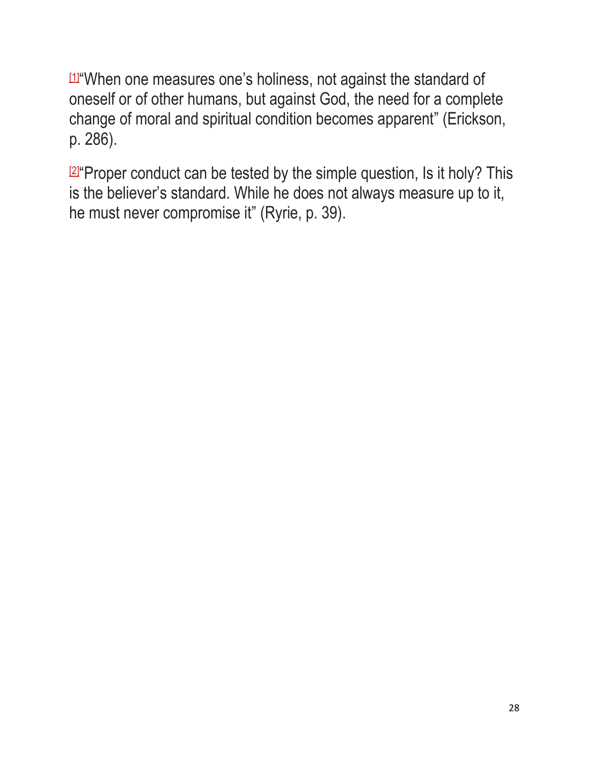[1]“When one measures one’s holiness, not against the standard of oneself or of other humans, but against God, the need for a complete change of moral and spiritual condition becomes apparent” (Erickson, p. 286).

[2]“Proper conduct can be tested by the simple question, Is it holy? This is the believer’s standard. While he does not always measure up to it, he must never compromise it” (Ryrie, p. 39).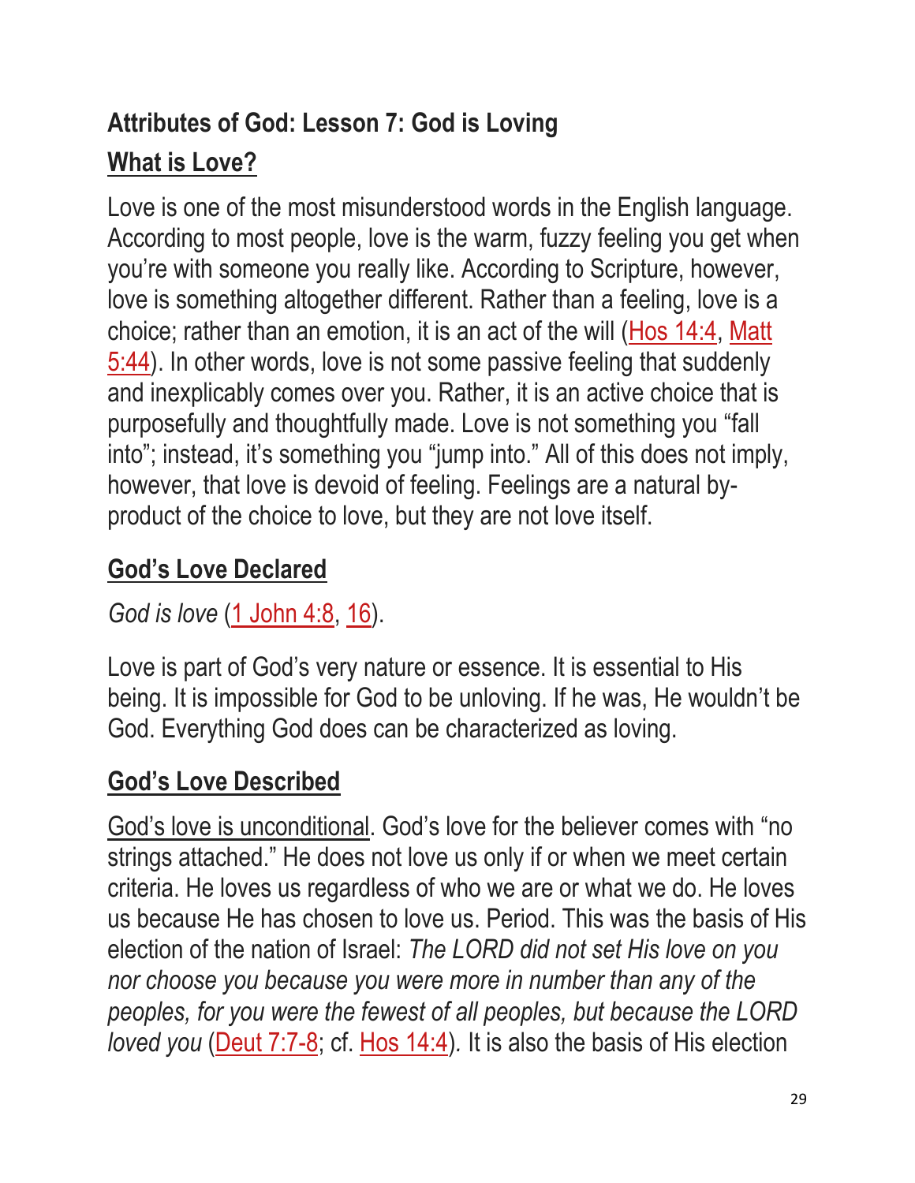**Attributes of God: Lesson 7: God is Loving**

## What is Love?

Love is one of the most misunderstood words in the English language. According to most people, love is the warm, fuzzy feeling you get when you're with someone you really like. According to Scripture, however, love is something altogether different. Rather than a feeling, love is a choice; rather than an emotion, it is an act of the will (Hos 14:4, Matt 5:44). In other words, love is not some passive feeling that suddenly and inexplicably comes over you. Rather, it is an active choice that is purposefully and thoughtfully made. Love is not something you "fall into"; instead, it's something you "jump into." All of this does not imply, however, that love is devoid of feeling. Feelings are a natural by-product of the choice to love, but they are not love itself.

## God's Love Declared

*God is love* (1 John 4:8, 16).

Love is part of God's very nature or essence. It is essential to His being. It is impossible for God to be unloving. If he was, He wouldn't be God. Everything God does can be characterized as loving.

## God's Love Described

God's love is unconditional. God's love for the believer comes with "no strings attached." He does not love us only if or when we meet certain criteria. He loves us regardless of who we are or what we do. He loves us because He has chosen to love us. Period. This was the basis of His election of the nation of Israel: *The LORD did not set His love on you nor choose you because you were more in number than any of the peoples, for you were the fewest of all peoples, but because the LORD loved you* (Deut 7:7-8; cf. Hos 14:4). It is also the basis of His election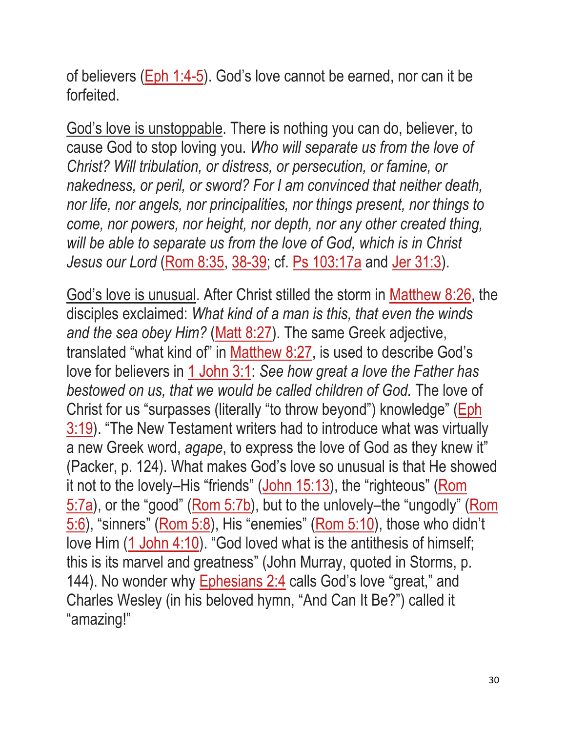of believers (Eph 1:4-5). God's love cannot be earned, nor can it be forfeited.

<u>God's love is unstoppable</u>. There is nothing you can do, believer, to cause God to stop loving you. *Who will separate us from the love of Christ? Will tribulation, or distress, or persecution, or famine, or nakedness, or peril, or sword? For I am convinced that neither death, nor life, nor angels, nor principalities, nor things present, nor things to come, nor powers, nor height, nor depth, nor any other created thing, will be able to separate us from the love of God, which is in Christ Jesus our Lord* (Rom 8:35, 38-39; cf. Ps 103:17a and Jer 31:3).

<u>God's love is unusual</u>. After Christ stilled the storm in Matthew 8:26, the disciples exclaimed: *What kind of a man is this, that even the winds and the sea obey Him?* (Matt 8:27). The same Greek adjective, translated "what kind of" in Matthew 8:27, is used to describe God's love for believers in 1 John 3:1: *See how great a love the Father has bestowed on us, that we would be called children of God.* The love of Christ for us "surpasses (literally "to throw beyond") knowledge" (Eph 3:19). "The New Testament writers had to introduce what was virtually a new Greek word, *agape*, to express the love of God as they knew it" (Packer, p. 124). What makes God's love so unusual is that He showed it not to the lovely–His "friends" (John 15:13), the "righteous" (Rom 5:7a), or the "good" (Rom 5:7b), but to the unlovely–the "ungodly" (Rom 5:6), "sinners" (Rom 5:8), His "enemies" (Rom 5:10), those who didn't love Him (1 John 4:10). "God loved what is the antithesis of himself; this is its marvel and greatness" (John Murray, quoted in Storms, p. 144). No wonder why Ephesians 2:4 calls God's love "great," and Charles Wesley (in his beloved hymn, "And Can It Be?") called it "amazing!"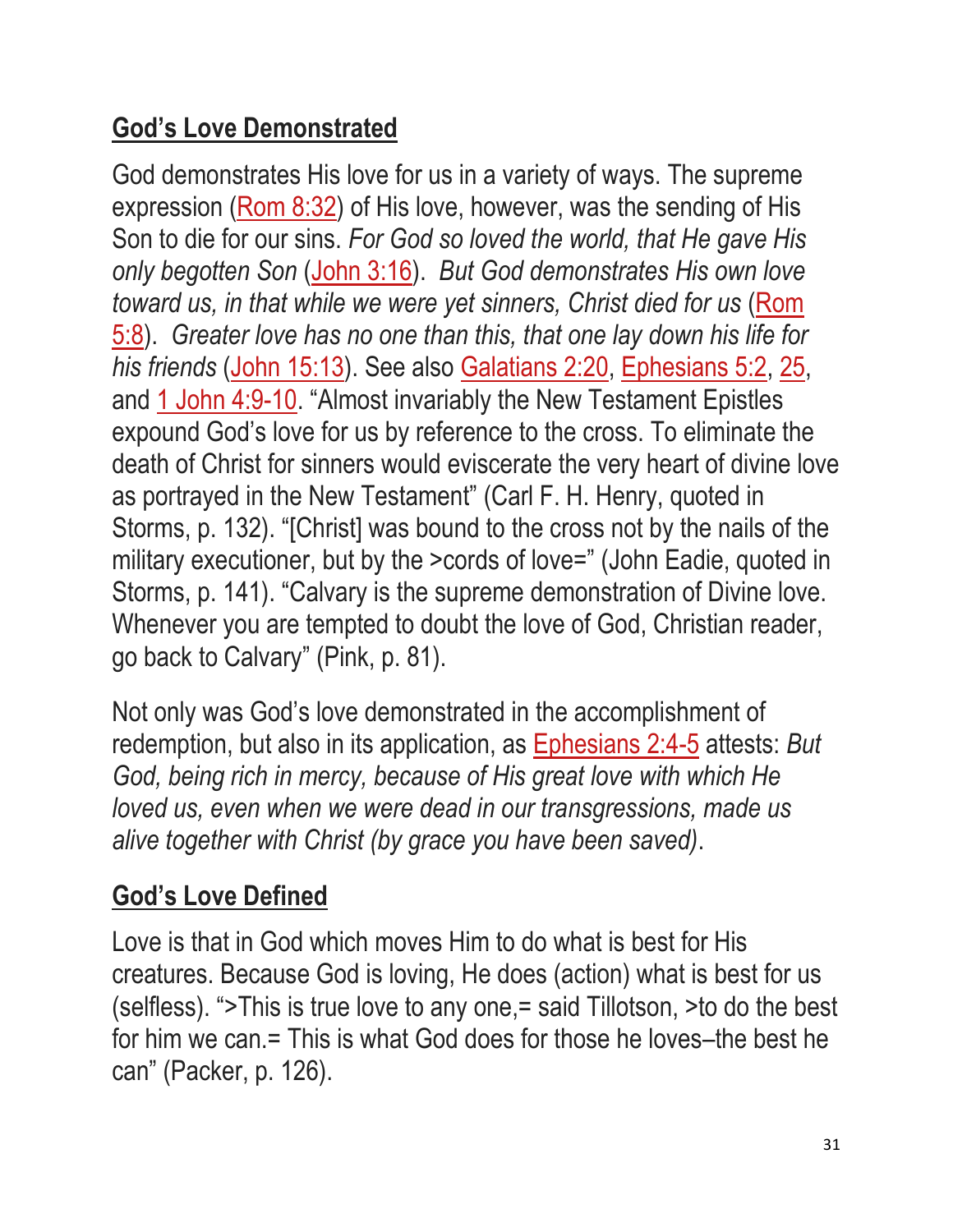## **God's Love Demonstrated**

God demonstrates His love for us in a variety of ways. The supreme expression (Rom 8:32) of His love, however, was the sending of His Son to die for our sins. *For God so loved the world, that He gave His only begotten Son* (John 3:16). *But God demonstrates His own love toward us, in that while we were yet sinners, Christ died for us* (Rom 5:8). *Greater love has no one than this, that one lay down his life for his friends* (John 15:13). See also Galatians 2:20, Ephesians 5:2, 25, and 1 John 4:9-10. "Almost invariably the New Testament Epistles expound God's love for us by reference to the cross. To eliminate the death of Christ for sinners would eviscerate the very heart of divine love as portrayed in the New Testament" (Carl F. H. Henry, quoted in Storms, p. 132). "[Christ] was bound to the cross not by the nails of the military executioner, but by the >cords of love=" (John Eadie, quoted in Storms, p. 141). "Calvary is the supreme demonstration of Divine love. Whenever you are tempted to doubt the love of God, Christian reader, go back to Calvary" (Pink, p. 81).

Not only was God's love demonstrated in the accomplishment of redemption, but also in its application, as Ephesians 2:4-5 attests: *But God, being rich in mercy, because of His great love with which He loved us, even when we were dead in our transgressions, made us alive together with Christ (by grace you have been saved)*.

## **God's Love Defined**

Love is that in God which moves Him to do what is best for His creatures. Because God is loving, He does (action) what is best for us (selfless). ">This is true love to any one,= said Tillotson, >to do the best for him we can.= This is what God does for those he loves–the best he can" (Packer, p. 126).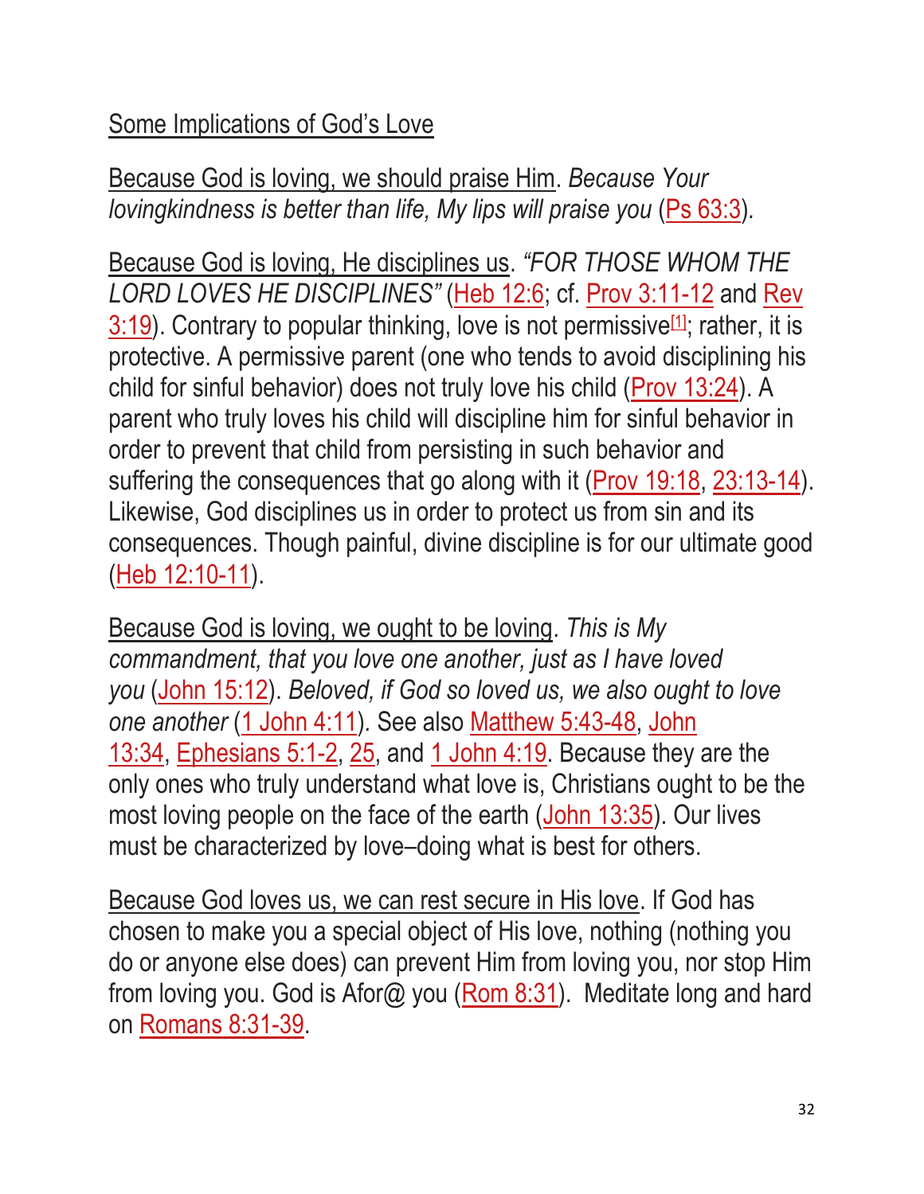Some Implications of God's Love

Because God is loving, we should praise Him. *Because Your lovingkindness is better than life, My lips will praise you* (Ps 63:3).

Because God is loving, He disciplines us. *"FOR THOSE WHOM THE LORD LOVES HE DISCIPLINES"* (Heb 12:6; cf. Prov 3:11-12 and Rev 3:19). Contrary to popular thinking, love is not permissive[1]; rather, it is protective. A permissive parent (one who tends to avoid disciplining his child for sinful behavior) does not truly love his child (Prov 13:24). A parent who truly loves his child will discipline him for sinful behavior in order to prevent that child from persisting in such behavior and suffering the consequences that go along with it (Prov 19:18, 23:13-14). Likewise, God disciplines us in order to protect us from sin and its consequences. Though painful, divine discipline is for our ultimate good (Heb 12:10-11).

Because God is loving, we ought to be loving. *This is My commandment, that you love one another, just as I have loved you* (John 15:12). *Beloved, if God so loved us, we also ought to love one another* (1 John 4:11). See also Matthew 5:43-48, John 13:34, Ephesians 5:1-2, 25, and 1 John 4:19. Because they are the only ones who truly understand what love is, Christians ought to be the most loving people on the face of the earth (John 13:35). Our lives must be characterized by love–doing what is best for others.

Because God loves us, we can rest secure in His love. If God has chosen to make you a special object of His love, nothing (nothing you do or anyone else does) can prevent Him from loving you, nor stop Him from loving you. God is Afor@ you (Rom 8:31). Meditate long and hard on Romans 8:31-39.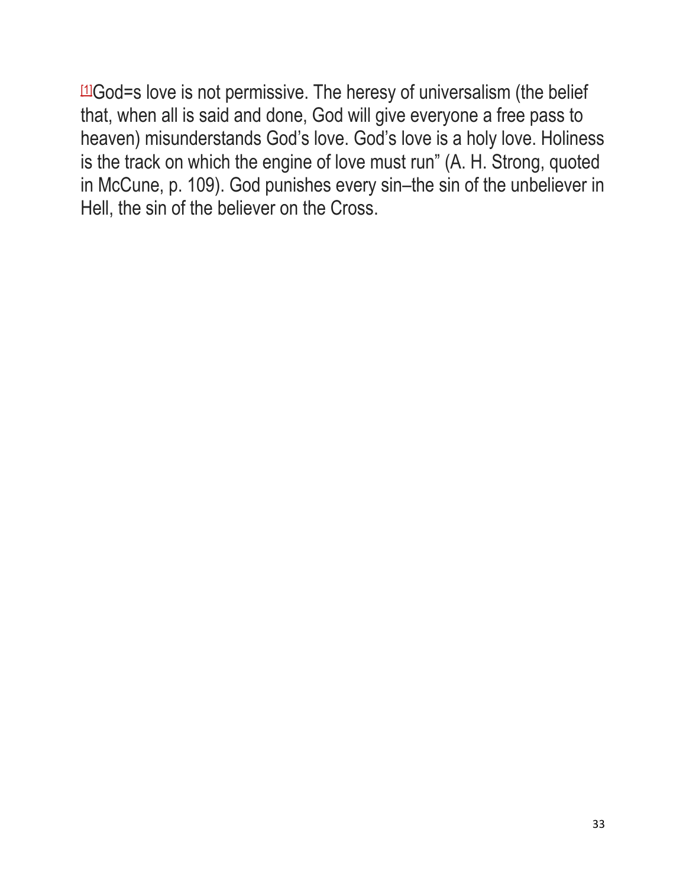[1]God=s love is not permissive. The heresy of universalism (the belief that, when all is said and done, God will give everyone a free pass to heaven) misunderstands God's love. God's love is a holy love. Holiness is the track on which the engine of love must run" (A. H. Strong, quoted in McCune, p. 109). God punishes every sin–the sin of the unbeliever in Hell, the sin of the believer on the Cross.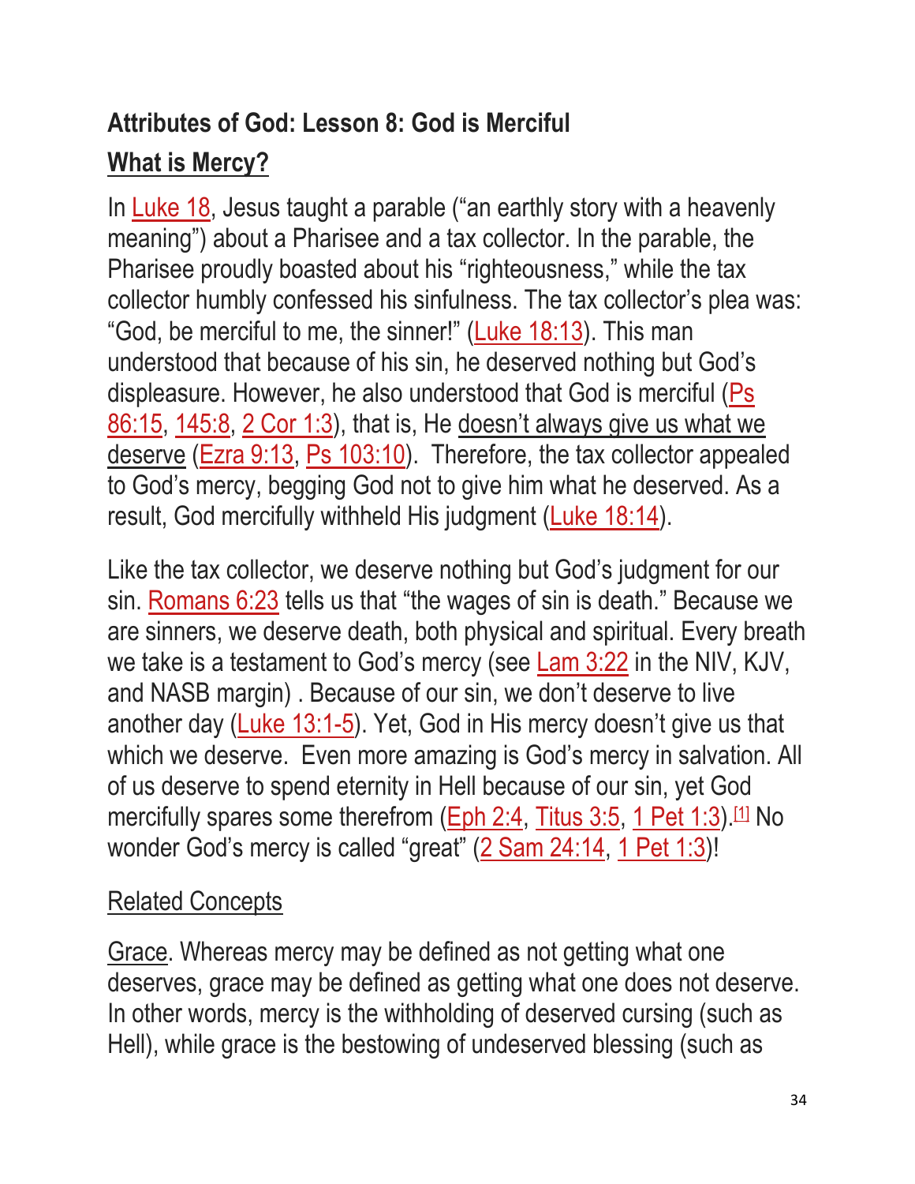**Attributes of God: Lesson 8: God is Merciful**

**What is Mercy?**

In Luke 18, Jesus taught a parable ("an earthly story with a heavenly meaning") about a Pharisee and a tax collector. In the parable, the Pharisee proudly boasted about his "righteousness," while the tax collector humbly confessed his sinfulness. The tax collector's plea was: "God, be merciful to me, the sinner!" (Luke 18:13). This man understood that because of his sin, he deserved nothing but God's displeasure. However, he also understood that God is merciful (Ps 86:15, 145:8, 2 Cor 1:3), that is, He doesn't always give us what we deserve (Ezra 9:13, Ps 103:10). Therefore, the tax collector appealed to God's mercy, begging God not to give him what he deserved. As a result, God mercifully withheld His judgment (Luke 18:14).

Like the tax collector, we deserve nothing but God's judgment for our sin. Romans 6:23 tells us that "the wages of sin is death." Because we are sinners, we deserve death, both physical and spiritual. Every breath we take is a testament to God's mercy (see Lam 3:22 in the NIV, KJV, and NASB margin) . Because of our sin, we don't deserve to live another day (Luke 13:1-5). Yet, God in His mercy doesn't give us that which we deserve. Even more amazing is God's mercy in salvation. All of us deserve to spend eternity in Hell because of our sin, yet God mercifully spares some therefrom (Eph 2:4, Titus 3:5, 1 Pet 1:3).[1] No wonder God's mercy is called "great" (2 Sam 24:14, 1 Pet 1:3)!

Related Concepts

Grace. Whereas mercy may be defined as not getting what one deserves, grace may be defined as getting what one does not deserve. In other words, mercy is the withholding of deserved cursing (such as Hell), while grace is the bestowing of undeserved blessing (such as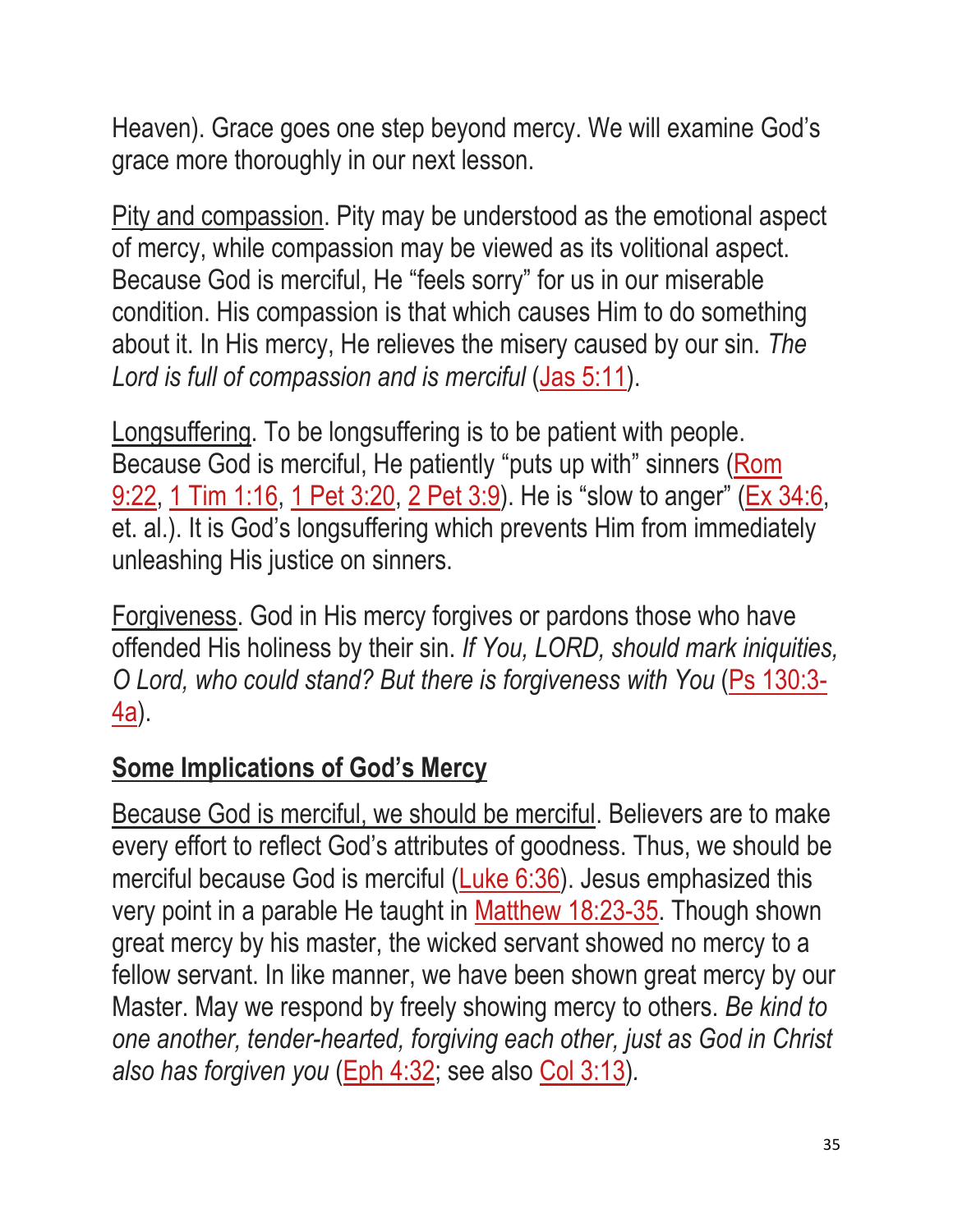Heaven). Grace goes one step beyond mercy. We will examine God's grace more thoroughly in our next lesson.

Pity and compassion. Pity may be understood as the emotional aspect of mercy, while compassion may be viewed as its volitional aspect. Because God is merciful, He "feels sorry" for us in our miserable condition. His compassion is that which causes Him to do something about it. In His mercy, He relieves the misery caused by our sin. *The Lord is full of compassion and is merciful* (Jas 5:11).

Longsuffering. To be longsuffering is to be patient with people. Because God is merciful, He patiently "puts up with" sinners (Rom 9:22, 1 Tim 1:16, 1 Pet 3:20, 2 Pet 3:9). He is "slow to anger" (Ex 34:6, et. al.). It is God's longsuffering which prevents Him from immediately unleashing His justice on sinners.

Forgiveness. God in His mercy forgives or pardons those who have offended His holiness by their sin. *If You, LORD, should mark iniquities, O Lord, who could stand? But there is forgiveness with You* (Ps 130:3-4a).

## Some Implications of God's Mercy

Because God is merciful, we should be merciful. Believers are to make every effort to reflect God's attributes of goodness. Thus, we should be merciful because God is merciful (Luke 6:36). Jesus emphasized this very point in a parable He taught in Matthew 18:23-35. Though shown great mercy by his master, the wicked servant showed no mercy to a fellow servant. In like manner, we have been shown great mercy by our Master. May we respond by freely showing mercy to others. *Be kind to one another, tender-hearted, forgiving each other, just as God in Christ also has forgiven you* (Eph 4:32; see also Col 3:13).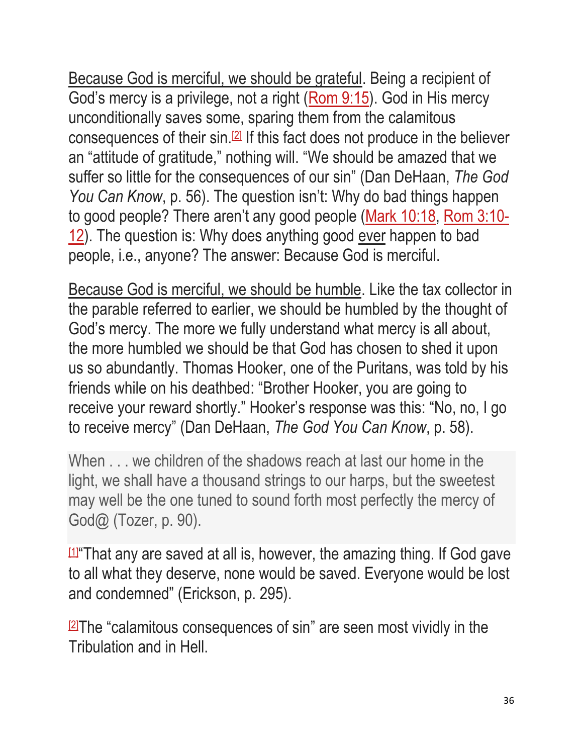<u>Because God is merciful, we should be grateful</u>. Being a recipient of God's mercy is a privilege, not a right (Rom 9:15). God in His mercy unconditionally saves some, sparing them from the calamitous consequences of their sin.[2] If this fact does not produce in the believer an "attitude of gratitude," nothing will. "We should be amazed that we suffer so little for the consequences of our sin" (Dan DeHaan, *The God You Can Know*, p. 56). The question isn't: Why do bad things happen to good people? There aren't any good people (Mark 10:18, Rom 3:10-12). The question is: Why does anything good <u>ever</u> happen to bad people, i.e., anyone? The answer: Because God is merciful.

<u>Because God is merciful, we should be humble</u>. Like the tax collector in the parable referred to earlier, we should be humbled by the thought of God's mercy. The more we fully understand what mercy is all about, the more humbled we should be that God has chosen to shed it upon us so abundantly. Thomas Hooker, one of the Puritans, was told by his friends while on his deathbed: "Brother Hooker, you are going to receive your reward shortly." Hooker's response was this: "No, no, I go to receive mercy" (Dan DeHaan, *The God You Can Know*, p. 58).

> When . . . we children of the shadows reach at last our home in the light, we shall have a thousand strings to our harps, but the sweetest may well be the one tuned to sound forth most perfectly the mercy of God@ (Tozer, p. 90).

[1]"That any are saved at all is, however, the amazing thing. If God gave to all what they deserve, none would be saved. Everyone would be lost and condemned" (Erickson, p. 295).

[2]The "calamitous consequences of sin" are seen most vividly in the Tribulation and in Hell.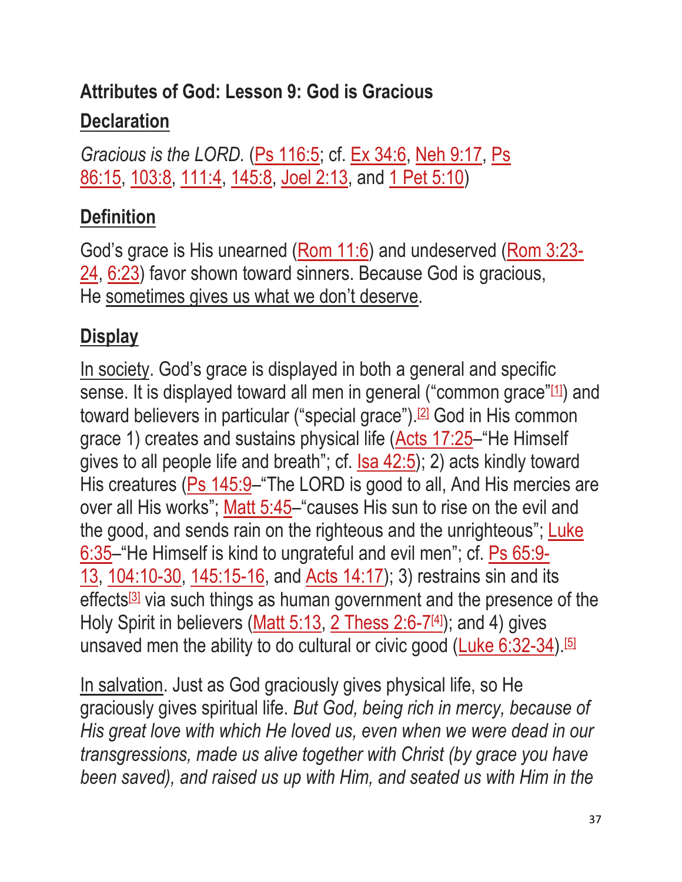**Attributes of God: Lesson 9: God is Gracious**

## Declaration

*Gracious is the LORD.* (Ps 116:5; cf. Ex 34:6, Neh 9:17, Ps 86:15, 103:8, 111:4, 145:8, Joel 2:13, and 1 Pet 5:10)

## Definition

God's grace is His unearned (Rom 11:6) and undeserved (Rom 3:23-24, 6:23) favor shown toward sinners. Because God is gracious, He sometimes gives us what we don't deserve.

## Display

In society. God's grace is displayed in both a general and specific sense. It is displayed toward all men in general ("common grace"[1]) and toward believers in particular ("special grace").[2] God in His common grace 1) creates and sustains physical life (Acts 17:25–"He Himself gives to all people life and breath"; cf. Isa 42:5); 2) acts kindly toward His creatures (Ps 145:9–"The LORD is good to all, And His mercies are over all His works"; Matt 5:45–"causes His sun to rise on the evil and the good, and sends rain on the righteous and the unrighteous"; Luke 6:35–"He Himself is kind to ungrateful and evil men"; cf. Ps 65:9-13, 104:10-30, 145:15-16, and Acts 14:17); 3) restrains sin and its effects[3] via such things as human government and the presence of the Holy Spirit in believers (Matt 5:13, 2 Thess 2:6-7[4]); and 4) gives unsaved men the ability to do cultural or civic good (Luke 6:32-34).[5]

In salvation. Just as God graciously gives physical life, so He graciously gives spiritual life. *But God, being rich in mercy, because of His great love with which He loved us, even when we were dead in our transgressions, made us alive together with Christ (by grace you have been saved), and raised us up with Him, and seated us with Him in the*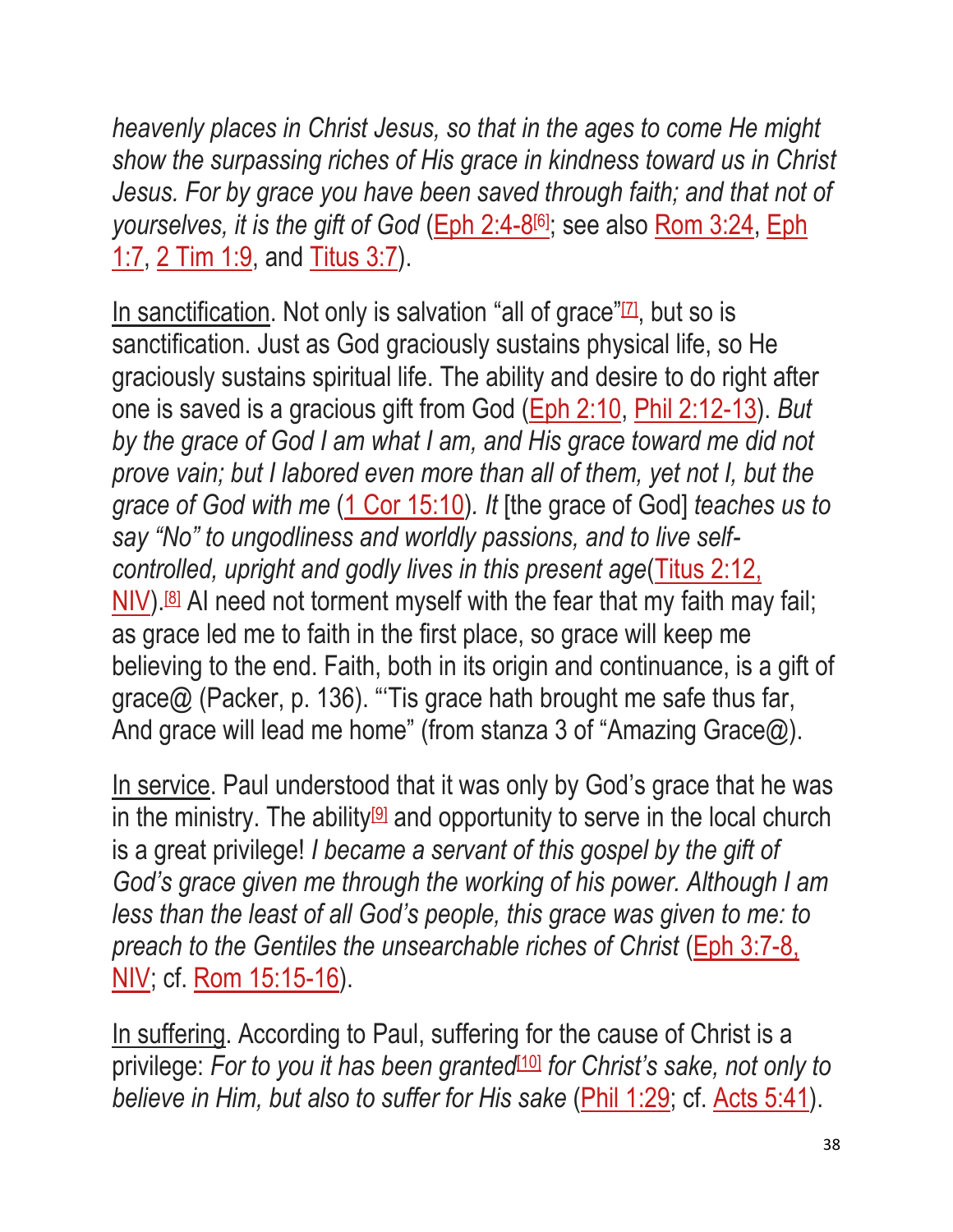*heavenly places in Christ Jesus, so that in the ages to come He might show the surpassing riches of His grace in kindness toward us in Christ Jesus. For by grace you have been saved through faith; and that not of yourselves, it is the gift of God* (Eph 2:4-8[6]; see also Rom 3:24, Eph 1:7, 2 Tim 1:9, and Titus 3:7).

In sanctification. Not only is salvation “all of grace”[7], but so is sanctification. Just as God graciously sustains physical life, so He graciously sustains spiritual life. The ability and desire to do right after one is saved is a gracious gift from God (Eph 2:10, Phil 2:12-13). *But by the grace of God I am what I am, and His grace toward me did not prove vain; but I labored even more than all of them, yet not I, but the grace of God with me* (1 Cor 15:10). *It* [the grace of God] *teaches us to say “No” to ungodliness and worldly passions, and to live self-controlled, upright and godly lives in this present age*(Titus 2:12, NIV).[8] AI need not torment myself with the fear that my faith may fail; as grace led me to faith in the first place, so grace will keep me believing to the end. Faith, both in its origin and continuance, is a gift of grace@ (Packer, p. 136). “‘Tis grace hath brought me safe thus far, And grace will lead me home” (from stanza 3 of “Amazing Grace@).

In service. Paul understood that it was only by God’s grace that he was in the ministry. The ability[9] and opportunity to serve in the local church is a great privilege! *I became a servant of this gospel by the gift of God’s grace given me through the working of his power. Although I am less than the least of all God’s people, this grace was given to me: to preach to the Gentiles the unsearchable riches of Christ* (Eph 3:7-8, NIV; cf. Rom 15:15-16).

In suffering. According to Paul, suffering for the cause of Christ is a privilege: *For to you it has been granted*[10] *for Christ’s sake, not only to believe in Him, but also to suffer for His sake* (Phil 1:29; cf. Acts 5:41).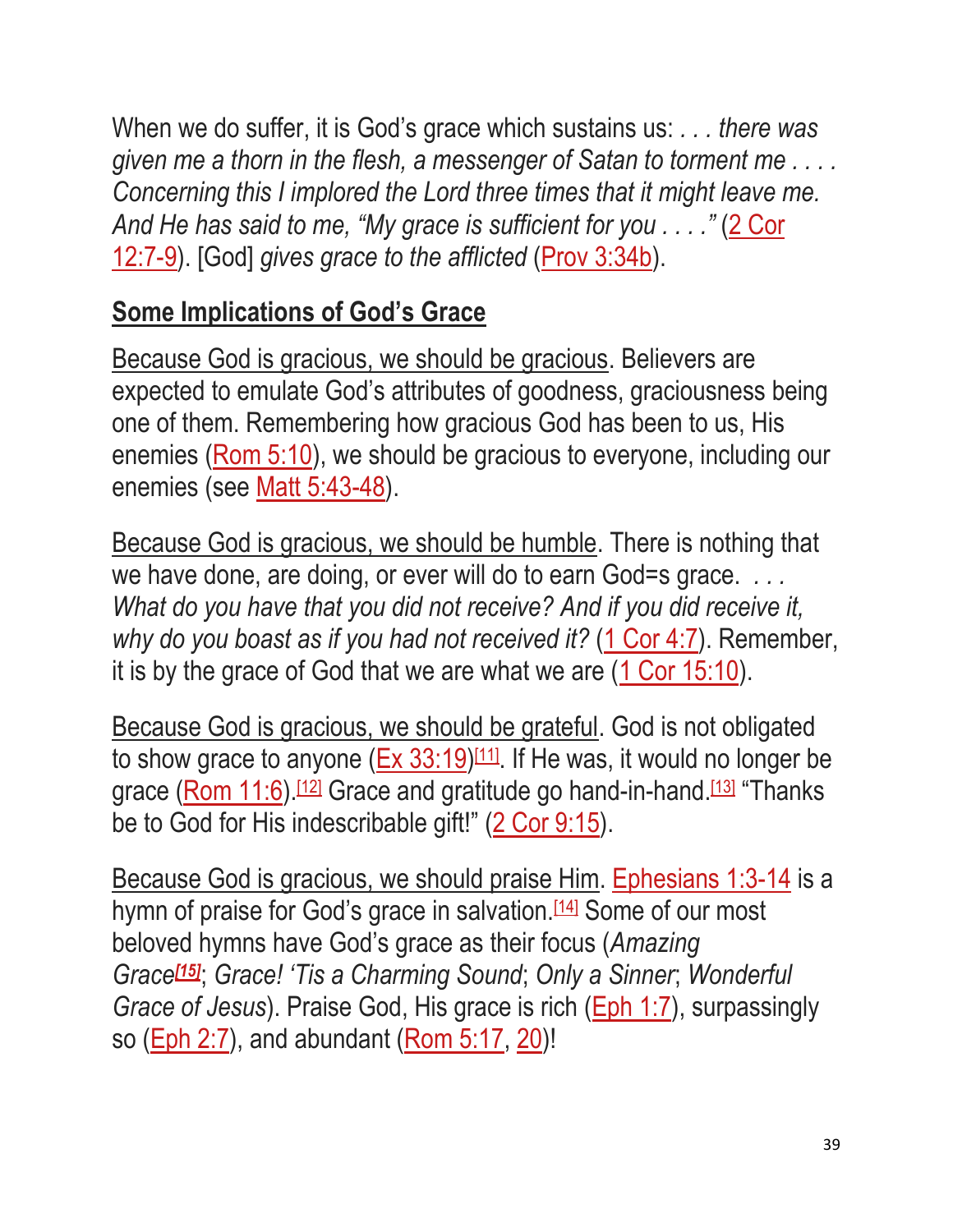When we do suffer, it is God's grace which sustains us: *. . . there was given me a thorn in the flesh, a messenger of Satan to torment me . . . . Concerning this I implored the Lord three times that it might leave me. And He has said to me, "My grace is sufficient for you . . . ."* (2 Cor 12:7-9). [God] *gives grace to the afflicted* (Prov 3:34b).

## Some Implications of God's Grace

Because God is gracious, we should be gracious. Believers are expected to emulate God's attributes of goodness, graciousness being one of them. Remembering how gracious God has been to us, His enemies (Rom 5:10), we should be gracious to everyone, including our enemies (see Matt 5:43-48).

Because God is gracious, we should be humble. There is nothing that we have done, are doing, or ever will do to earn God=s grace. *. . . What do you have that you did not receive? And if you did receive it, why do you boast as if you had not received it?* (1 Cor 4:7). Remember, it is by the grace of God that we are what we are (1 Cor 15:10).

Because God is gracious, we should be grateful. God is not obligated to show grace to anyone (Ex 33:19)[11]. If He was, it would no longer be grace (Rom 11:6).[12] Grace and gratitude go hand-in-hand.[13] "Thanks be to God for His indescribable gift!" (2 Cor 9:15).

Because God is gracious, we should praise Him. Ephesians 1:3-14 is a hymn of praise for God's grace in salvation.[14] Some of our most beloved hymns have God's grace as their focus (*Amazing Grace*[15]; *Grace! 'Tis a Charming Sound*; *Only a Sinner*; *Wonderful Grace of Jesus*). Praise God, His grace is rich (Eph 1:7), surpassingly so (Eph 2:7), and abundant (Rom 5:17, 20)!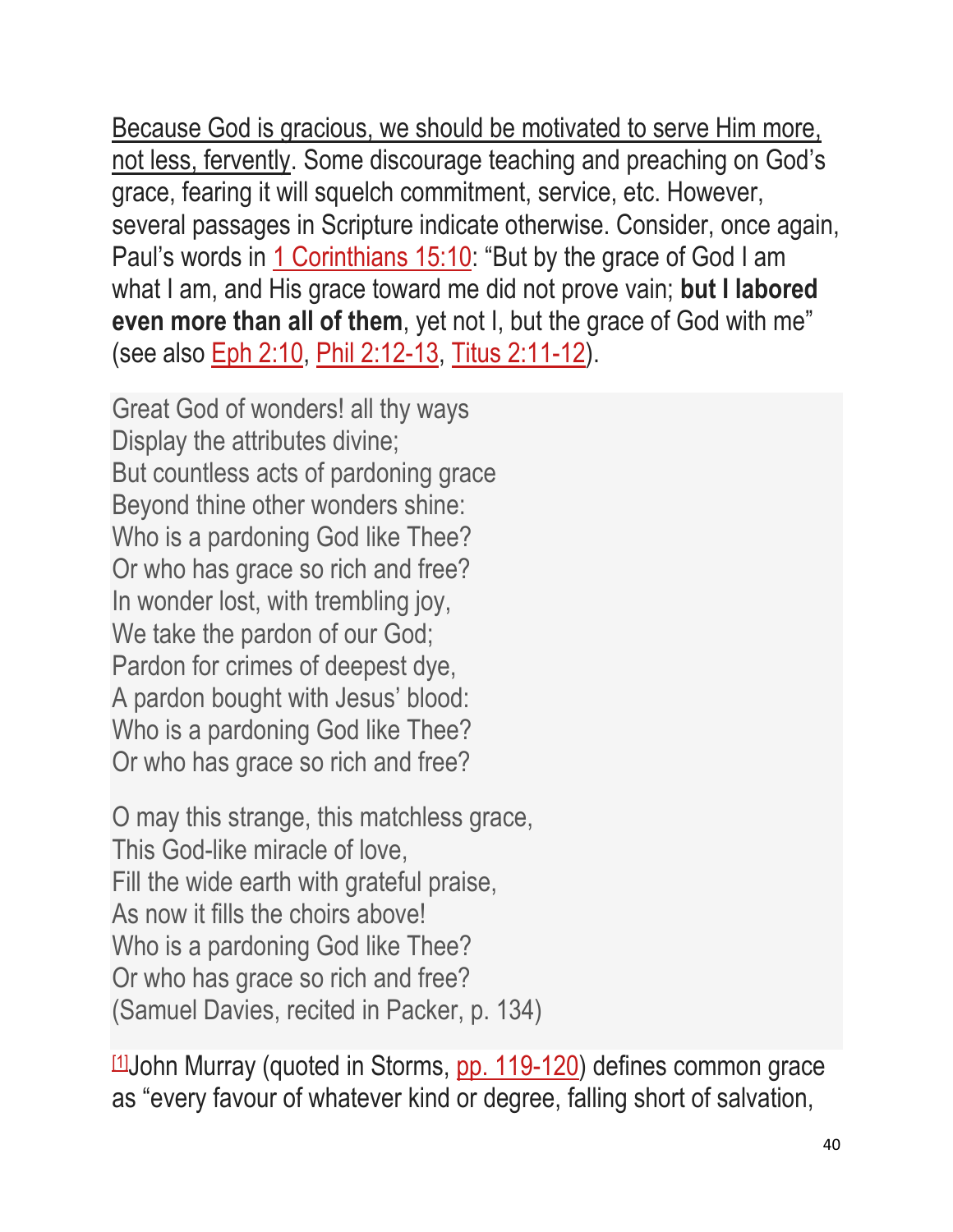<u>Because God is gracious, we should be motivated to serve Him more, not less, fervently</u>. Some discourage teaching and preaching on God's grace, fearing it will squelch commitment, service, etc. However, several passages in Scripture indicate otherwise. Consider, once again, Paul's words in 1 Corinthians 15:10: "But by the grace of God I am what I am, and His grace toward me did not prove vain; **but I labored even more than all of them**, yet not I, but the grace of God with me" (see also Eph 2:10, Phil 2:12-13, Titus 2:11-12).

> Great God of wonders! all thy ways
> Display the attributes divine;
> But countless acts of pardoning grace
> Beyond thine other wonders shine:
> Who is a pardoning God like Thee?
> Or who has grace so rich and free?
> In wonder lost, with trembling joy,
> We take the pardon of our God;
> Pardon for crimes of deepest dye,
> A pardon bought with Jesus' blood:
> Who is a pardoning God like Thee?
> Or who has grace so rich and free?
>
> O may this strange, this matchless grace,
> This God-like miracle of love,
> Fill the wide earth with grateful praise,
> As now it fills the choirs above!
> Who is a pardoning God like Thee?
> Or who has grace so rich and free?
> (Samuel Davies, recited in Packer, p. 134)

[1]John Murray (quoted in Storms, pp. 119-120) defines common grace as "every favour of whatever kind or degree, falling short of salvation,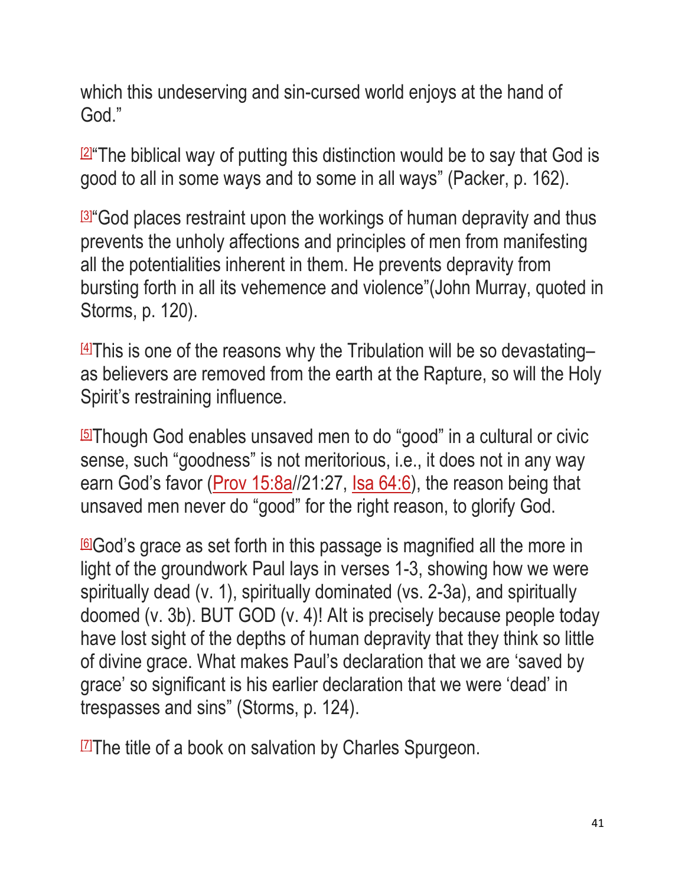which this undeserving and sin-cursed world enjoys at the hand of God."

[2]"The biblical way of putting this distinction would be to say that God is good to all in some ways and to some in all ways" (Packer, p. 162).

[3]"God places restraint upon the workings of human depravity and thus prevents the unholy affections and principles of men from manifesting all the potentialities inherent in them. He prevents depravity from bursting forth in all its vehemence and violence"(John Murray, quoted in Storms, p. 120).

[4]This is one of the reasons why the Tribulation will be so devastating– as believers are removed from the earth at the Rapture, so will the Holy Spirit's restraining influence.

[5]Though God enables unsaved men to do "good" in a cultural or civic sense, such "goodness" is not meritorious, i.e., it does not in any way earn God's favor (Prov 15:8a//21:27, Isa 64:6), the reason being that unsaved men never do "good" for the right reason, to glorify God.

[6]God's grace as set forth in this passage is magnified all the more in light of the groundwork Paul lays in verses 1-3, showing how we were spiritually dead (v. 1), spiritually dominated (vs. 2-3a), and spiritually doomed (v. 3b). BUT GOD (v. 4)! AIt is precisely because people today have lost sight of the depths of human depravity that they think so little of divine grace. What makes Paul's declaration that we are 'saved by grace' so significant is his earlier declaration that we were 'dead' in trespasses and sins" (Storms, p. 124).

[7]The title of a book on salvation by Charles Spurgeon.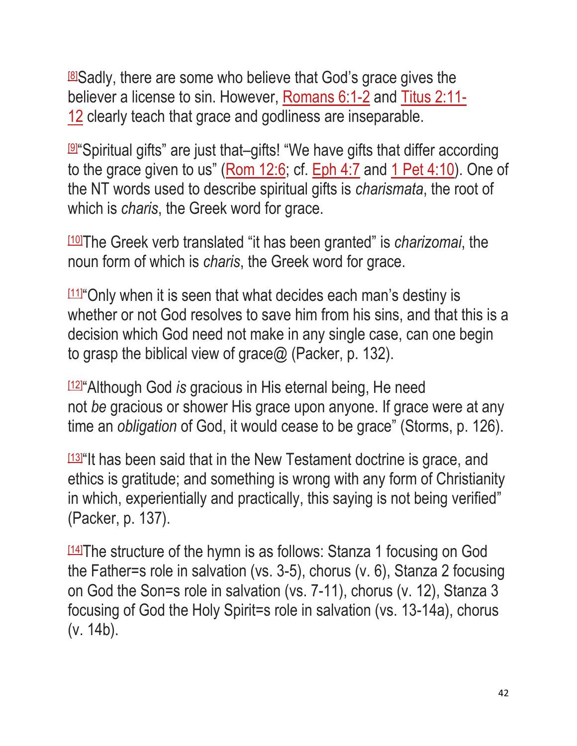[8]Sadly, there are some who believe that God's grace gives the believer a license to sin. However, Romans 6:1-2 and Titus 2:11-12 clearly teach that grace and godliness are inseparable.

[9]"Spiritual gifts" are just that–gifts! "We have gifts that differ according to the grace given to us" (Rom 12:6; cf. Eph 4:7 and 1 Pet 4:10). One of the NT words used to describe spiritual gifts is *charismata*, the root of which is *charis*, the Greek word for grace.

[10]The Greek verb translated "it has been granted" is *charizomai*, the noun form of which is *charis*, the Greek word for grace.

[11]"Only when it is seen that what decides each man's destiny is whether or not God resolves to save him from his sins, and that this is a decision which God need not make in any single case, can one begin to grasp the biblical view of grace@ (Packer, p. 132).

[12]"Although God *is* gracious in His eternal being, He need not *be* gracious or shower His grace upon anyone. If grace were at any time an *obligation* of God, it would cease to be grace" (Storms, p. 126).

[13]"It has been said that in the New Testament doctrine is grace, and ethics is gratitude; and something is wrong with any form of Christianity in which, experientially and practically, this saying is not being verified" (Packer, p. 137).

[14]The structure of the hymn is as follows: Stanza 1 focusing on God the Father=s role in salvation (vs. 3-5), chorus (v. 6), Stanza 2 focusing on God the Son=s role in salvation (vs. 7-11), chorus (v. 12), Stanza 3 focusing of God the Holy Spirit=s role in salvation (vs. 13-14a), chorus (v. 14b).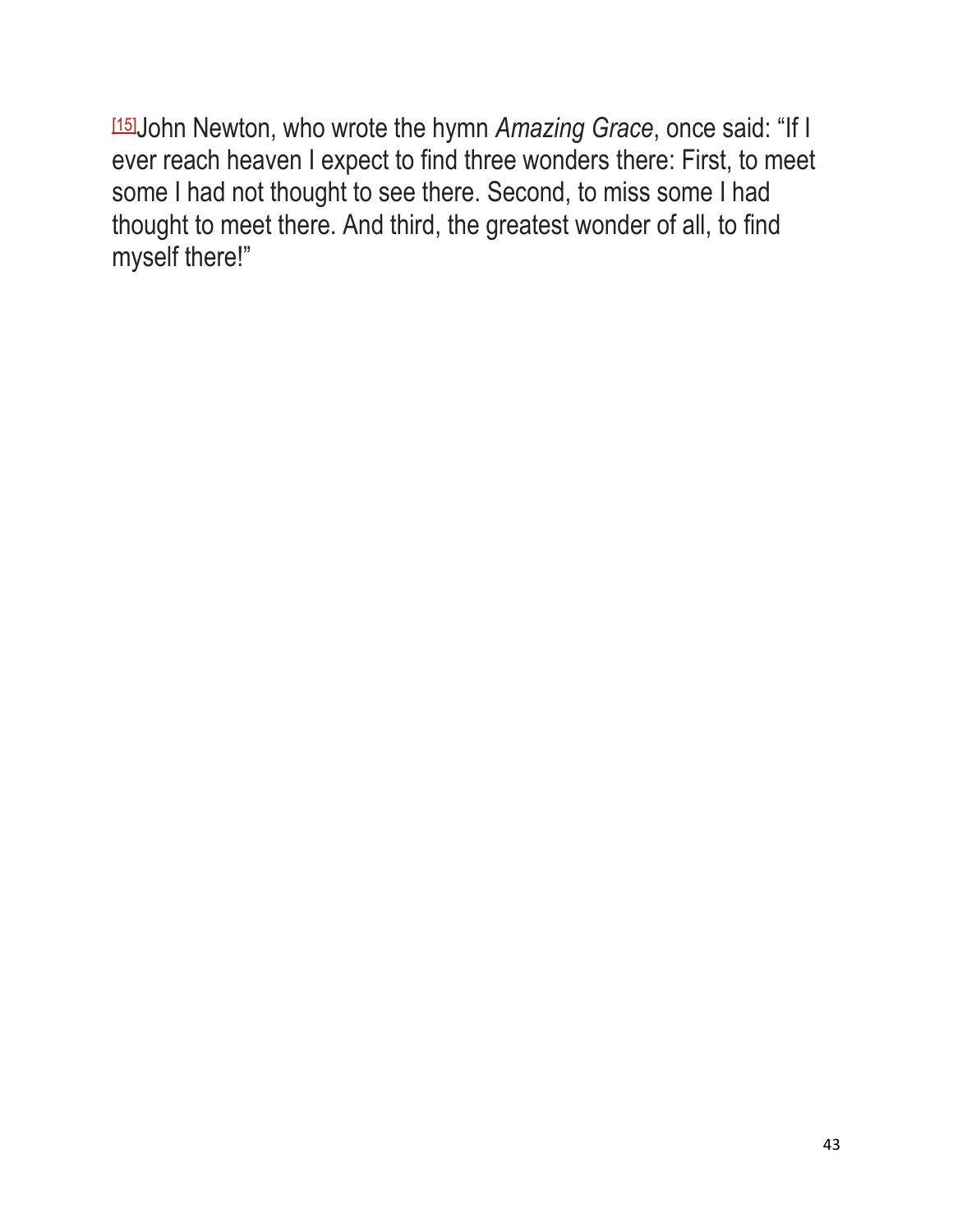[15]John Newton, who wrote the hymn *Amazing Grace*, once said: “If I ever reach heaven I expect to find three wonders there: First, to meet some I had not thought to see there. Second, to miss some I had thought to meet there. And third, the greatest wonder of all, to find myself there!”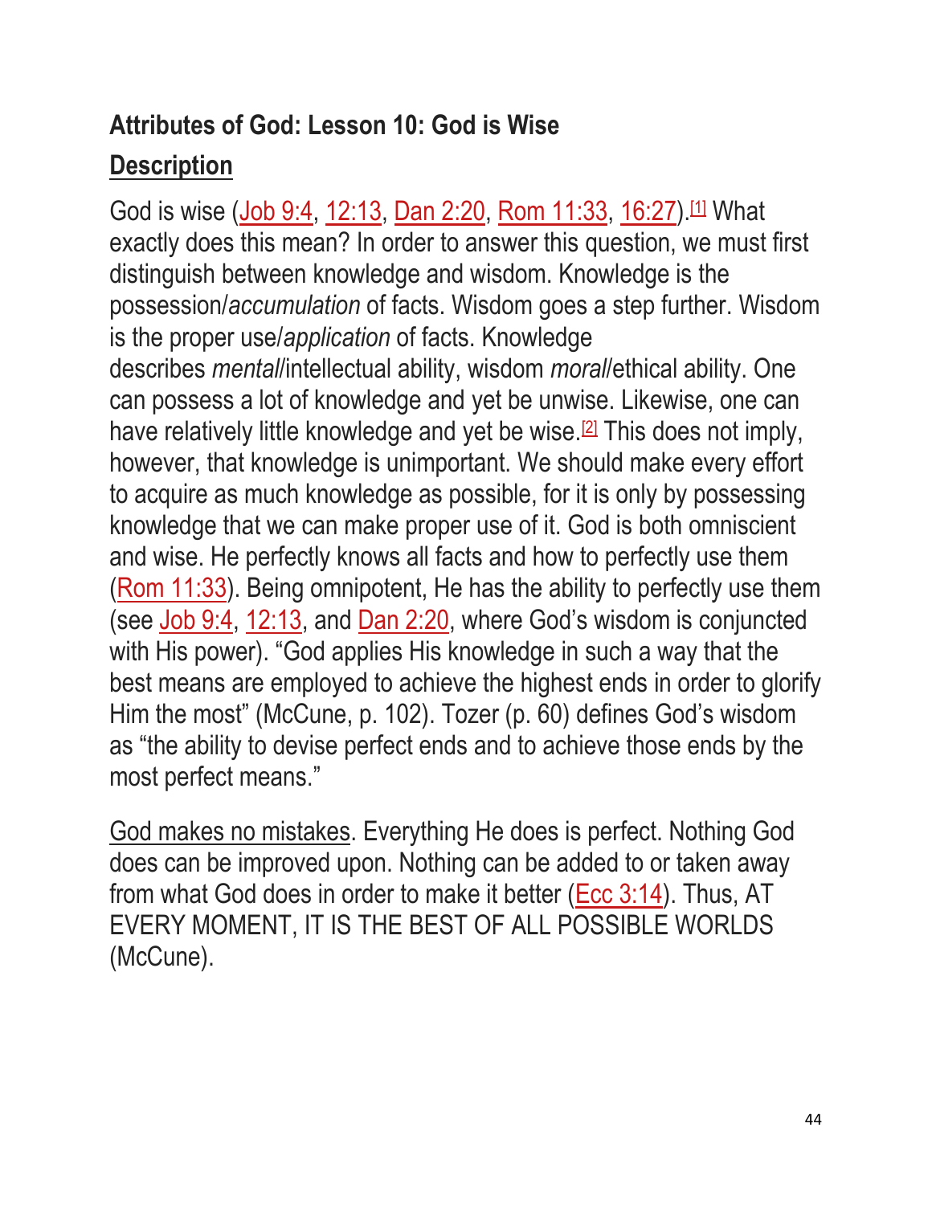**Attributes of God: Lesson 10: God is Wise**

**Description**

God is wise (Job 9:4, 12:13, Dan 2:20, Rom 11:33, 16:27).[1] What exactly does this mean? In order to answer this question, we must first distinguish between knowledge and wisdom. Knowledge is the possession/*accumulation* of facts. Wisdom goes a step further. Wisdom is the proper use/*application* of facts. Knowledge describes *mental*/intellectual ability, wisdom *moral*/ethical ability. One can possess a lot of knowledge and yet be unwise. Likewise, one can have relatively little knowledge and yet be wise.[2] This does not imply, however, that knowledge is unimportant. We should make every effort to acquire as much knowledge as possible, for it is only by possessing knowledge that we can make proper use of it. God is both omniscient and wise. He perfectly knows all facts and how to perfectly use them (Rom 11:33). Being omnipotent, He has the ability to perfectly use them (see Job 9:4, 12:13, and Dan 2:20, where God's wisdom is conjuncted with His power). "God applies His knowledge in such a way that the best means are employed to achieve the highest ends in order to glorify Him the most" (McCune, p. 102). Tozer (p. 60) defines God's wisdom as "the ability to devise perfect ends and to achieve those ends by the most perfect means."

God makes no mistakes. Everything He does is perfect. Nothing God does can be improved upon. Nothing can be added to or taken away from what God does in order to make it better (Ecc 3:14). Thus, AT EVERY MOMENT, IT IS THE BEST OF ALL POSSIBLE WORLDS (McCune).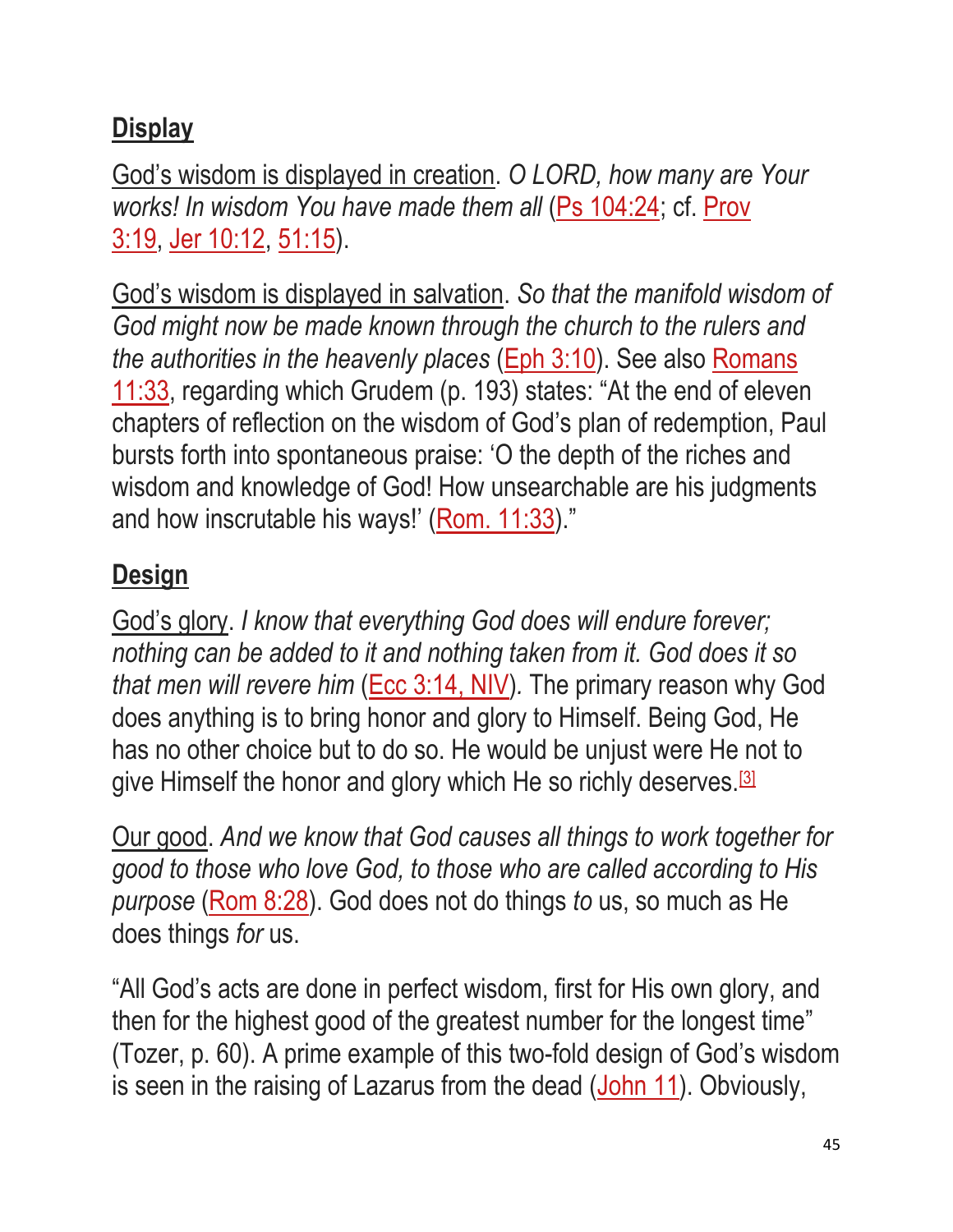## **Display**

God's wisdom is displayed in creation. *O LORD, how many are Your works! In wisdom You have made them all* (Ps 104:24; cf. Prov 3:19, Jer 10:12, 51:15).

God's wisdom is displayed in salvation. *So that the manifold wisdom of God might now be made known through the church to the rulers and the authorities in the heavenly places* (Eph 3:10). See also Romans 11:33, regarding which Grudem (p. 193) states: "At the end of eleven chapters of reflection on the wisdom of God's plan of redemption, Paul bursts forth into spontaneous praise: 'O the depth of the riches and wisdom and knowledge of God! How unsearchable are his judgments and how inscrutable his ways!' (Rom. 11:33)."

## **Design**

God's glory. *I know that everything God does will endure forever; nothing can be added to it and nothing taken from it. God does it so that men will revere him* (Ecc 3:14, NIV)*.* The primary reason why God does anything is to bring honor and glory to Himself. Being God, He has no other choice but to do so. He would be unjust were He not to give Himself the honor and glory which He so richly deserves.[3]

Our good. *And we know that God causes all things to work together for good to those who love God, to those who are called according to His purpose* (Rom 8:28). God does not do things *to* us, so much as He does things *for* us.

"All God's acts are done in perfect wisdom, first for His own glory, and then for the highest good of the greatest number for the longest time" (Tozer, p. 60). A prime example of this two-fold design of God's wisdom is seen in the raising of Lazarus from the dead (John 11). Obviously,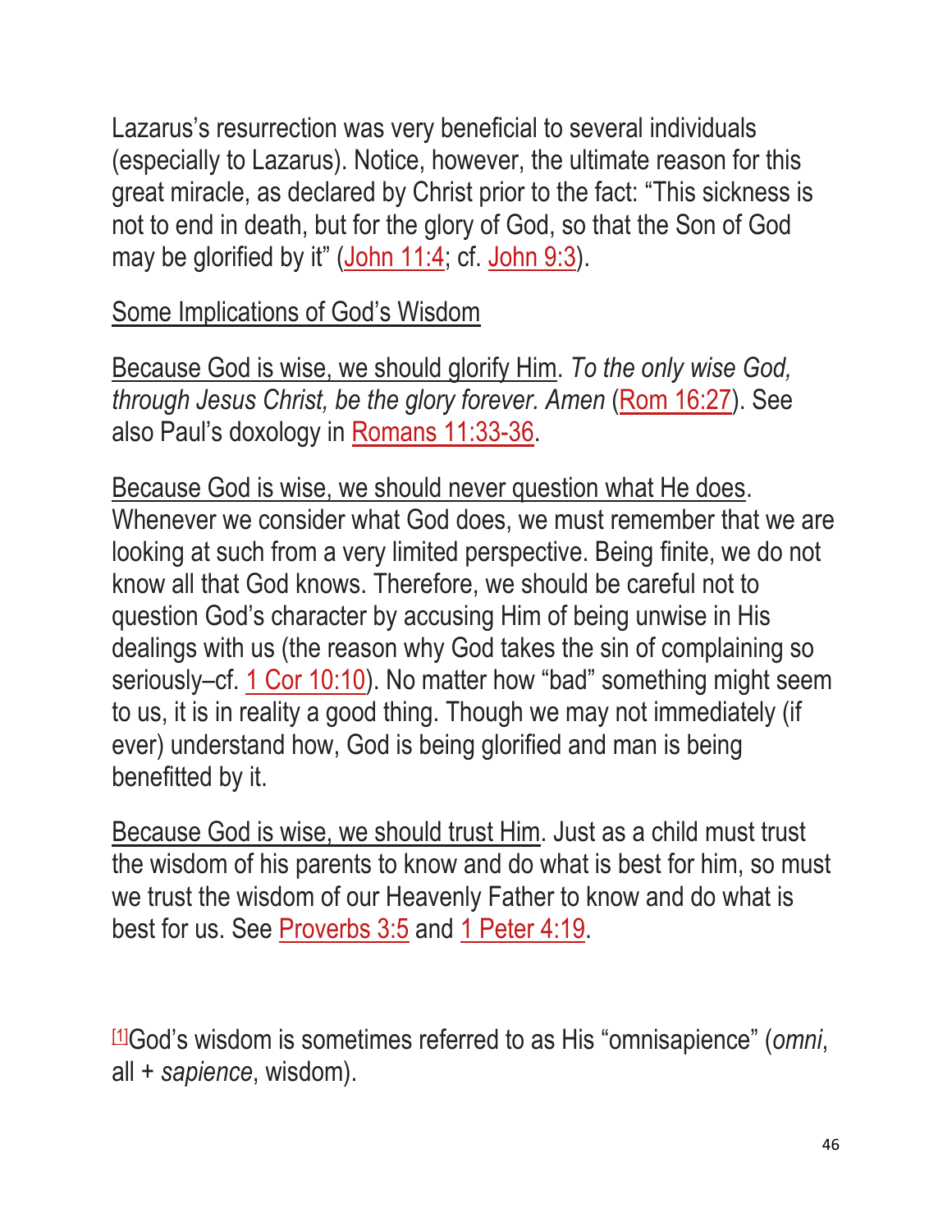Lazarus's resurrection was very beneficial to several individuals (especially to Lazarus). Notice, however, the ultimate reason for this great miracle, as declared by Christ prior to the fact: "This sickness is not to end in death, but for the glory of God, so that the Son of God may be glorified by it" (John 11:4; cf. John 9:3).

Some Implications of God's Wisdom

Because God is wise, we should glorify Him. *To the only wise God, through Jesus Christ, be the glory forever. Amen* (Rom 16:27). See also Paul's doxology in Romans 11:33-36.

Because God is wise, we should never question what He does. Whenever we consider what God does, we must remember that we are looking at such from a very limited perspective. Being finite, we do not know all that God knows. Therefore, we should be careful not to question God's character by accusing Him of being unwise in His dealings with us (the reason why God takes the sin of complaining so seriously–cf. 1 Cor 10:10). No matter how "bad" something might seem to us, it is in reality a good thing. Though we may not immediately (if ever) understand how, God is being glorified and man is being benefitted by it.

Because God is wise, we should trust Him. Just as a child must trust the wisdom of his parents to know and do what is best for him, so must we trust the wisdom of our Heavenly Father to know and do what is best for us. See Proverbs 3:5 and 1 Peter 4:19.

[1]God's wisdom is sometimes referred to as His "omnisapience" (*omni*, all + *sapience*, wisdom).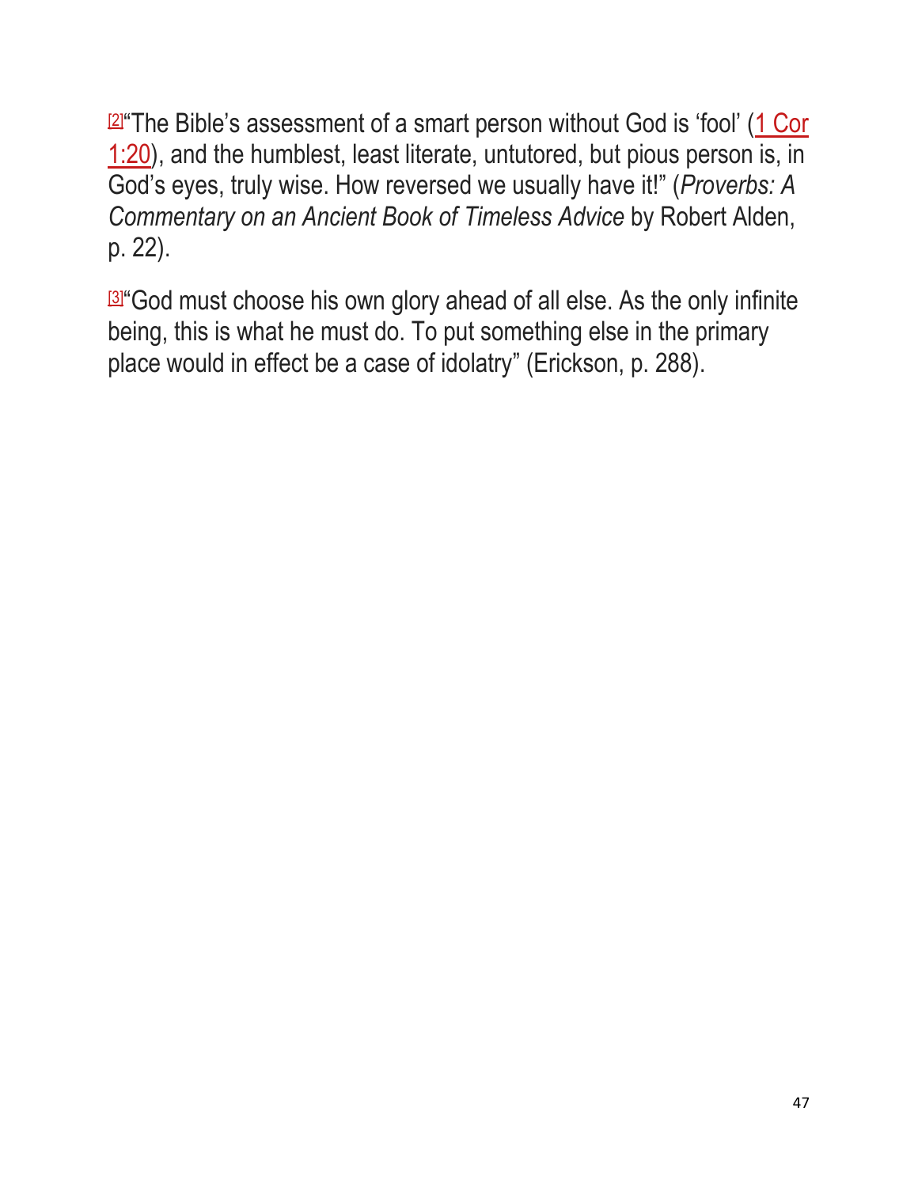[2]“The Bible’s assessment of a smart person without God is ‘fool’ (1 Cor 1:20), and the humblest, least literate, untutored, but pious person is, in God’s eyes, truly wise. How reversed we usually have it!” (*Proverbs: A Commentary on an Ancient Book of Timeless Advice* by Robert Alden, p. 22).

[3]“God must choose his own glory ahead of all else. As the only infinite being, this is what he must do. To put something else in the primary place would in effect be a case of idolatry” (Erickson, p. 288).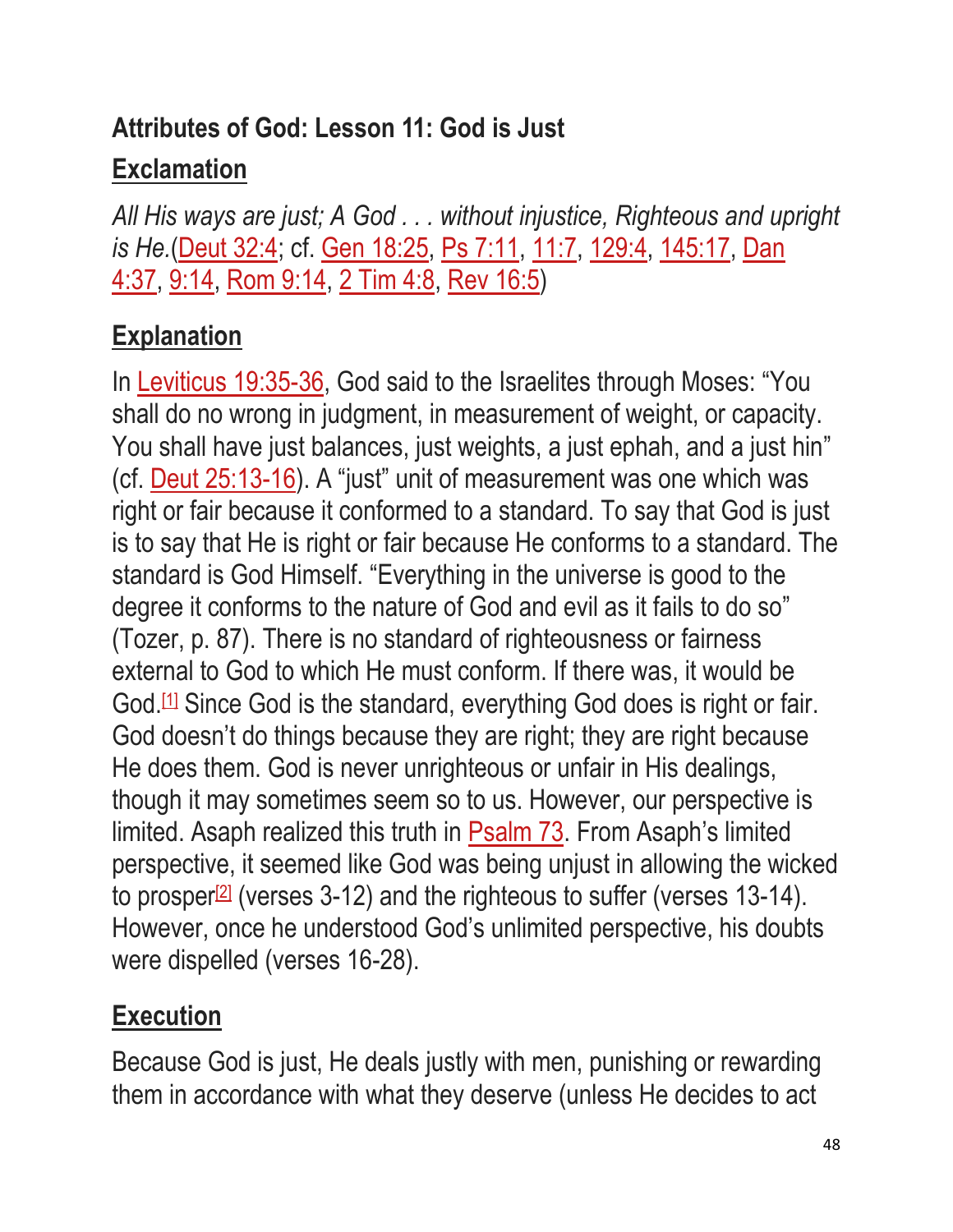**Attributes of God: Lesson 11: God is Just**

**Exclamation**

*All His ways are just; A God . . . without injustice, Righteous and upright is He.*(Deut 32:4; cf. Gen 18:25, Ps 7:11, 11:7, 129:4, 145:17, Dan 4:37, 9:14, Rom 9:14, 2 Tim 4:8, Rev 16:5)

**Explanation**

In Leviticus 19:35-36, God said to the Israelites through Moses: "You shall do no wrong in judgment, in measurement of weight, or capacity. You shall have just balances, just weights, a just ephah, and a just hin" (cf. Deut 25:13-16). A "just" unit of measurement was one which was right or fair because it conformed to a standard. To say that God is just is to say that He is right or fair because He conforms to a standard. The standard is God Himself. "Everything in the universe is good to the degree it conforms to the nature of God and evil as it fails to do so" (Tozer, p. 87). There is no standard of righteousness or fairness external to God to which He must conform. If there was, it would be God.[1] Since God is the standard, everything God does is right or fair. God doesn't do things because they are right; they are right because He does them. God is never unrighteous or unfair in His dealings, though it may sometimes seem so to us. However, our perspective is limited. Asaph realized this truth in Psalm 73. From Asaph's limited perspective, it seemed like God was being unjust in allowing the wicked to prosper[2] (verses 3-12) and the righteous to suffer (verses 13-14). However, once he understood God's unlimited perspective, his doubts were dispelled (verses 16-28).

**Execution**

Because God is just, He deals justly with men, punishing or rewarding them in accordance with what they deserve (unless He decides to act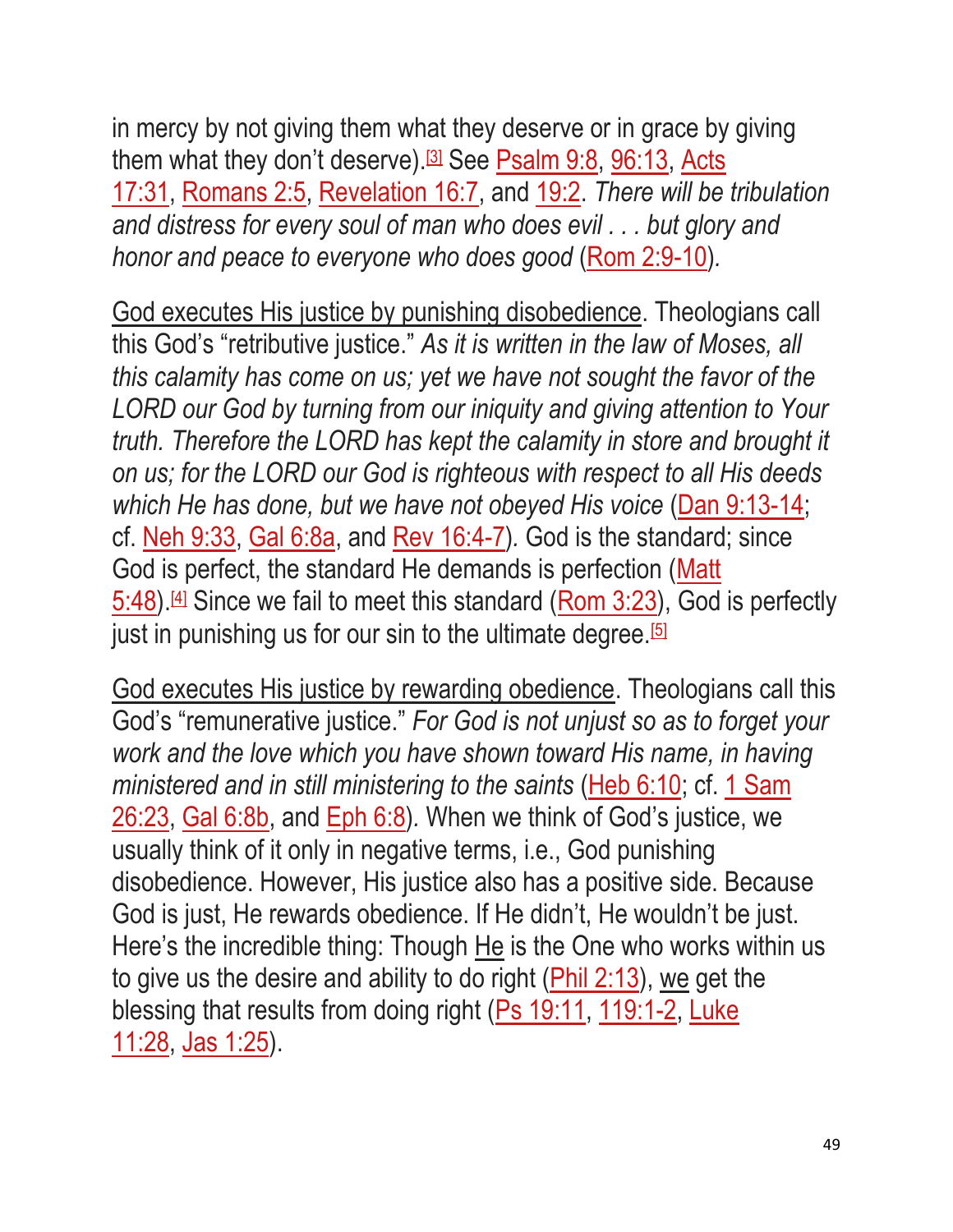in mercy by not giving them what they deserve or in grace by giving them what they don't deserve).[3] See Psalm 9:8, 96:13, Acts 17:31, Romans 2:5, Revelation 16:7, and 19:2. *There will be tribulation and distress for every soul of man who does evil . . . but glory and honor and peace to everyone who does good* (Rom 2:9-10).

God executes His justice by punishing disobedience. Theologians call this God's "retributive justice." *As it is written in the law of Moses, all this calamity has come on us; yet we have not sought the favor of the LORD our God by turning from our iniquity and giving attention to Your truth. Therefore the LORD has kept the calamity in store and brought it on us; for the LORD our God is righteous with respect to all His deeds which He has done, but we have not obeyed His voice* (Dan 9:13-14; cf. Neh 9:33, Gal 6:8a, and Rev 16:4-7). God is the standard; since God is perfect, the standard He demands is perfection (Matt 5:48).[4] Since we fail to meet this standard (Rom 3:23), God is perfectly just in punishing us for our sin to the ultimate degree.[5]

God executes His justice by rewarding obedience. Theologians call this God's "remunerative justice." *For God is not unjust so as to forget your work and the love which you have shown toward His name, in having ministered and in still ministering to the saints* (Heb 6:10; cf. 1 Sam 26:23, Gal 6:8b, and Eph 6:8). When we think of God's justice, we usually think of it only in negative terms, i.e., God punishing disobedience. However, His justice also has a positive side. Because God is just, He rewards obedience. If He didn't, He wouldn't be just. Here's the incredible thing: Though He is the One who works within us to give us the desire and ability to do right (Phil 2:13), we get the blessing that results from doing right (Ps 19:11, 119:1-2, Luke 11:28, Jas 1:25).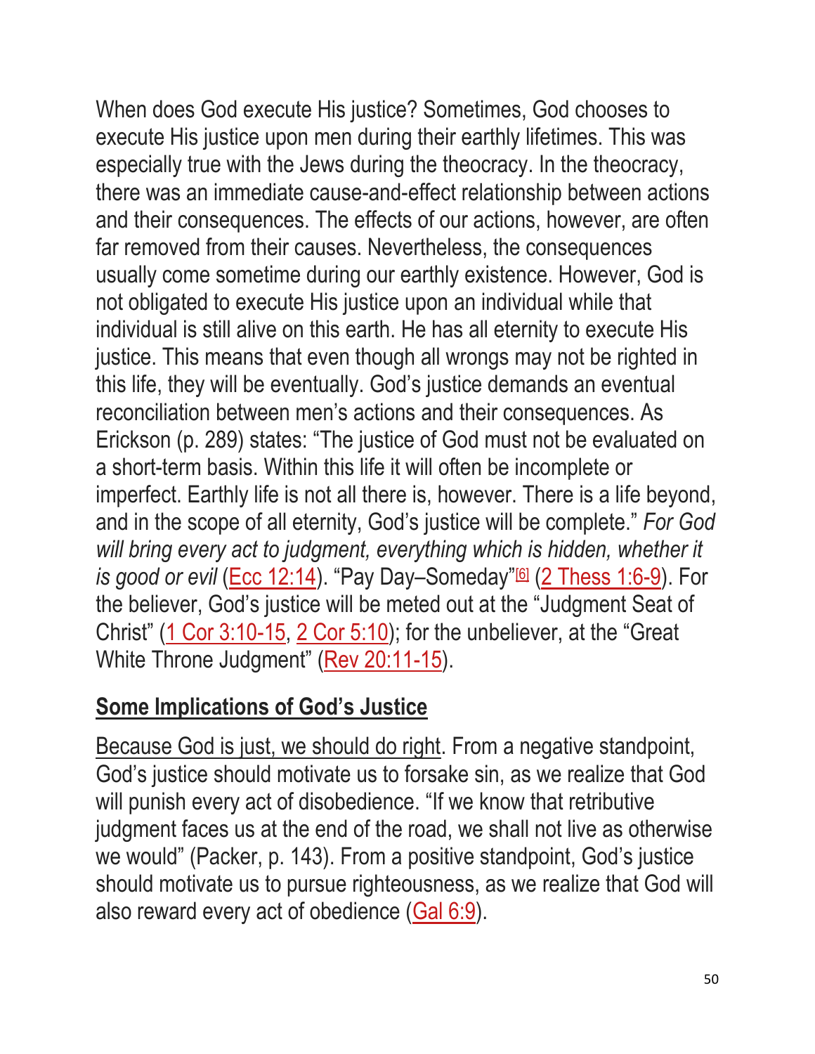When does God execute His justice? Sometimes, God chooses to execute His justice upon men during their earthly lifetimes. This was especially true with the Jews during the theocracy. In the theocracy, there was an immediate cause-and-effect relationship between actions and their consequences. The effects of our actions, however, are often far removed from their causes. Nevertheless, the consequences usually come sometime during our earthly existence. However, God is not obligated to execute His justice upon an individual while that individual is still alive on this earth. He has all eternity to execute His justice. This means that even though all wrongs may not be righted in this life, they will be eventually. God's justice demands an eventual reconciliation between men's actions and their consequences. As Erickson (p. 289) states: "The justice of God must not be evaluated on a short-term basis. Within this life it will often be incomplete or imperfect. Earthly life is not all there is, however. There is a life beyond, and in the scope of all eternity, God's justice will be complete." *For God will bring every act to judgment, everything which is hidden, whether it is good or evil* (Ecc 12:14). "Pay Day–Someday"[6] (2 Thess 1:6-9). For the believer, God's justice will be meted out at the "Judgment Seat of Christ" (1 Cor 3:10-15, 2 Cor 5:10); for the unbeliever, at the "Great White Throne Judgment" (Rev 20:11-15).

## Some Implications of God's Justice

Because God is just, we should do right. From a negative standpoint, God's justice should motivate us to forsake sin, as we realize that God will punish every act of disobedience. "If we know that retributive judgment faces us at the end of the road, we shall not live as otherwise we would" (Packer, p. 143). From a positive standpoint, God's justice should motivate us to pursue righteousness, as we realize that God will also reward every act of obedience (Gal 6:9).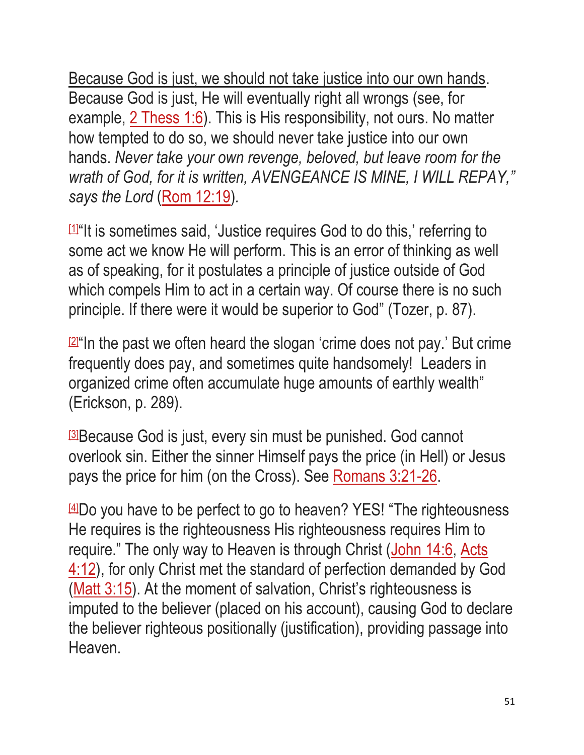Because God is just, we should not take justice into our own hands. Because God is just, He will eventually right all wrongs (see, for example, 2 Thess 1:6). This is His responsibility, not ours. No matter how tempted to do so, we should never take justice into our own hands. *Never take your own revenge, beloved, but leave room for the wrath of God, for it is written, AVENGEANCE IS MINE, I WILL REPAY," says the Lord* (Rom 12:19).

[1]"It is sometimes said, 'Justice requires God to do this,' referring to some act we know He will perform. This is an error of thinking as well as of speaking, for it postulates a principle of justice outside of God which compels Him to act in a certain way. Of course there is no such principle. If there were it would be superior to God" (Tozer, p. 87).

[2]"In the past we often heard the slogan 'crime does not pay.' But crime frequently does pay, and sometimes quite handsomely! Leaders in organized crime often accumulate huge amounts of earthly wealth" (Erickson, p. 289).

[3]Because God is just, every sin must be punished. God cannot overlook sin. Either the sinner Himself pays the price (in Hell) or Jesus pays the price for him (on the Cross). See Romans 3:21-26.

[4]Do you have to be perfect to go to heaven? YES! "The righteousness He requires is the righteousness His righteousness requires Him to require." The only way to Heaven is through Christ (John 14:6, Acts 4:12), for only Christ met the standard of perfection demanded by God (Matt 3:15). At the moment of salvation, Christ's righteousness is imputed to the believer (placed on his account), causing God to declare the believer righteous positionally (justification), providing passage into Heaven.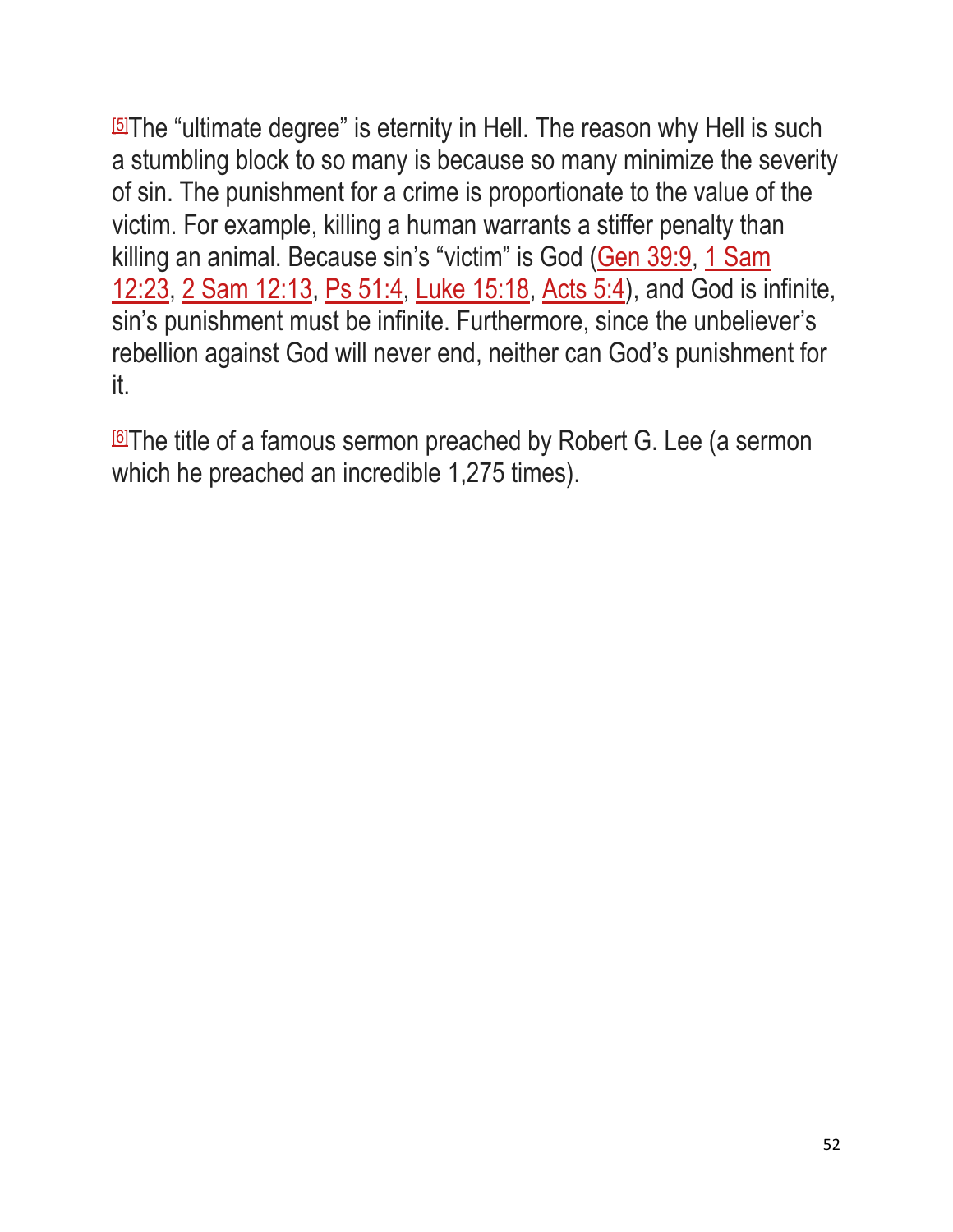[5]The “ultimate degree” is eternity in Hell. The reason why Hell is such a stumbling block to so many is because so many minimize the severity of sin. The punishment for a crime is proportionate to the value of the victim. For example, killing a human warrants a stiffer penalty than killing an animal. Because sin’s “victim” is God (Gen 39:9, 1 Sam 12:23, 2 Sam 12:13, Ps 51:4, Luke 15:18, Acts 5:4), and God is infinite, sin’s punishment must be infinite. Furthermore, since the unbeliever’s rebellion against God will never end, neither can God’s punishment for it.

[6]The title of a famous sermon preached by Robert G. Lee (a sermon which he preached an incredible 1,275 times).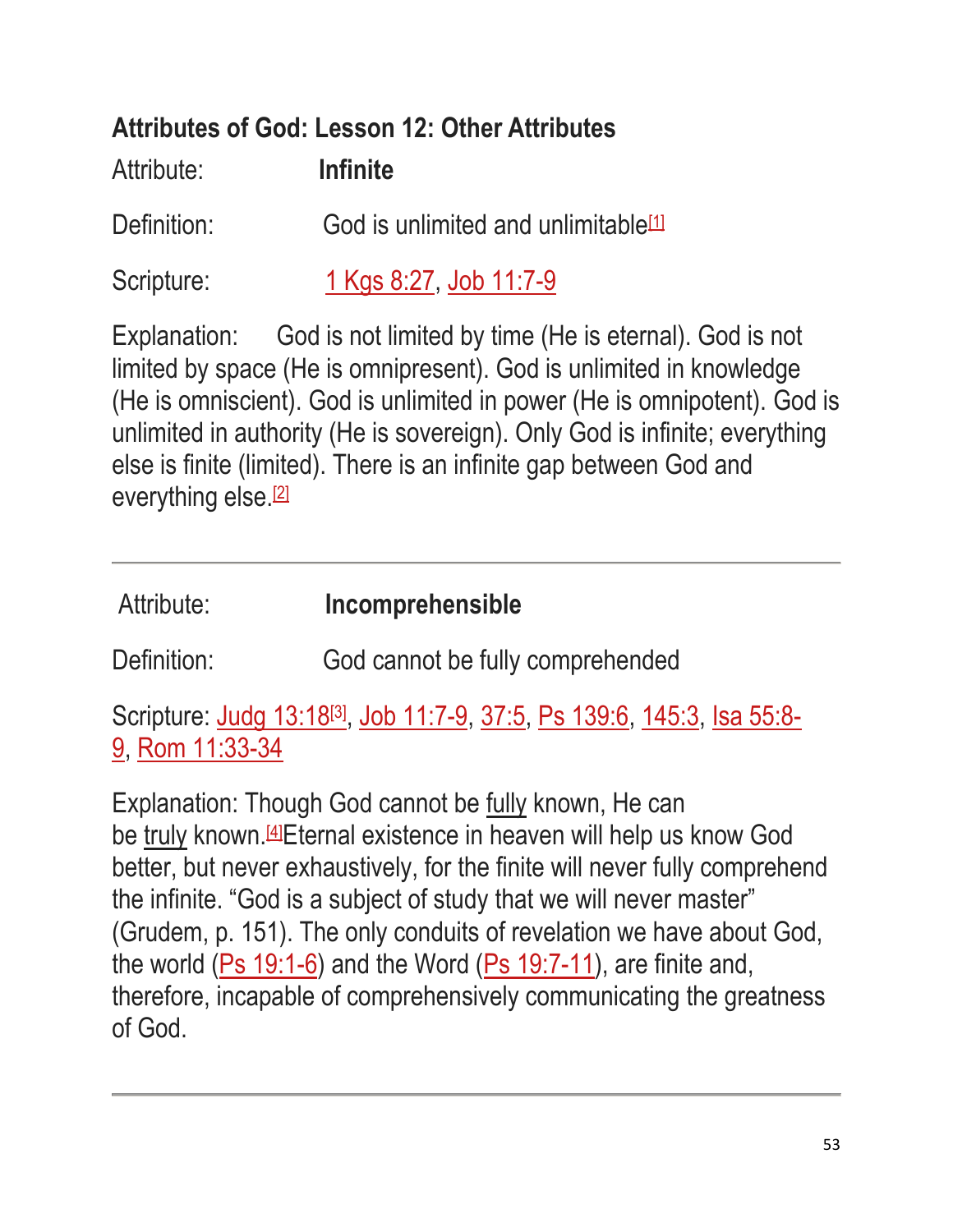## Attributes of God: Lesson 12: Other Attributes

Attribute: **Infinite**

Definition: God is unlimited and unlimitable[1]

Scripture: 1 Kgs 8:27, Job 11:7-9

Explanation: God is not limited by time (He is eternal). God is not limited by space (He is omnipresent). God is unlimited in knowledge (He is omniscient). God is unlimited in power (He is omnipotent). God is unlimited in authority (He is sovereign). Only God is infinite; everything else is finite (limited). There is an infinite gap between God and everything else.[2]

---

Attribute: **Incomprehensible**

Definition: God cannot be fully comprehended

Scripture: Judg 13:18[3], Job 11:7-9, 37:5, Ps 139:6, 145:3, Isa 55:8-9, Rom 11:33-34

Explanation: Though God cannot be fully known, He can be truly known.[4] Eternal existence in heaven will help us know God better, but never exhaustively, for the finite will never fully comprehend the infinite. "God is a subject of study that we will never master" (Grudem, p. 151). The only conduits of revelation we have about God, the world (Ps 19:1-6) and the Word (Ps 19:7-11), are finite and, therefore, incapable of comprehensively communicating the greatness of God.

---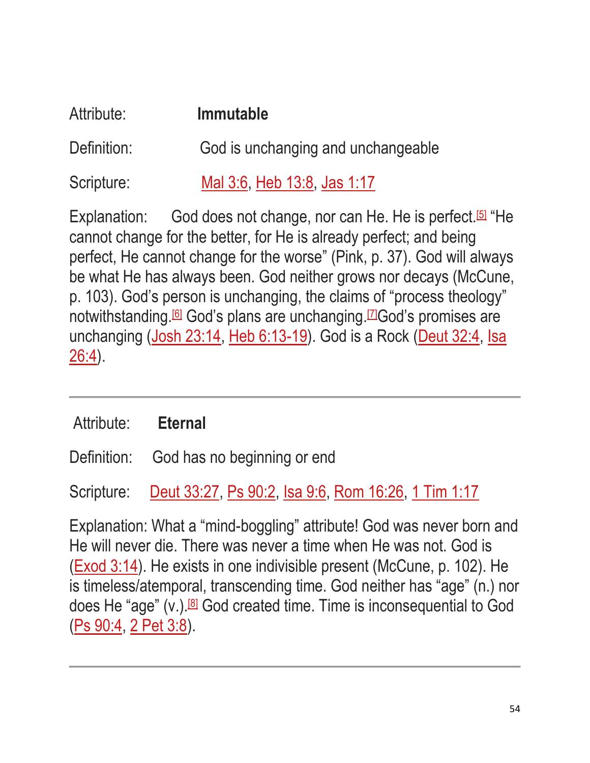Attribute: **Immutable**

Definition: God is unchanging and unchangeable

Scripture: Mal 3:6, Heb 13:8, Jas 1:17

Explanation: God does not change, nor can He. He is perfect.[5] "He cannot change for the better, for He is already perfect; and being perfect, He cannot change for the worse" (Pink, p. 37). God will always be what He has always been. God neither grows nor decays (McCune, p. 103). God's person is unchanging, the claims of "process theology" notwithstanding.[6] God's plans are unchanging.[7]God's promises are unchanging (Josh 23:14, Heb 6:13-19). God is a Rock (Deut 32:4, Isa 26:4).

---

Attribute: **Eternal**

Definition: God has no beginning or end

Scripture: Deut 33:27, Ps 90:2, Isa 9:6, Rom 16:26, 1 Tim 1:17

Explanation: What a "mind-boggling" attribute! God was never born and He will never die. There was never a time when He was not. God is (Exod 3:14). He exists in one indivisible present (McCune, p. 102). He is timeless/atemporal, transcending time. God neither has "age" (n.) nor does He "age" (v.).[8] God created time. Time is inconsequential to God (Ps 90:4, 2 Pet 3:8).

---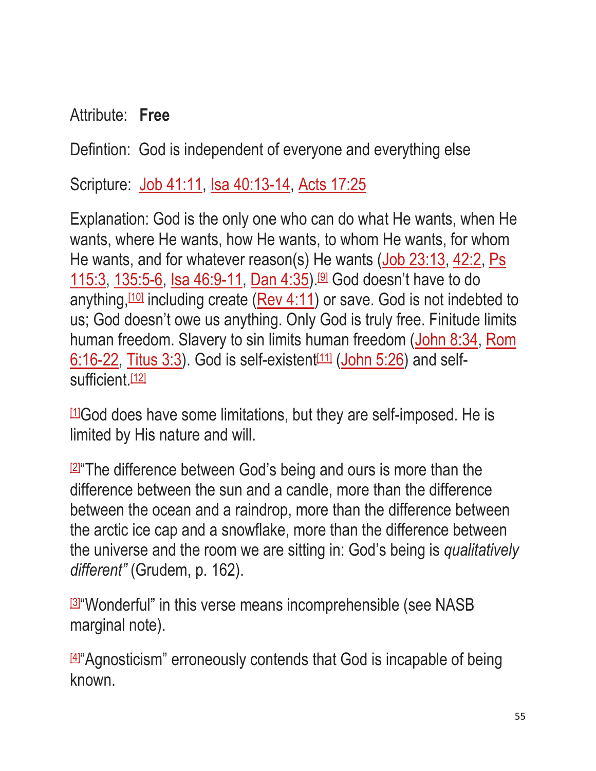Attribute: **Free**

Defintion: God is independent of everyone and everything else

Scripture: Job 41:11, Isa 40:13-14, Acts 17:25

Explanation: God is the only one who can do what He wants, when He wants, where He wants, how He wants, to whom He wants, for whom He wants, and for whatever reason(s) He wants (Job 23:13, 42:2, Ps 115:3, 135:5-6, Isa 46:9-11, Dan 4:35).[9] God doesn't have to do anything,[10] including create (Rev 4:11) or save. God is not indebted to us; God doesn't owe us anything. Only God is truly free. Finitude limits human freedom. Slavery to sin limits human freedom (John 8:34, Rom 6:16-22, Titus 3:3). God is self-existent[11] (John 5:26) and self-sufficient.[12]

[1]God does have some limitations, but they are self-imposed. He is limited by His nature and will.

[2]"The difference between God's being and ours is more than the difference between the sun and a candle, more than the difference between the ocean and a raindrop, more than the difference between the arctic ice cap and a snowflake, more than the difference between the universe and the room we are sitting in: God's being is *qualitatively different"* (Grudem, p. 162).

[3]"Wonderful" in this verse means incomprehensible (see NASB marginal note).

[4]"Agnosticism" erroneously contends that God is incapable of being known.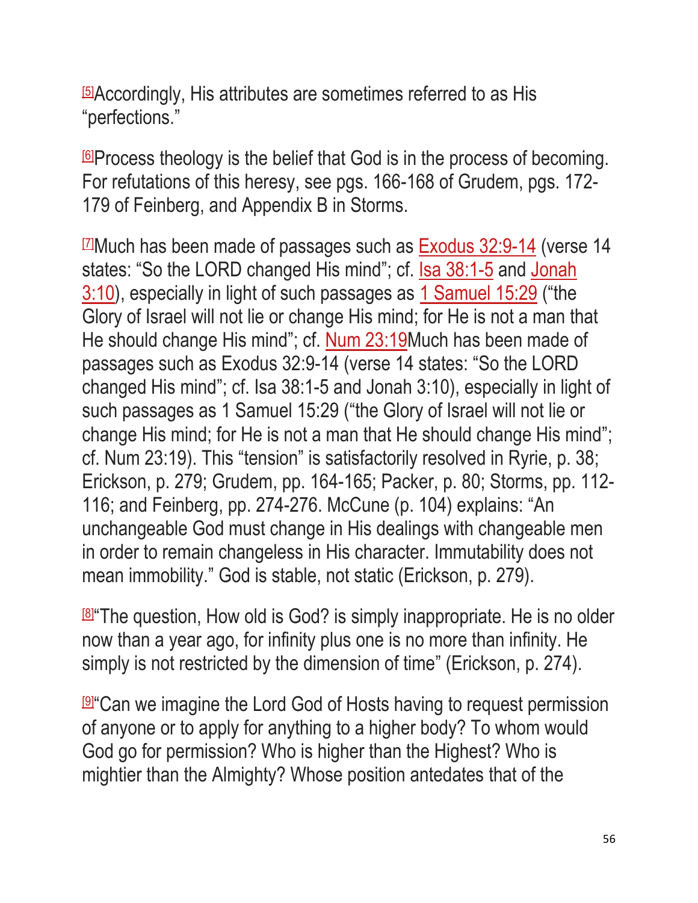[5]Accordingly, His attributes are sometimes referred to as His "perfections."

[6]Process theology is the belief that God is in the process of becoming. For refutations of this heresy, see pgs. 166-168 of Grudem, pgs. 172-179 of Feinberg, and Appendix B in Storms.

[7]Much has been made of passages such as Exodus 32:9-14 (verse 14 states: "So the LORD changed His mind"; cf. Isa 38:1-5 and Jonah 3:10), especially in light of such passages as 1 Samuel 15:29 ("the Glory of Israel will not lie or change His mind; for He is not a man that He should change His mind"; cf. Num 23:19Much has been made of passages such as Exodus 32:9-14 (verse 14 states: "So the LORD changed His mind"; cf. Isa 38:1-5 and Jonah 3:10), especially in light of such passages as 1 Samuel 15:29 ("the Glory of Israel will not lie or change His mind; for He is not a man that He should change His mind"; cf. Num 23:19). This "tension" is satisfactorily resolved in Ryrie, p. 38; Erickson, p. 279; Grudem, pp. 164-165; Packer, p. 80; Storms, pp. 112-116; and Feinberg, pp. 274-276. McCune (p. 104) explains: "An unchangeable God must change in His dealings with changeable men in order to remain changeless in His character. Immutability does not mean immobility." God is stable, not static (Erickson, p. 279).

[8]"The question, How old is God? is simply inappropriate. He is no older now than a year ago, for infinity plus one is no more than infinity. He simply is not restricted by the dimension of time" (Erickson, p. 274).

[9]"Can we imagine the Lord God of Hosts having to request permission of anyone or to apply for anything to a higher body? To whom would God go for permission? Who is higher than the Highest? Who is mightier than the Almighty? Whose position antedates that of the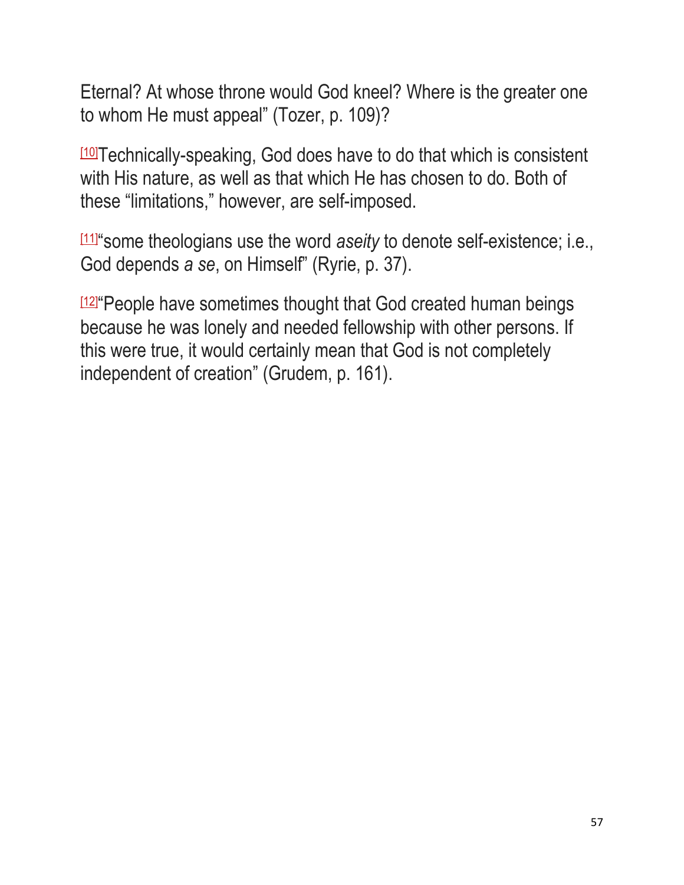Eternal? At whose throne would God kneel? Where is the greater one to whom He must appeal" (Tozer, p. 109)?

[10]Technically-speaking, God does have to do that which is consistent with His nature, as well as that which He has chosen to do. Both of these "limitations," however, are self-imposed.

[11]"some theologians use the word *aseity* to denote self-existence; i.e., God depends *a se*, on Himself" (Ryrie, p. 37).

[12]"People have sometimes thought that God created human beings because he was lonely and needed fellowship with other persons. If this were true, it would certainly mean that God is not completely independent of creation" (Grudem, p. 161).